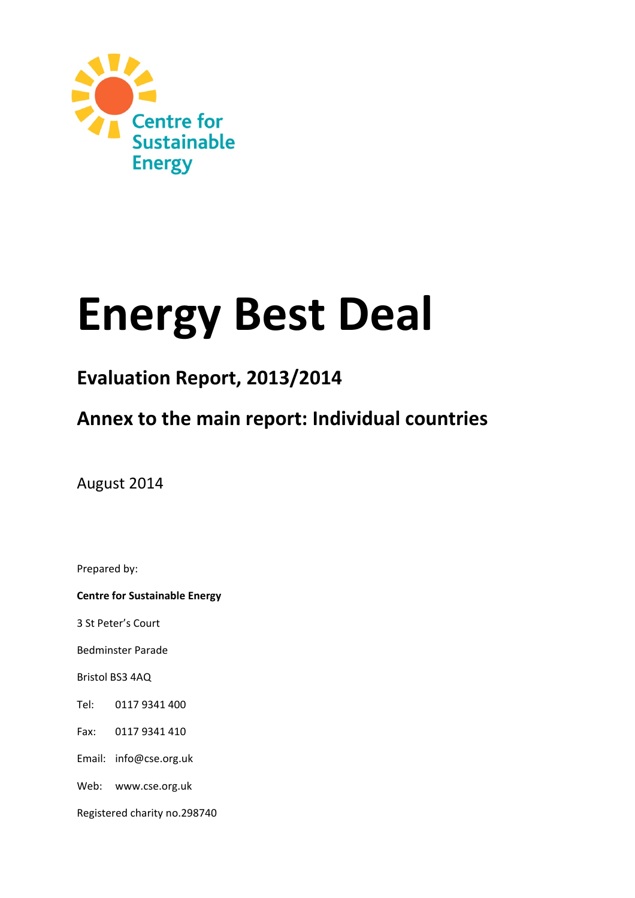Centre for Sustainable Energy

# Energy Best Deal

## Evaluation Report, 2013/2014

## Annex to the main report: Individual countries

August 2014

Prepared by:

**Centre for Sustainable Energy**

3 St Peter's Court

Bedminster Parade

Bristol BS3 4AQ

Tel: 0117 9341 400

Fax: 0117 9341 410

Email: info@cse.org.uk

Web: www.cse.org.uk

Registered charity no.298740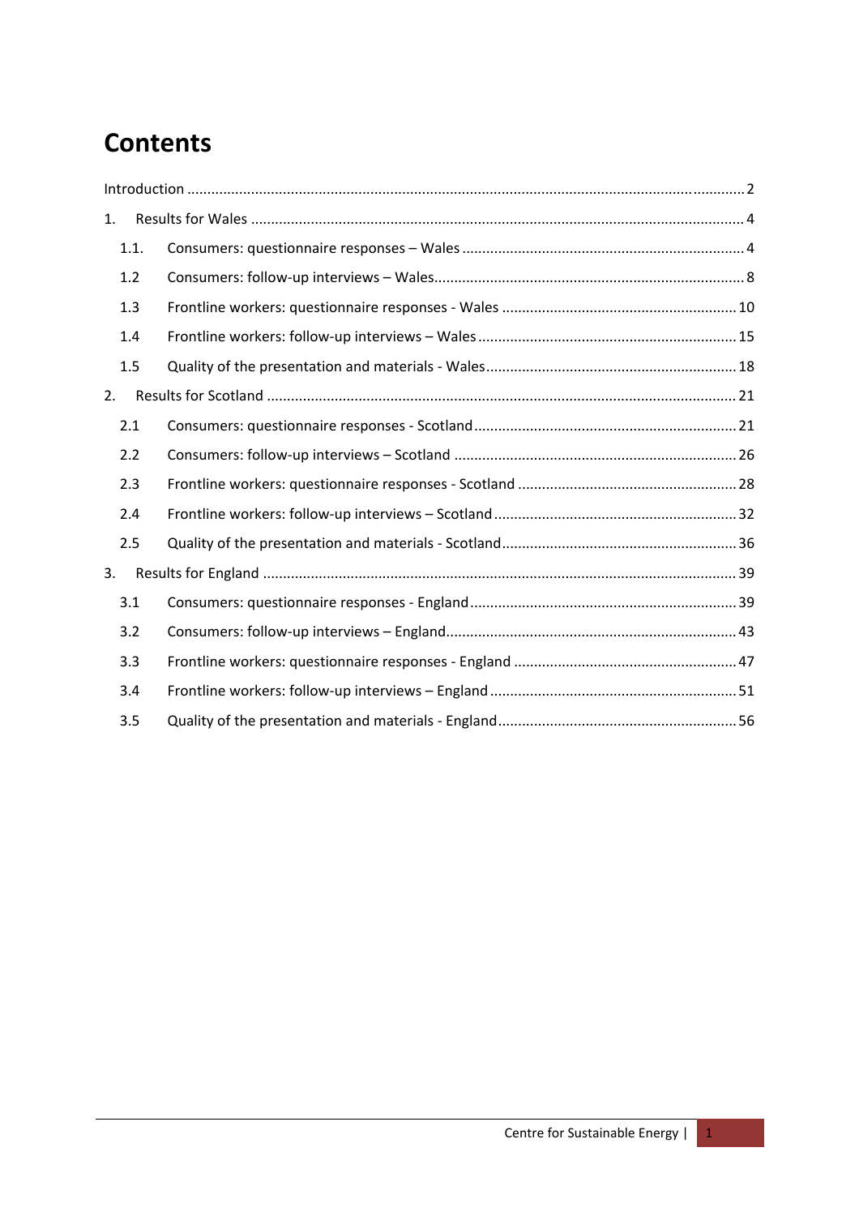# Contents

Introduction .......... 2

1. Results for Wales .......... 4
   - 1.1. Consumers: questionnaire responses – Wales .......... 4
   - 1.2 Consumers: follow-up interviews – Wales .......... 8
   - 1.3 Frontline workers: questionnaire responses - Wales .......... 10
   - 1.4 Frontline workers: follow-up interviews – Wales .......... 15
   - 1.5 Quality of the presentation and materials - Wales .......... 18
2. Results for Scotland .......... 21
   - 2.1 Consumers: questionnaire responses - Scotland .......... 21
   - 2.2 Consumers: follow-up interviews – Scotland .......... 26
   - 2.3 Frontline workers: questionnaire responses - Scotland .......... 28
   - 2.4 Frontline workers: follow-up interviews – Scotland .......... 32
   - 2.5 Quality of the presentation and materials - Scotland .......... 36
3. Results for England .......... 39
   - 3.1 Consumers: questionnaire responses - England .......... 39
   - 3.2 Consumers: follow-up interviews – England .......... 43
   - 3.3 Frontline workers: questionnaire responses - England .......... 47
   - 3.4 Frontline workers: follow-up interviews – England .......... 51
   - 3.5 Quality of the presentation and materials - England .......... 56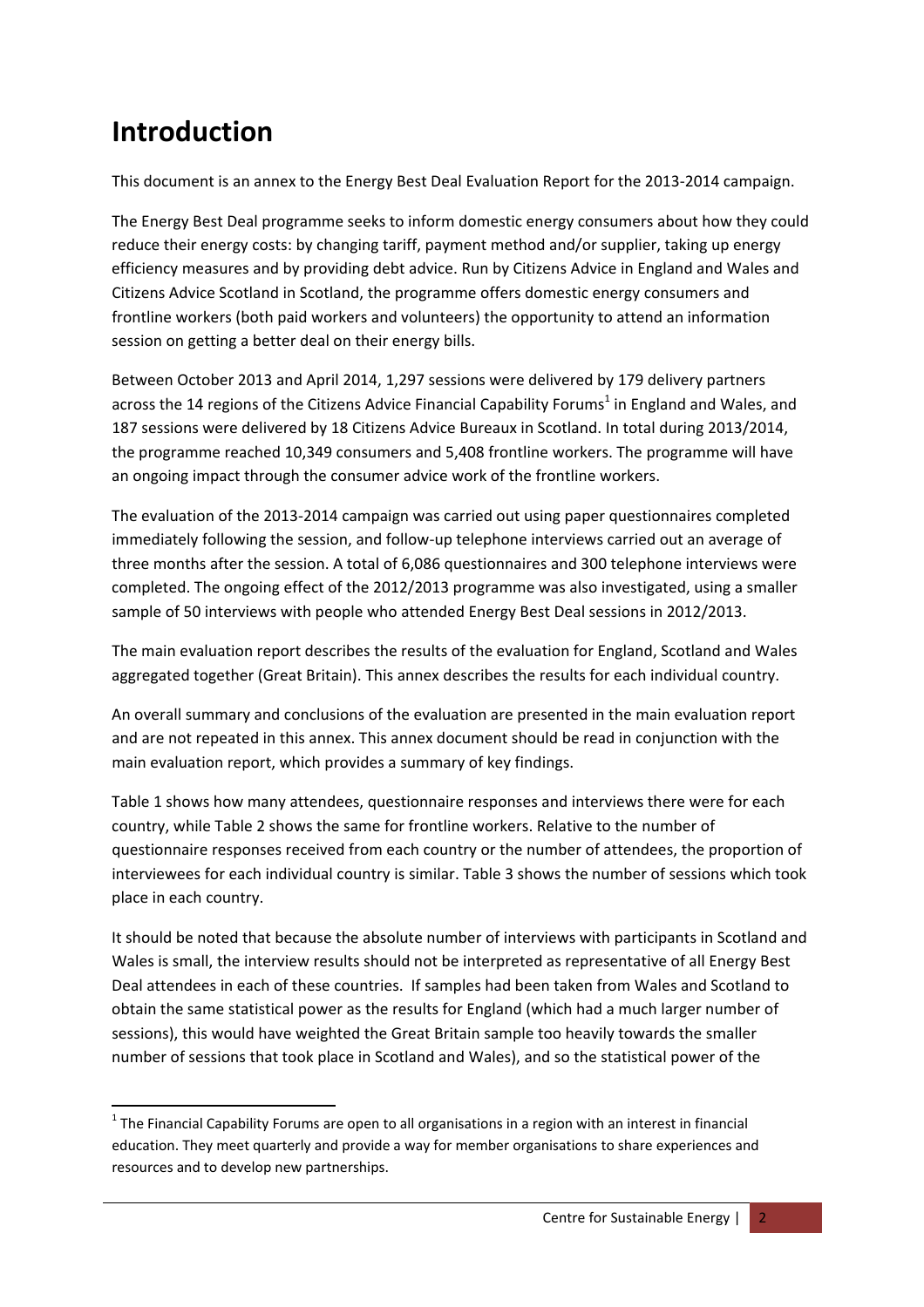# Introduction

This document is an annex to the Energy Best Deal Evaluation Report for the 2013-2014 campaign.

The Energy Best Deal programme seeks to inform domestic energy consumers about how they could reduce their energy costs: by changing tariff, payment method and/or supplier, taking up energy efficiency measures and by providing debt advice. Run by Citizens Advice in England and Wales and Citizens Advice Scotland in Scotland, the programme offers domestic energy consumers and frontline workers (both paid workers and volunteers) the opportunity to attend an information session on getting a better deal on their energy bills.

Between October 2013 and April 2014, 1,297 sessions were delivered by 179 delivery partners across the 14 regions of the Citizens Advice Financial Capability Forums[1] in England and Wales, and 187 sessions were delivered by 18 Citizens Advice Bureaux in Scotland. In total during 2013/2014, the programme reached 10,349 consumers and 5,408 frontline workers. The programme will have an ongoing impact through the consumer advice work of the frontline workers.

The evaluation of the 2013-2014 campaign was carried out using paper questionnaires completed immediately following the session, and follow-up telephone interviews carried out an average of three months after the session. A total of 6,086 questionnaires and 300 telephone interviews were completed. The ongoing effect of the 2012/2013 programme was also investigated, using a smaller sample of 50 interviews with people who attended Energy Best Deal sessions in 2012/2013.

The main evaluation report describes the results of the evaluation for England, Scotland and Wales aggregated together (Great Britain). This annex describes the results for each individual country.

An overall summary and conclusions of the evaluation are presented in the main evaluation report and are not repeated in this annex. This annex document should be read in conjunction with the main evaluation report, which provides a summary of key findings.

Table 1 shows how many attendees, questionnaire responses and interviews there were for each country, while Table 2 shows the same for frontline workers. Relative to the number of questionnaire responses received from each country or the number of attendees, the proportion of interviewees for each individual country is similar. Table 3 shows the number of sessions which took place in each country.

It should be noted that because the absolute number of interviews with participants in Scotland and Wales is small, the interview results should not be interpreted as representative of all Energy Best Deal attendees in each of these countries. If samples had been taken from Wales and Scotland to obtain the same statistical power as the results for England (which had a much larger number of sessions), this would have weighted the Great Britain sample too heavily towards the smaller number of sessions that took place in Scotland and Wales), and so the statistical power of the

[1] The Financial Capability Forums are open to all organisations in a region with an interest in financial education. They meet quarterly and provide a way for member organisations to share experiences and resources and to develop new partnerships.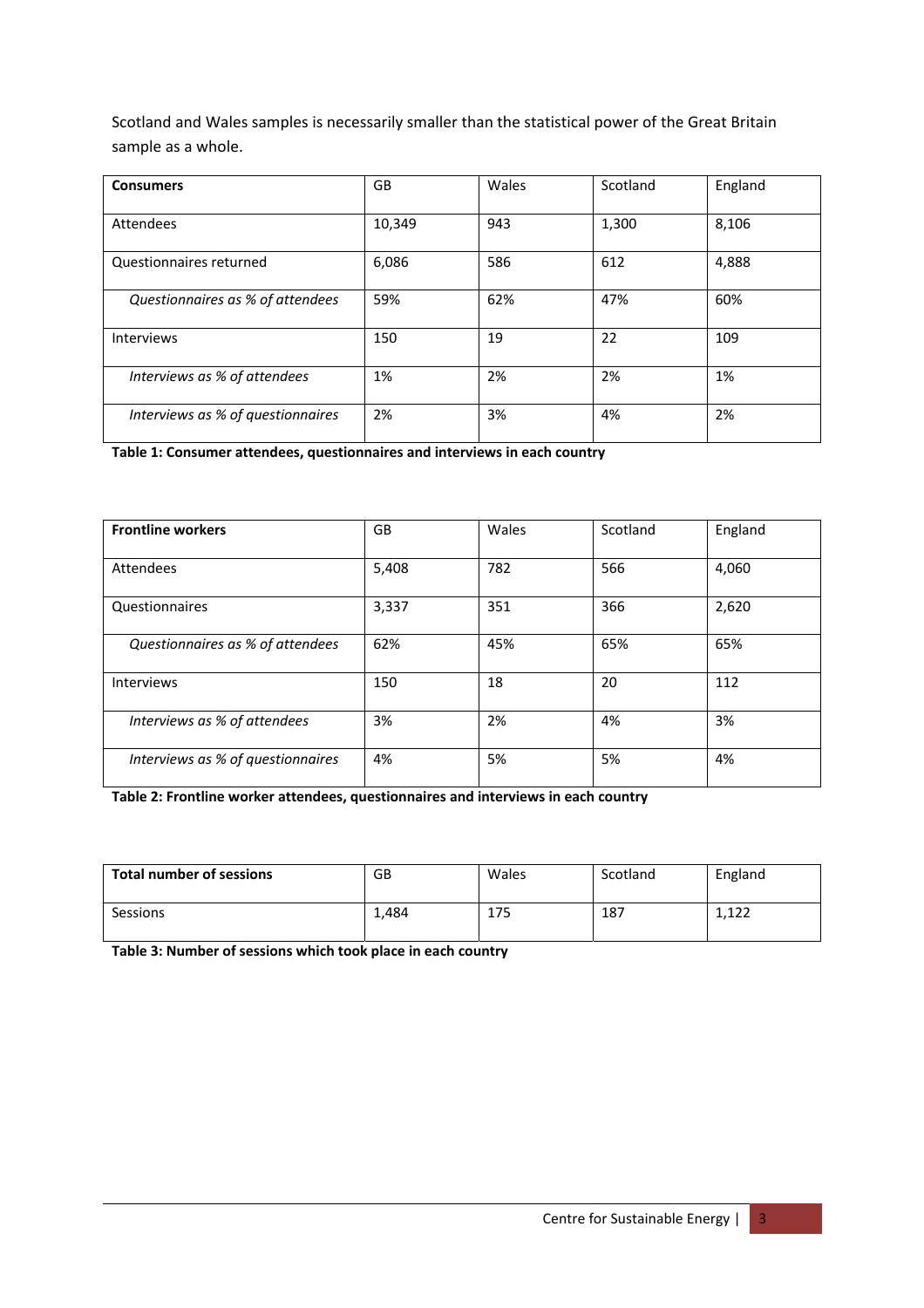Scotland and Wales samples is necessarily smaller than the statistical power of the Great Britain sample as a whole.

| **Consumers** | GB | Wales | Scotland | England |
|---|---|---|---|---|
| Attendees | 10,349 | 943 | 1,300 | 8,106 |
| Questionnaires returned | 6,086 | 586 | 612 | 4,888 |
| *Questionnaires as % of attendees* | 59% | 62% | 47% | 60% |
| Interviews | 150 | 19 | 22 | 109 |
| *Interviews as % of attendees* | 1% | 2% | 2% | 1% |
| *Interviews as % of questionnaires* | 2% | 3% | 4% | 2% |

**Table 1: Consumer attendees, questionnaires and interviews in each country**

| **Frontline workers** | GB | Wales | Scotland | England |
|---|---|---|---|---|
| Attendees | 5,408 | 782 | 566 | 4,060 |
| Questionnaires | 3,337 | 351 | 366 | 2,620 |
| *Questionnaires as % of attendees* | 62% | 45% | 65% | 65% |
| Interviews | 150 | 18 | 20 | 112 |
| *Interviews as % of attendees* | 3% | 2% | 4% | 3% |
| *Interviews as % of questionnaires* | 4% | 5% | 5% | 4% |

**Table 2: Frontline worker attendees, questionnaires and interviews in each country**

| **Total number of sessions** | GB | Wales | Scotland | England |
|---|---|---|---|---|
| Sessions | 1,484 | 175 | 187 | 1,122 |

**Table 3: Number of sessions which took place in each country**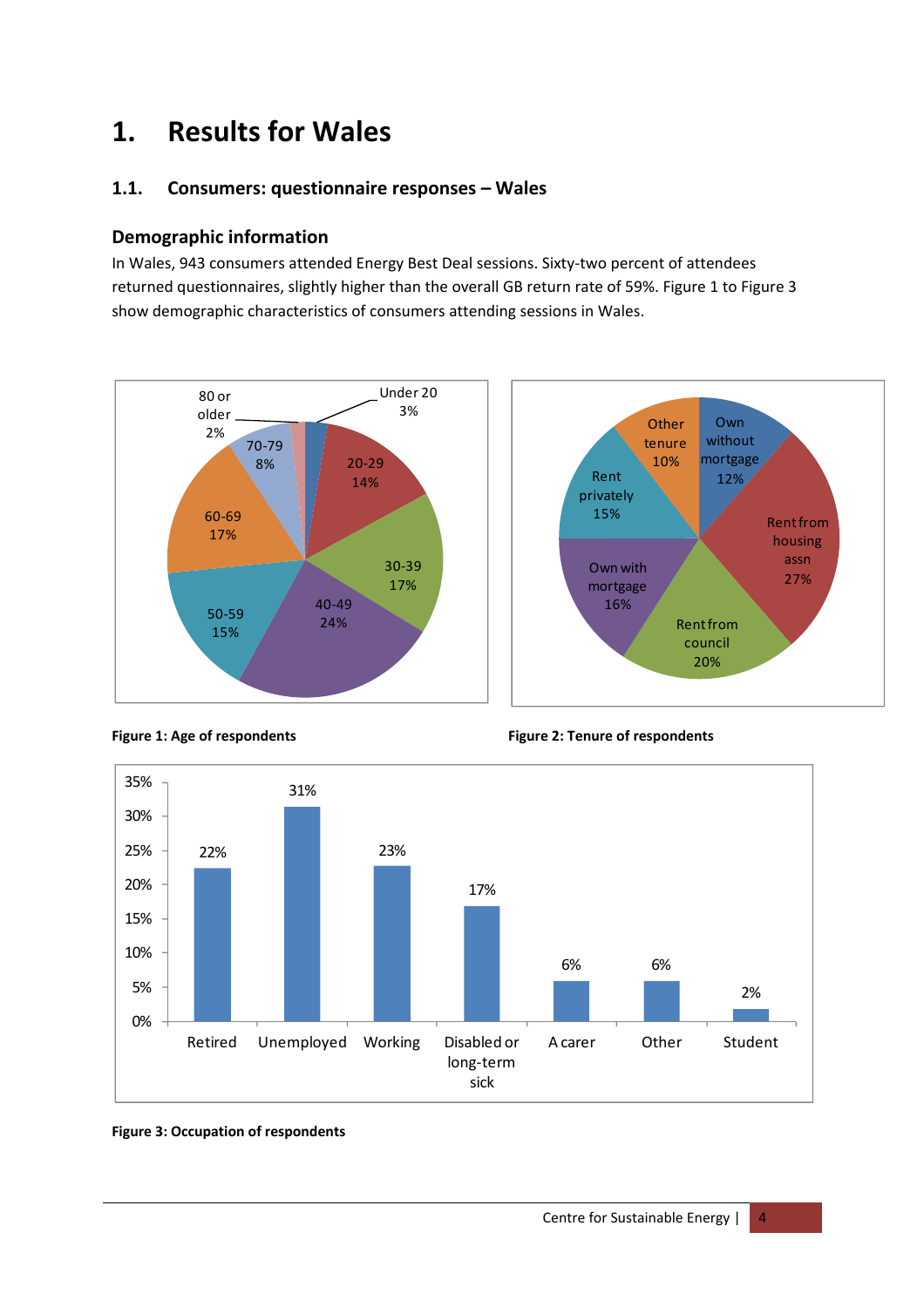# 1. Results for Wales

## 1.1. Consumers: questionnaire responses – Wales

### Demographic information

In Wales, 943 consumers attended Energy Best Deal sessions. Sixty-two percent of attendees returned questionnaires, slightly higher than the overall GB return rate of 59%. Figure 1 to Figure 3 show demographic characteristics of consumers attending sessions in Wales.

| Age | % |
|---|---|
| Under 20 | 3% |
| 20-29 | 14% |
| 30-39 | 17% |
| 40-49 | 24% |
| 50-59 | 15% |
| 60-69 | 17% |
| 70-79 | 8% |
| 80 or older | 2% |

**Figure 1: Age of respondents**

| Tenure | % |
|---|---|
| Own without mortgage | 12% |
| Rent from housing assn | 27% |
| Rent from council | 20% |
| Own with mortgage | 16% |
| Rent privately | 15% |
| Other tenure | 10% |

**Figure 2: Tenure of respondents**

| Occupation | % |
|---|---|
| Retired | 22% |
| Unemployed | 31% |
| Working | 23% |
| Disabled or long-term sick | 17% |
| A carer | 6% |
| Other | 6% |
| Student | 2% |

**Figure 3: Occupation of respondents**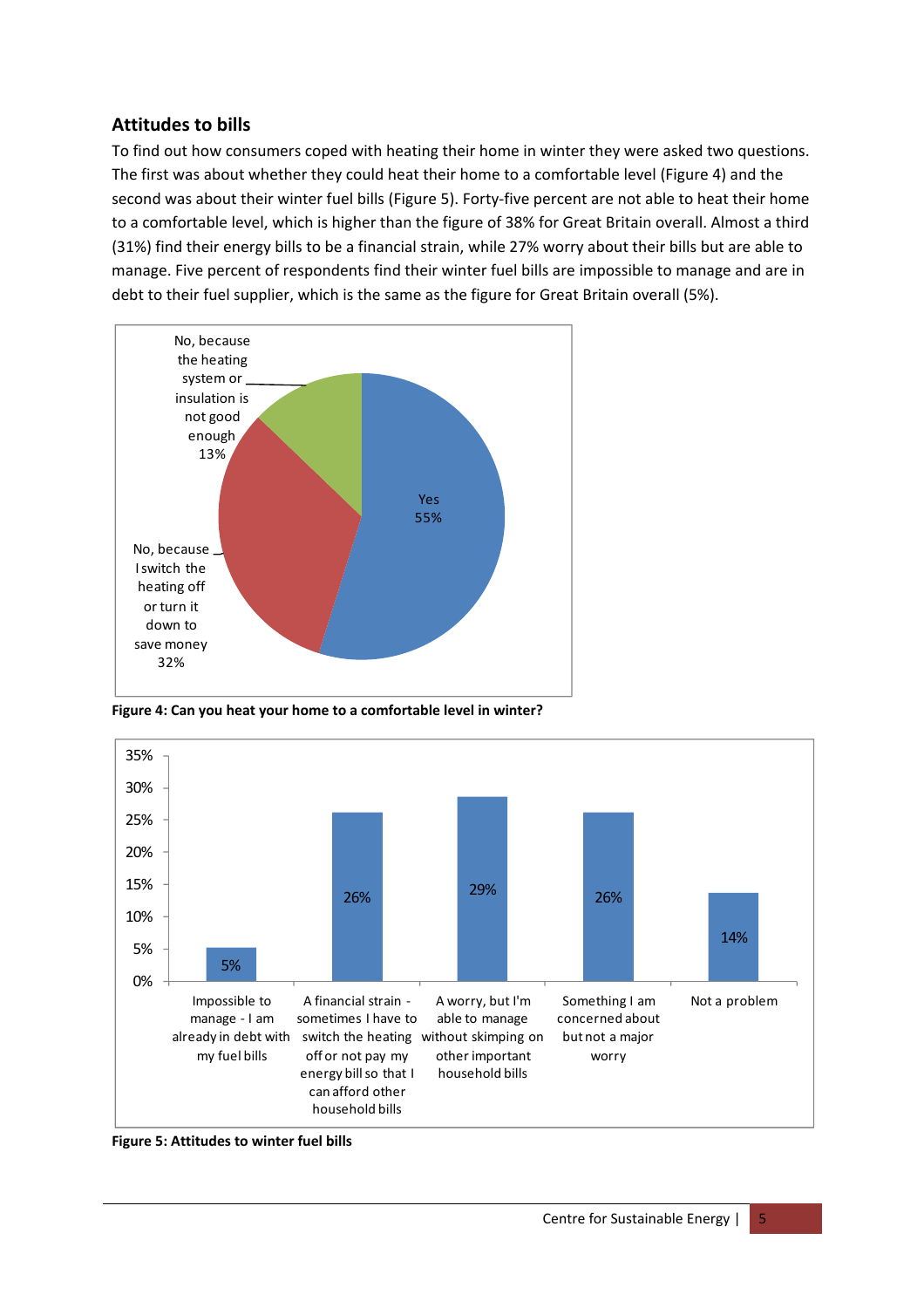## Attitudes to bills

To find out how consumers coped with heating their home in winter they were asked two questions. The first was about whether they could heat their home to a comfortable level (Figure 4) and the second was about their winter fuel bills (Figure 5). Forty-five percent are not able to heat their home to a comfortable level, which is higher than the figure of 38% for Great Britain overall. Almost a third (31%) find their energy bills to be a financial strain, while 27% worry about their bills but are able to manage. Five percent of respondents find their winter fuel bills are impossible to manage and are in debt to their fuel supplier, which is the same as the figure for Great Britain overall (5%).

| Response | % |
|---|---|
| Yes | 55% |
| No, because I switch the heating off or turn it down to save money | 32% |
| No, because the heating system or insulation is not good enough | 13% |

**Figure 4: Can you heat your home to a comfortable level in winter?**

| Attitude | % |
|---|---|
| Impossible to manage - I am already in debt with my fuel bills | 5% |
| A financial strain - sometimes I have to switch the heating off or not pay my energy bill so that I can afford other household bills | 26% |
| A worry, but I'm able to manage without skimping on other important household bills | 29% |
| Something I am concerned about but not a major worry | 26% |
| Not a problem | 14% |

**Figure 5: Attitudes to winter fuel bills**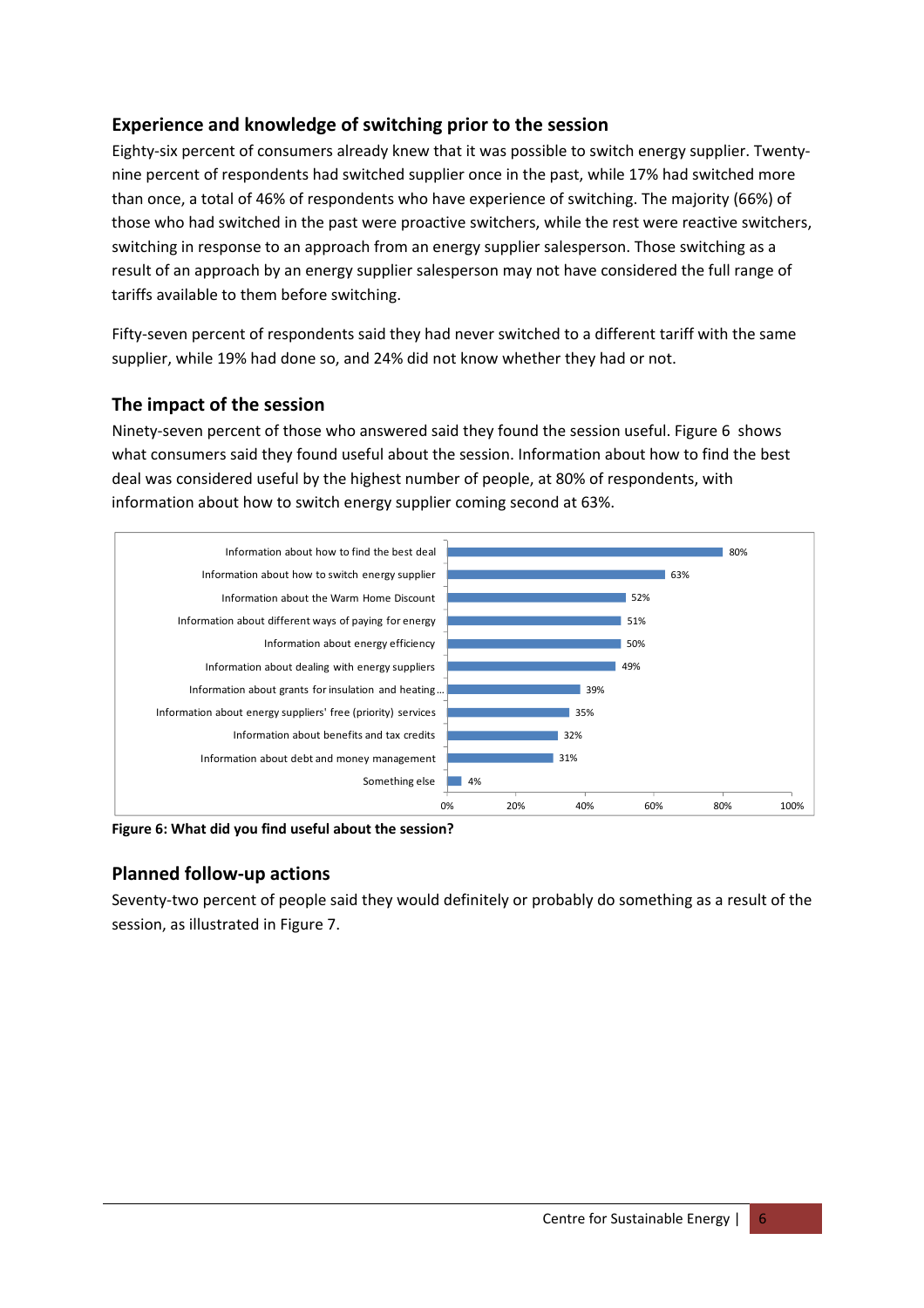## Experience and knowledge of switching prior to the session

Eighty-six percent of consumers already knew that it was possible to switch energy supplier. Twenty-nine percent of respondents had switched supplier once in the past, while 17% had switched more than once, a total of 46% of respondents who have experience of switching. The majority (66%) of those who had switched in the past were proactive switchers, while the rest were reactive switchers, switching in response to an approach from an energy supplier salesperson. Those switching as a result of an approach by an energy supplier salesperson may not have considered the full range of tariffs available to them before switching.

Fifty-seven percent of respondents said they had never switched to a different tariff with the same supplier, while 19% had done so, and 24% did not know whether they had or not.

## The impact of the session

Ninety-seven percent of those who answered said they found the session useful. Figure 6 shows what consumers said they found useful about the session. Information about how to find the best deal was considered useful by the highest number of people, at 80% of respondents, with information about how to switch energy supplier coming second at 63%.

| | |
|---|---|
| Information about how to find the best deal | 80% |
| Information about how to switch energy supplier | 63% |
| Information about the Warm Home Discount | 52% |
| Information about different ways of paying for energy | 51% |
| Information about energy efficiency | 50% |
| Information about dealing with energy suppliers | 49% |
| Information about grants for insulation and heating… | 39% |
| Information about energy suppliers' free (priority) services | 35% |
| Information about benefits and tax credits | 32% |
| Information about debt and money management | 31% |
| Something else | 4% |

**Figure 6: What did you find useful about the session?**

## Planned follow-up actions

Seventy-two percent of people said they would definitely or probably do something as a result of the session, as illustrated in Figure 7.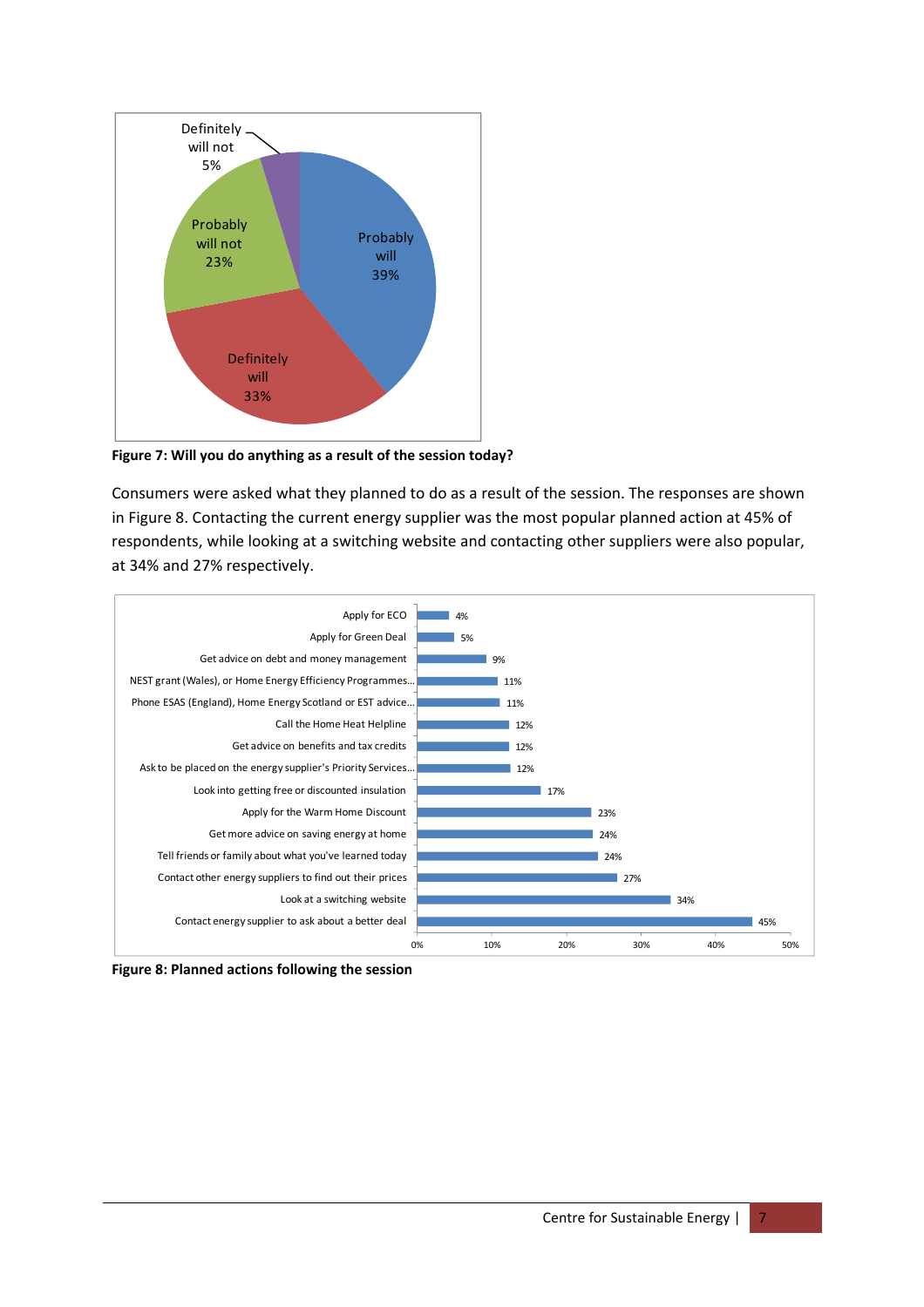Figure 7: Will you do anything as a result of the session today?

Consumers were asked what they planned to do as a result of the session. The responses are shown in Figure 8. Contacting the current energy supplier was the most popular planned action at 45% of respondents, while looking at a switching website and contacting other suppliers were also popular, at 34% and 27% respectively.

Figure 8: Planned actions following the session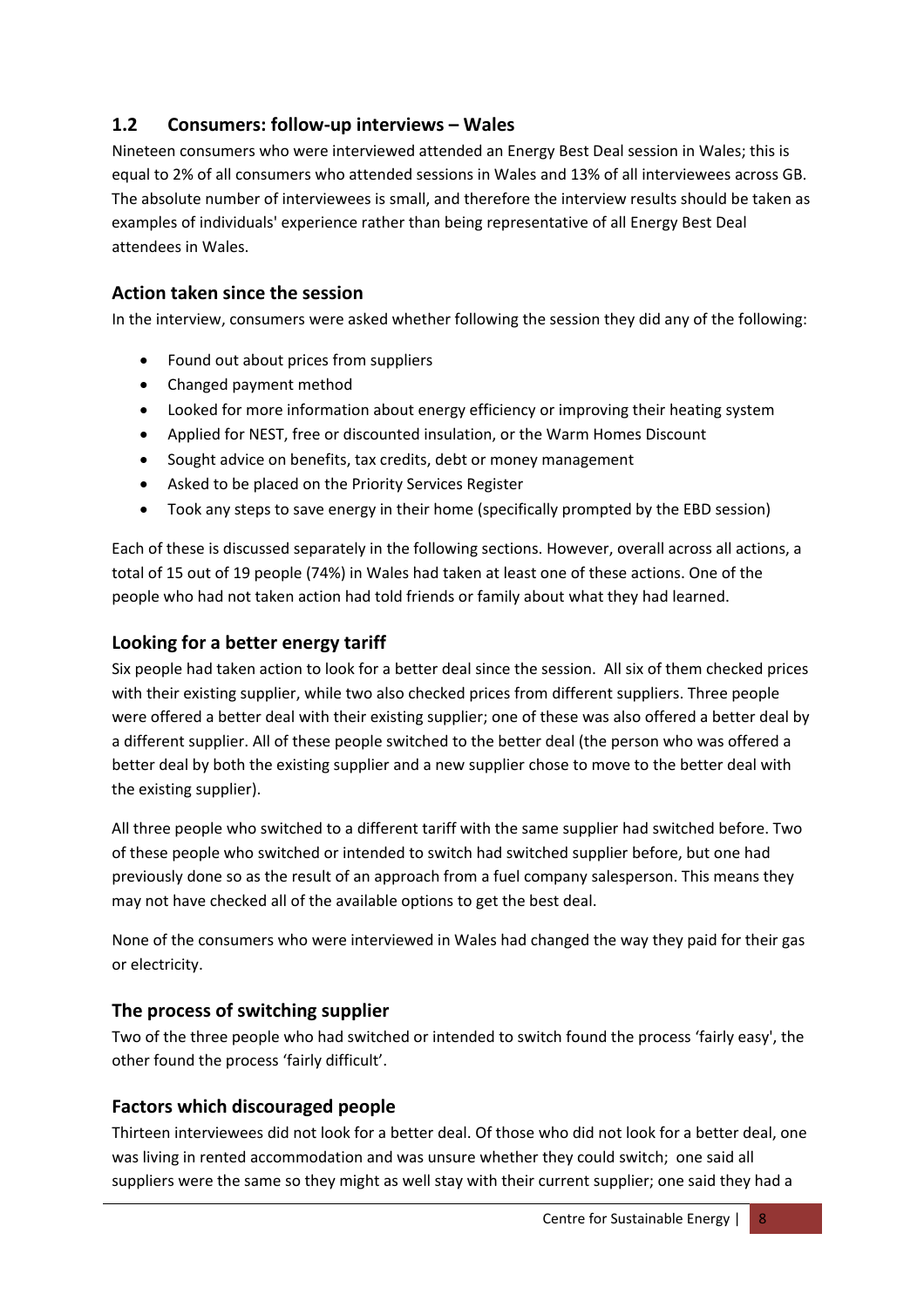## 1.2 Consumers: follow-up interviews – Wales

Nineteen consumers who were interviewed attended an Energy Best Deal session in Wales; this is equal to 2% of all consumers who attended sessions in Wales and 13% of all interviewees across GB. The absolute number of interviewees is small, and therefore the interview results should be taken as examples of individuals' experience rather than being representative of all Energy Best Deal attendees in Wales.

### Action taken since the session

In the interview, consumers were asked whether following the session they did any of the following:

- Found out about prices from suppliers
- Changed payment method
- Looked for more information about energy efficiency or improving their heating system
- Applied for NEST, free or discounted insulation, or the Warm Homes Discount
- Sought advice on benefits, tax credits, debt or money management
- Asked to be placed on the Priority Services Register
- Took any steps to save energy in their home (specifically prompted by the EBD session)

Each of these is discussed separately in the following sections. However, overall across all actions, a total of 15 out of 19 people (74%) in Wales had taken at least one of these actions. One of the people who had not taken action had told friends or family about what they had learned.

### Looking for a better energy tariff

Six people had taken action to look for a better deal since the session. All six of them checked prices with their existing supplier, while two also checked prices from different suppliers. Three people were offered a better deal with their existing supplier; one of these was also offered a better deal by a different supplier. All of these people switched to the better deal (the person who was offered a better deal by both the existing supplier and a new supplier chose to move to the better deal with the existing supplier).

All three people who switched to a different tariff with the same supplier had switched before. Two of these people who switched or intended to switch had switched supplier before, but one had previously done so as the result of an approach from a fuel company salesperson. This means they may not have checked all of the available options to get the best deal.

None of the consumers who were interviewed in Wales had changed the way they paid for their gas or electricity.

### The process of switching supplier

Two of the three people who had switched or intended to switch found the process 'fairly easy', the other found the process 'fairly difficult'.

### Factors which discouraged people

Thirteen interviewees did not look for a better deal. Of those who did not look for a better deal, one was living in rented accommodation and was unsure whether they could switch; one said all suppliers were the same so they might as well stay with their current supplier; one said they had a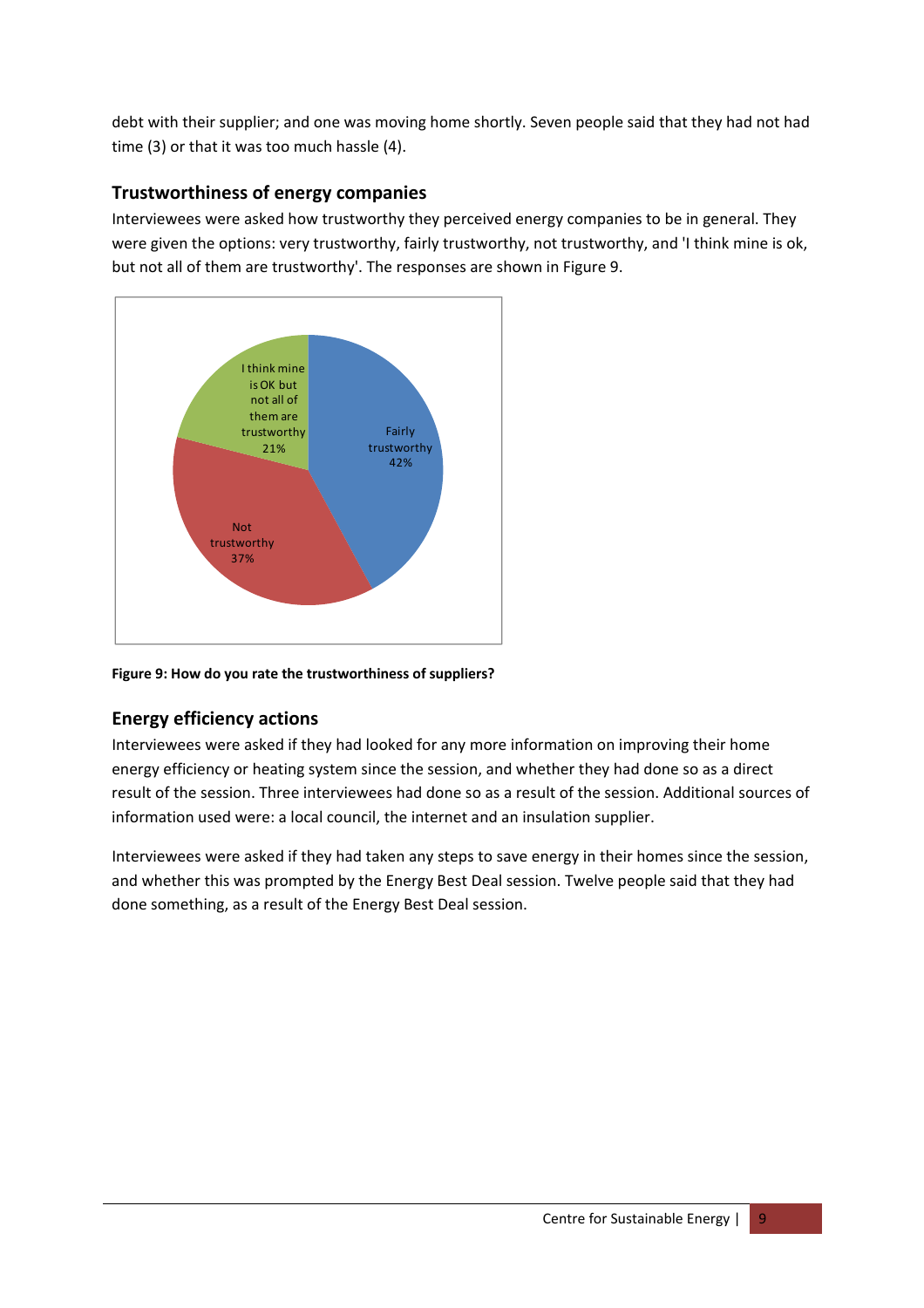debt with their supplier; and one was moving home shortly. Seven people said that they had not had time (3) or that it was too much hassle (4).

## Trustworthiness of energy companies

Interviewees were asked how trustworthy they perceived energy companies to be in general. They were given the options: very trustworthy, fairly trustworthy, not trustworthy, and 'I think mine is ok, but not all of them are trustworthy'. The responses are shown in Figure 9.

**Figure 9: How do you rate the trustworthiness of suppliers?**

## Energy efficiency actions

Interviewees were asked if they had looked for any more information on improving their home energy efficiency or heating system since the session, and whether they had done so as a direct result of the session. Three interviewees had done so as a result of the session. Additional sources of information used were: a local council, the internet and an insulation supplier.

Interviewees were asked if they had taken any steps to save energy in their homes since the session, and whether this was prompted by the Energy Best Deal session. Twelve people said that they had done something, as a result of the Energy Best Deal session.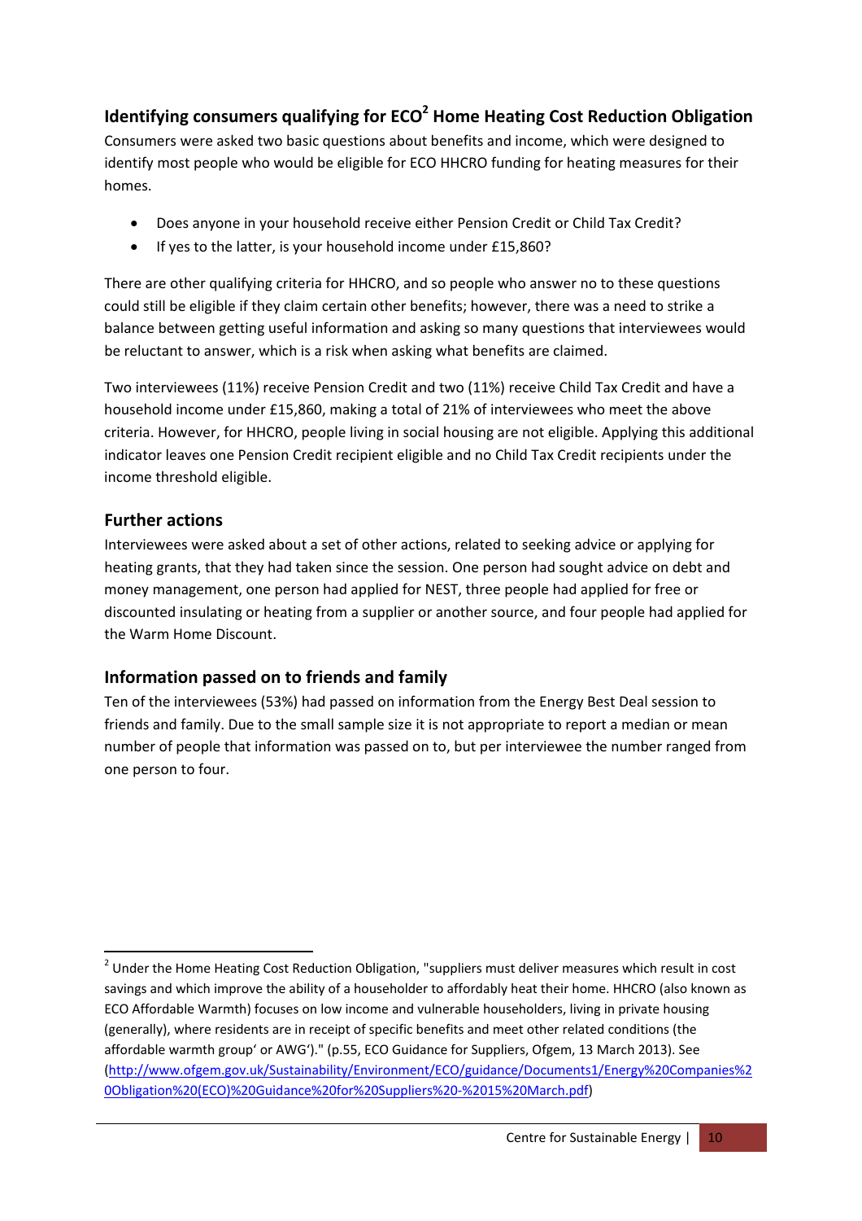## Identifying consumers qualifying for ECO[2] Home Heating Cost Reduction Obligation

Consumers were asked two basic questions about benefits and income, which were designed to identify most people who would be eligible for ECO HHCRO funding for heating measures for their homes.

- Does anyone in your household receive either Pension Credit or Child Tax Credit?
- If yes to the latter, is your household income under £15,860?

There are other qualifying criteria for HHCRO, and so people who answer no to these questions could still be eligible if they claim certain other benefits; however, there was a need to strike a balance between getting useful information and asking so many questions that interviewees would be reluctant to answer, which is a risk when asking what benefits are claimed.

Two interviewees (11%) receive Pension Credit and two (11%) receive Child Tax Credit and have a household income under £15,860, making a total of 21% of interviewees who meet the above criteria. However, for HHCRO, people living in social housing are not eligible. Applying this additional indicator leaves one Pension Credit recipient eligible and no Child Tax Credit recipients under the income threshold eligible.

## Further actions

Interviewees were asked about a set of other actions, related to seeking advice or applying for heating grants, that they had taken since the session. One person had sought advice on debt and money management, one person had applied for NEST, three people had applied for free or discounted insulating or heating from a supplier or another source, and four people had applied for the Warm Home Discount.

## Information passed on to friends and family

Ten of the interviewees (53%) had passed on information from the Energy Best Deal session to friends and family. Due to the small sample size it is not appropriate to report a median or mean number of people that information was passed on to, but per interviewee the number ranged from one person to four.

---

[2] Under the Home Heating Cost Reduction Obligation, "suppliers must deliver measures which result in cost savings and which improve the ability of a householder to affordably heat their home. HHCRO (also known as ECO Affordable Warmth) focuses on low income and vulnerable householders, living in private housing (generally), where residents are in receipt of specific benefits and meet other related conditions (the affordable warmth group' or AWG')." (p.55, ECO Guidance for Suppliers, Ofgem, 13 March 2013). See (http://www.ofgem.gov.uk/Sustainability/Environment/ECO/guidance/Documents1/Energy%20Companies%20Obligation%20(ECO)%20Guidance%20for%20Suppliers%20-%2015%20March.pdf)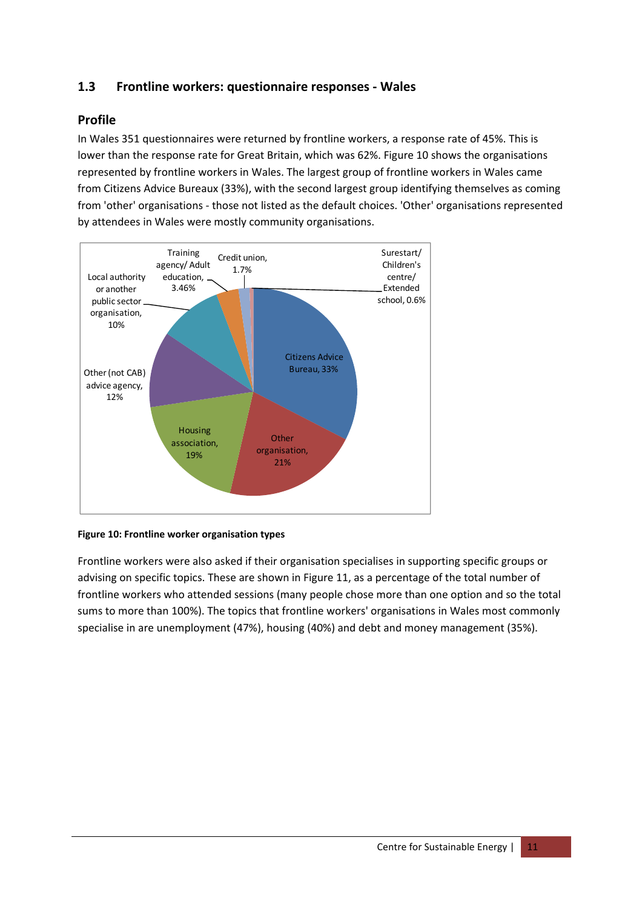## 1.3 Frontline workers: questionnaire responses - Wales

### Profile

In Wales 351 questionnaires were returned by frontline workers, a response rate of 45%. This is lower than the response rate for Great Britain, which was 62%. Figure 10 shows the organisations represented by frontline workers in Wales. The largest group of frontline workers in Wales came from Citizens Advice Bureaux (33%), with the second largest group identifying themselves as coming from 'other' organisations - those not listed as the default choices. 'Other' organisations represented by attendees in Wales were mostly community organisations.

**Figure 10: Frontline worker organisation types**

Frontline workers were also asked if their organisation specialises in supporting specific groups or advising on specific topics. These are shown in Figure 11, as a percentage of the total number of frontline workers who attended sessions (many people chose more than one option and so the total sums to more than 100%). The topics that frontline workers' organisations in Wales most commonly specialise in are unemployment (47%), housing (40%) and debt and money management (35%).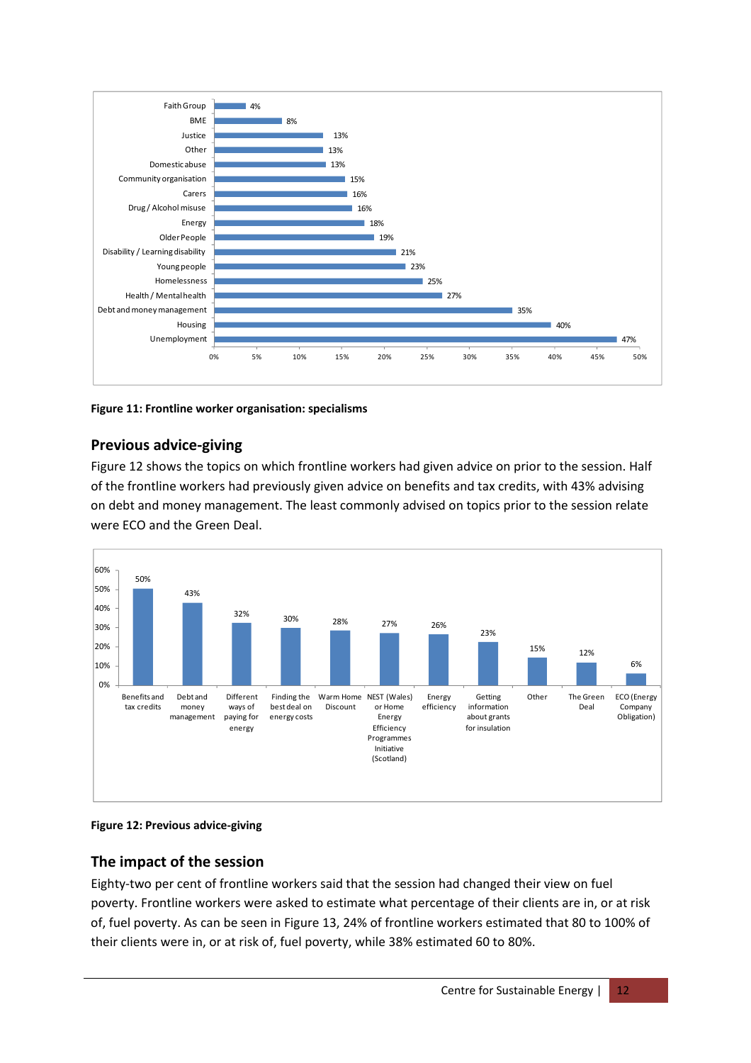| Specialism | Percentage |
|---|---|
| Faith Group | 4% |
| BME | 8% |
| Justice | 13% |
| Other | 13% |
| Domestic abuse | 13% |
| Community organisation | 15% |
| Carers | 16% |
| Drug / Alcohol misuse | 16% |
| Energy | 18% |
| Older People | 19% |
| Disability / Learning disability | 21% |
| Young people | 23% |
| Homelessness | 25% |
| Health / Mental health | 27% |
| Debt and money management | 35% |
| Housing | 40% |
| Unemployment | 47% |

**Figure 11: Frontline worker organisation: specialisms**

## Previous advice-giving

Figure 12 shows the topics on which frontline workers had given advice on prior to the session. Half of the frontline workers had previously given advice on benefits and tax credits, with 43% advising on debt and money management. The least commonly advised on topics prior to the session relate were ECO and the Green Deal.

| Topic | Percentage |
|---|---|
| Benefits and tax credits | 50% |
| Debt and money management | 43% |
| Different ways of paying for energy | 32% |
| Finding the best deal on energy costs | 30% |
| Warm Home Discount | 28% |
| NEST (Wales) or Home Energy Efficiency Programmes Initiative (Scotland) | 27% |
| Energy efficiency | 26% |
| Getting information about grants for insulation | 23% |
| Other | 15% |
| The Green Deal | 12% |
| ECO (Energy Company Obligation) | 6% |

**Figure 12: Previous advice-giving**

## The impact of the session

Eighty-two per cent of frontline workers said that the session had changed their view on fuel poverty. Frontline workers were asked to estimate what percentage of their clients are in, or at risk of, fuel poverty. As can be seen in Figure 13, 24% of frontline workers estimated that 80 to 100% of their clients were in, or at risk of, fuel poverty, while 38% estimated 60 to 80%.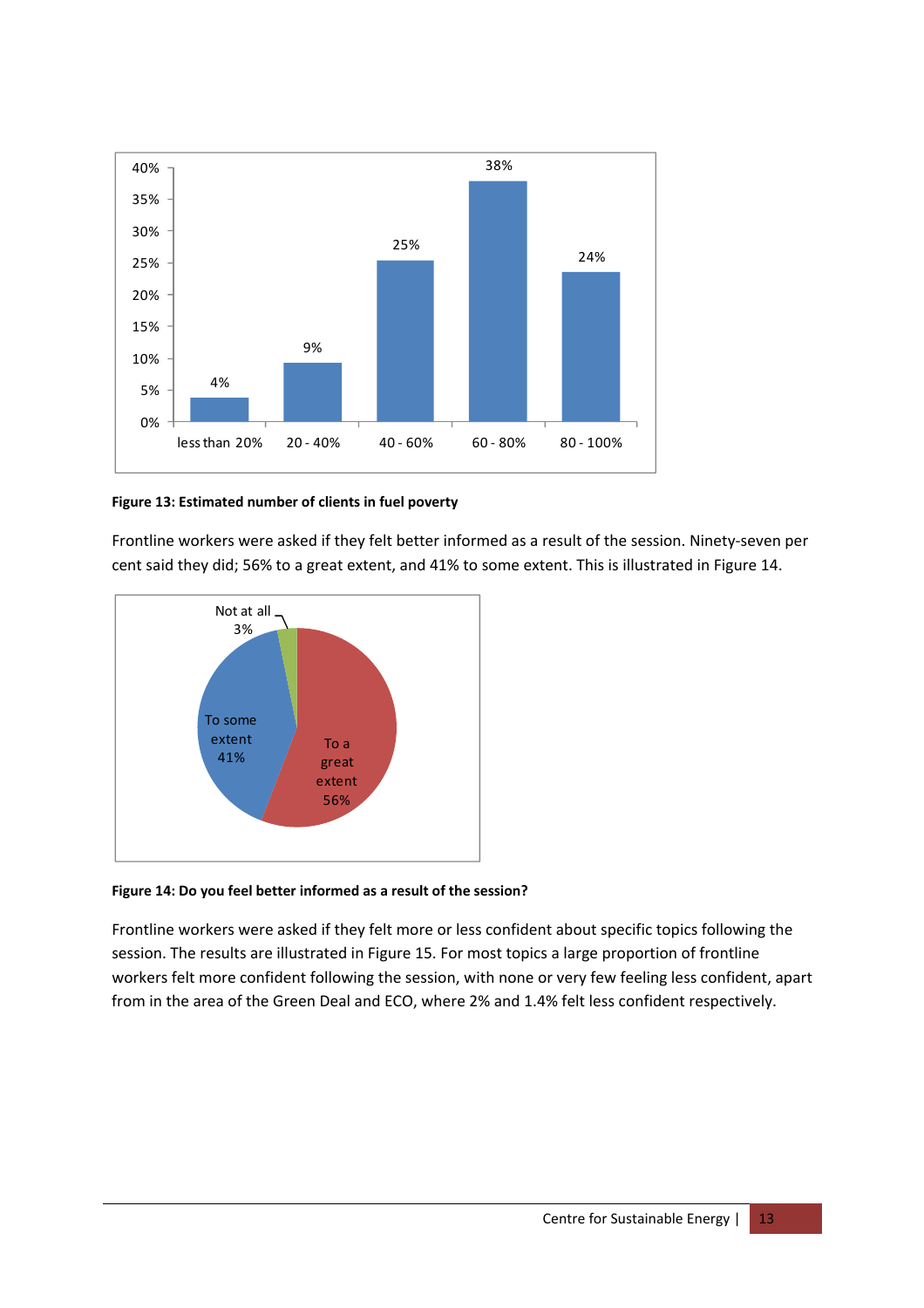**Figure 13: Estimated number of clients in fuel poverty**

Frontline workers were asked if they felt better informed as a result of the session. Ninety-seven per cent said they did; 56% to a great extent, and 41% to some extent. This is illustrated in Figure 14.

**Figure 14: Do you feel better informed as a result of the session?**

Frontline workers were asked if they felt more or less confident about specific topics following the session. The results are illustrated in Figure 15. For most topics a large proportion of frontline workers felt more confident following the session, with none or very few feeling less confident, apart from in the area of the Green Deal and ECO, where 2% and 1.4% felt less confident respectively.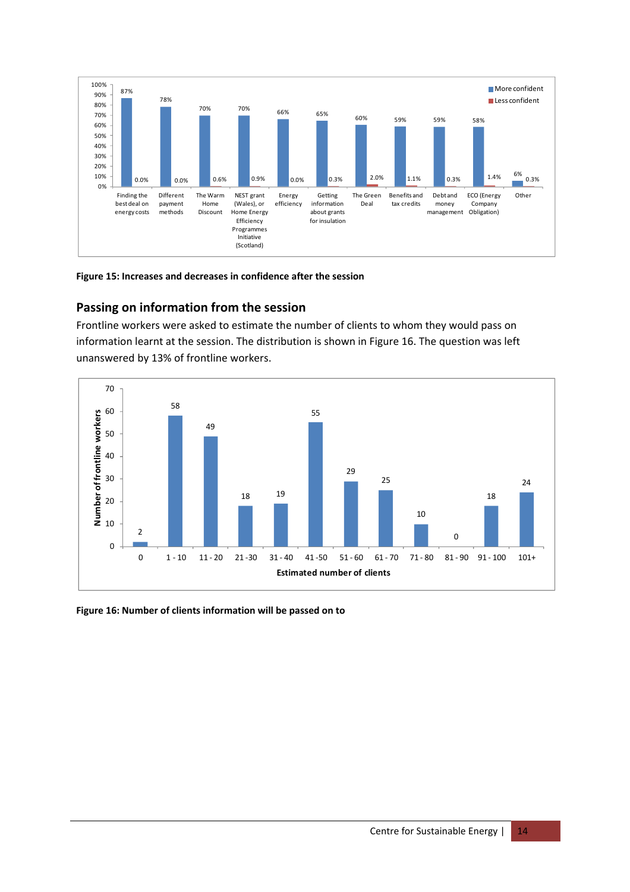**Figure 15: Increases and decreases in confidence after the session**

## Passing on information from the session

Frontline workers were asked to estimate the number of clients to whom they would pass on information learnt at the session. The distribution is shown in Figure 16. The question was left unanswered by 13% of frontline workers.

**Figure 16: Number of clients information will be passed on to**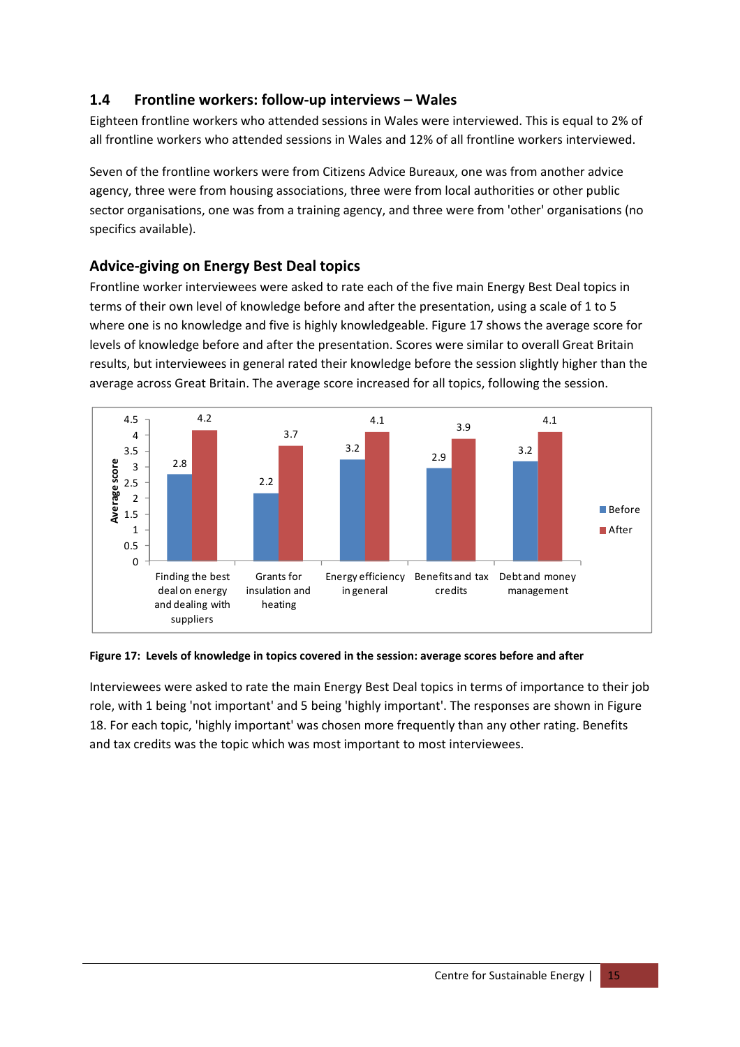## 1.4 Frontline workers: follow-up interviews – Wales

Eighteen frontline workers who attended sessions in Wales were interviewed. This is equal to 2% of all frontline workers who attended sessions in Wales and 12% of all frontline workers interviewed.

Seven of the frontline workers were from Citizens Advice Bureaux, one was from another advice agency, three were from housing associations, three were from local authorities or other public sector organisations, one was from a training agency, and three were from 'other' organisations (no specifics available).

### Advice-giving on Energy Best Deal topics

Frontline worker interviewees were asked to rate each of the five main Energy Best Deal topics in terms of their own level of knowledge before and after the presentation, using a scale of 1 to 5 where one is no knowledge and five is highly knowledgeable. Figure 17 shows the average score for levels of knowledge before and after the presentation. Scores were similar to overall Great Britain results, but interviewees in general rated their knowledge before the session slightly higher than the average across Great Britain. The average score increased for all topics, following the session.

| Topic | Before | After |
|---|---|---|
| Finding the best deal on energy and dealing with suppliers | 2.8 | 4.2 |
| Grants for insulation and heating | 2.2 | 3.7 |
| Energy efficiency in general | 3.2 | 4.1 |
| Benefits and tax credits | 2.9 | 3.9 |
| Debt and money management | 3.2 | 4.1 |

**Figure 17: Levels of knowledge in topics covered in the session: average scores before and after**

Interviewees were asked to rate the main Energy Best Deal topics in terms of importance to their job role, with 1 being 'not important' and 5 being 'highly important'. The responses are shown in Figure 18. For each topic, 'highly important' was chosen more frequently than any other rating. Benefits and tax credits was the topic which was most important to most interviewees.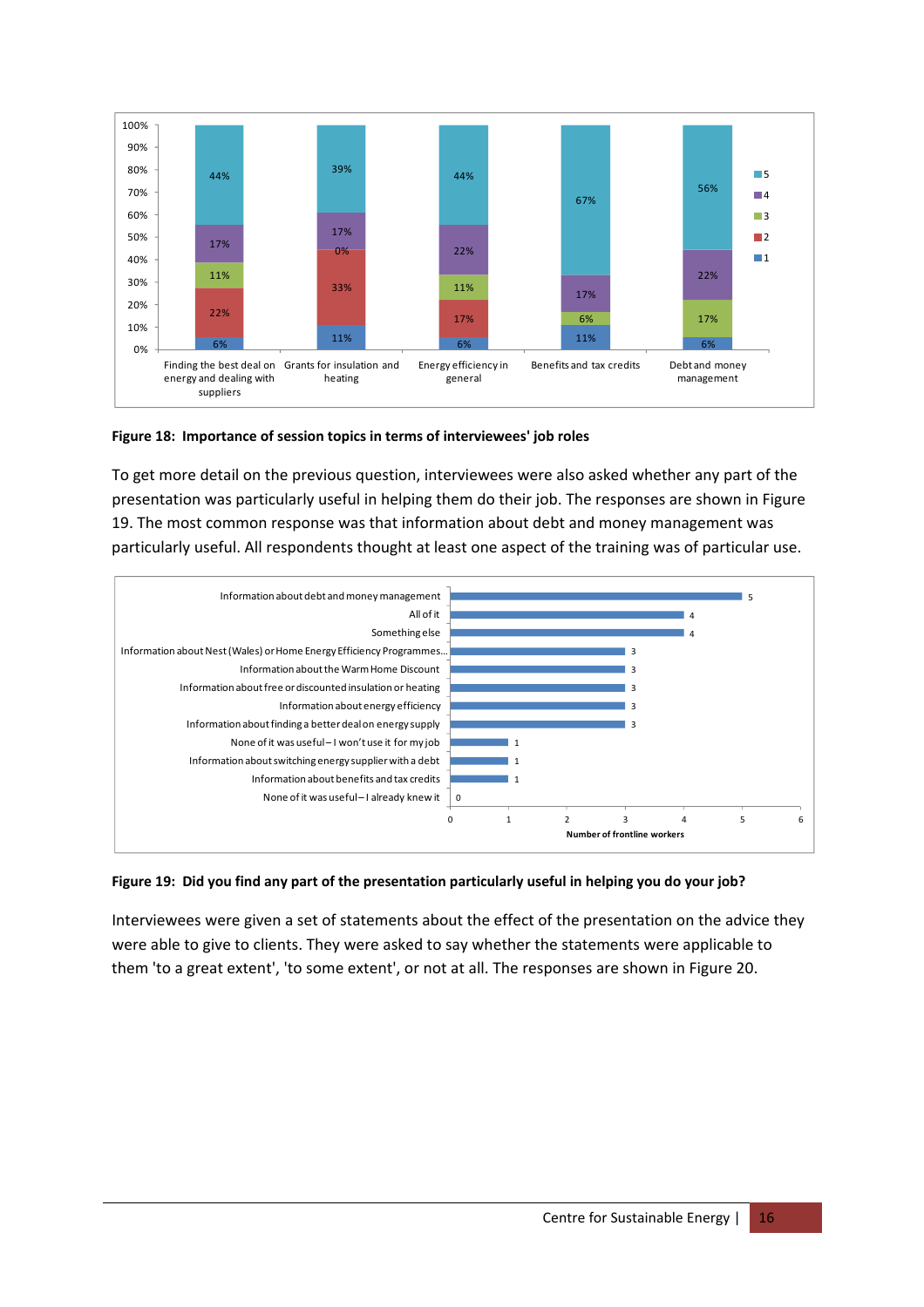Figure 18: **Importance of session topics in terms of interviewees' job roles**

| | 1 | 2 | 3 | 4 | 5 |
|---|---|---|---|---|---|
| Finding the best deal on energy and dealing with suppliers | 6% | 22% | 11% | 17% | 44% |
| Grants for insulation and heating | 11% | 33% | 0% | 17% | 39% |
| Energy efficiency in general | 6% | 17% | 11% | 22% | 44% |
| Benefits and tax credits | 11% | | 6% | 17% | 67% |
| Debt and money management | 6% | | 17% | 22% | 56% |

To get more detail on the previous question, interviewees were also asked whether any part of the presentation was particularly useful in helping them do their job. The responses are shown in Figure 19. The most common response was that information about debt and money management was particularly useful. All respondents thought at least one aspect of the training was of particular use.

| Response | Number of frontline workers |
|---|---|
| Information about debt and money management | 5 |
| All of it | 4 |
| Something else | 4 |
| Information about Nest (Wales) or Home Energy Efficiency Programmes... | 3 |
| Information about the Warm Home Discount | 3 |
| Information about free or discounted insulation or heating | 3 |
| Information about energy efficiency | 3 |
| Information about finding a better deal on energy supply | 3 |
| None of it was useful – I won't use it for my job | 1 |
| Information about switching energy supplier with a debt | 1 |
| Information about benefits and tax credits | 1 |
| None of it was useful – I already knew it | 0 |

**Figure 19: Did you find any part of the presentation particularly useful in helping you do your job?**

Interviewees were given a set of statements about the effect of the presentation on the advice they were able to give to clients. They were asked to say whether the statements were applicable to them 'to a great extent', 'to some extent', or not at all. The responses are shown in Figure 20.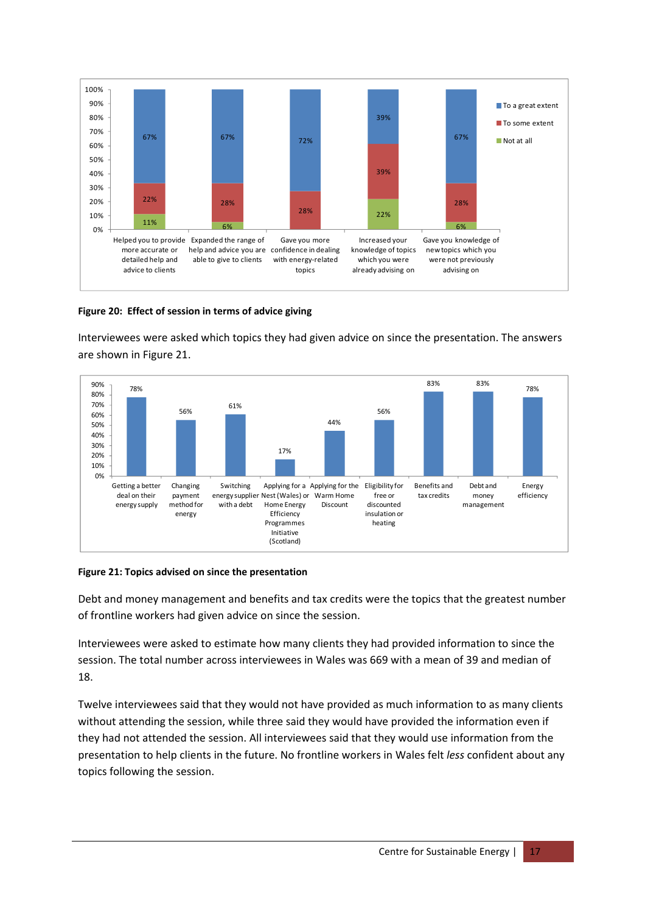| | To a great extent | To some extent | Not at all |
|---|---|---|---|
| Helped you to provide more accurate or detailed help and advice to clients | 67% | 22% | 11% |
| Expanded the range of help and advice you are able to give to clients | 67% | 28% | 6% |
| Gave you more confidence in dealing with energy-related topics | 72% | 28% | |
| Increased your knowledge of topics which you were already advising on | 39% | 39% | 22% |
| Gave you knowledge of new topics which you were not previously advising on | 67% | 28% | 6% |

**Figure 20: Effect of session in terms of advice giving**

Interviewees were asked which topics they had given advice on since the presentation. The answers are shown in Figure 21.

| Topic | % |
|---|---|
| Getting a better deal on their energy supply | 78% |
| Changing payment method for energy | 56% |
| Switching energy supplier with a debt | 61% |
| Applying for a Nest (Wales) or Home Energy Efficiency Programmes Initiative (Scotland) | 17% |
| Applying for the Warm Home Discount | 44% |
| Eligibility for free or discounted insulation or heating | 56% |
| Benefits and tax credits | 83% |
| Debt and money management | 83% |
| Energy efficiency | 78% |

**Figure 21: Topics advised on since the presentation**

Debt and money management and benefits and tax credits were the topics that the greatest number of frontline workers had given advice on since the session.

Interviewees were asked to estimate how many clients they had provided information to since the session. The total number across interviewees in Wales was 669 with a mean of 39 and median of 18.

Twelve interviewees said that they would not have provided as much information to as many clients without attending the session, while three said they would have provided the information even if they had not attended the session. All interviewees said that they would use information from the presentation to help clients in the future. No frontline workers in Wales felt *less* confident about any topics following the session.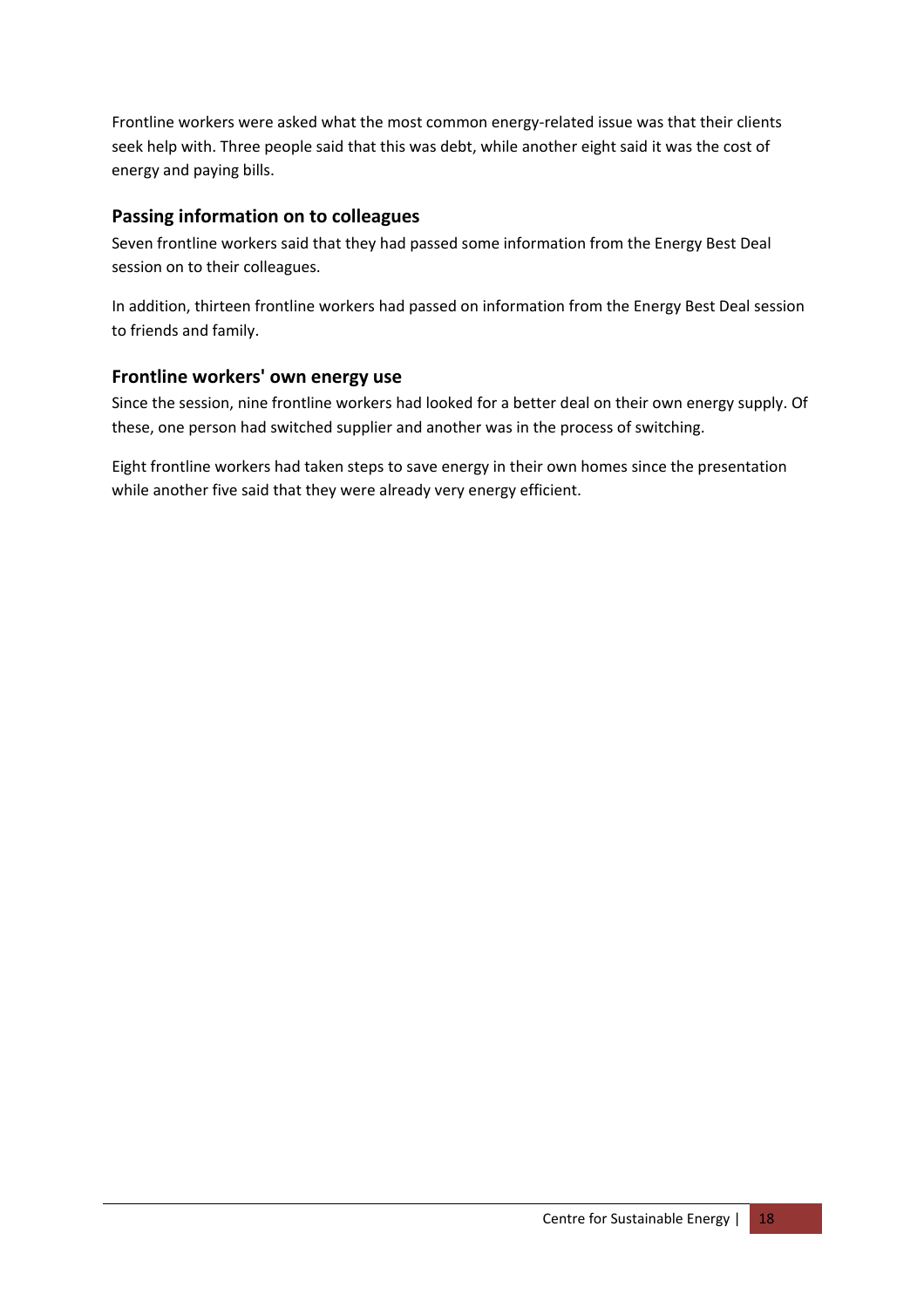Frontline workers were asked what the most common energy-related issue was that their clients seek help with. Three people said that this was debt, while another eight said it was the cost of energy and paying bills.

### Passing information on to colleagues

Seven frontline workers said that they had passed some information from the Energy Best Deal session on to their colleagues.

In addition, thirteen frontline workers had passed on information from the Energy Best Deal session to friends and family.

### Frontline workers' own energy use

Since the session, nine frontline workers had looked for a better deal on their own energy supply. Of these, one person had switched supplier and another was in the process of switching.

Eight frontline workers had taken steps to save energy in their own homes since the presentation while another five said that they were already very energy efficient.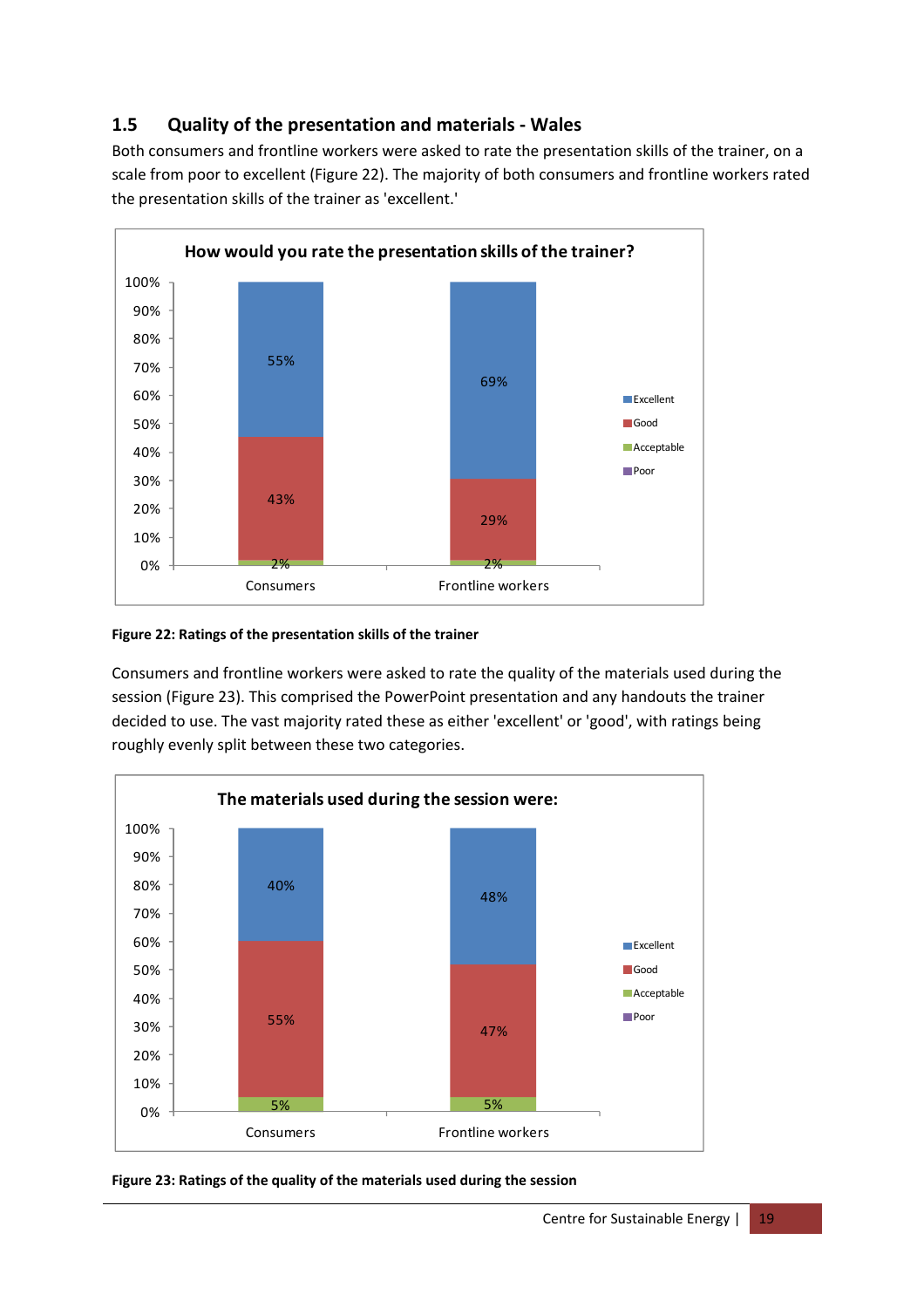## 1.5 Quality of the presentation and materials - Wales

Both consumers and frontline workers were asked to rate the presentation skills of the trainer, on a scale from poor to excellent (Figure 22). The majority of both consumers and frontline workers rated the presentation skills of the trainer as 'excellent.'

**Figure 22: Ratings of the presentation skills of the trainer**

Consumers and frontline workers were asked to rate the quality of the materials used during the session (Figure 23). This comprised the PowerPoint presentation and any handouts the trainer decided to use. The vast majority rated these as either 'excellent' or 'good', with ratings being roughly evenly split between these two categories.

**Figure 23: Ratings of the quality of the materials used during the session**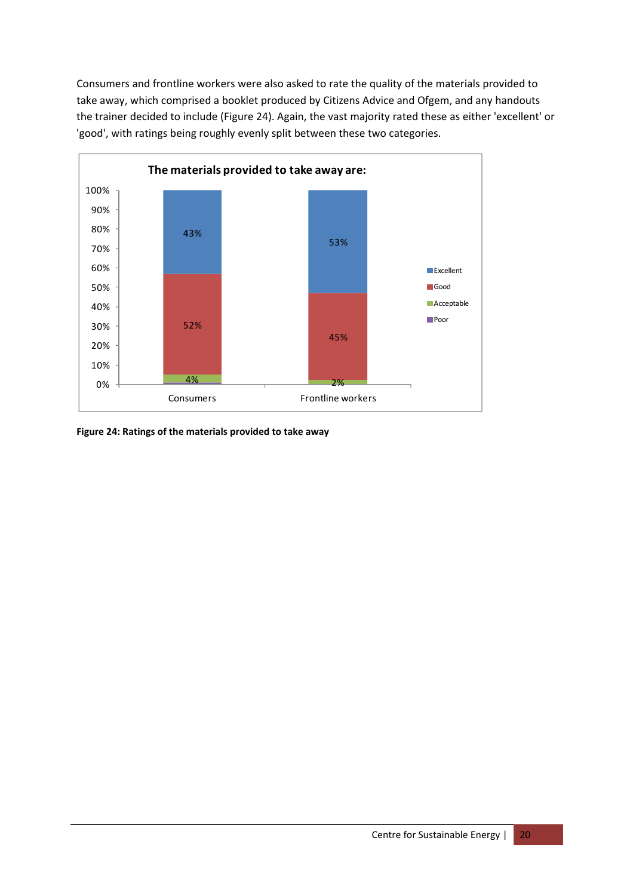Consumers and frontline workers were also asked to rate the quality of the materials provided to take away, which comprised a booklet produced by Citizens Advice and Ofgem, and any handouts the trainer decided to include (Figure 24). Again, the vast majority rated these as either 'excellent' or 'good', with ratings being roughly evenly split between these two categories.

**The materials provided to take away are:**

| | Excellent | Good | Acceptable | Poor |
|---|---|---|---|---|
| Consumers | 43% | 52% | 4% | |
| Frontline workers | 53% | 45% | 2% | |

**Figure 24: Ratings of the materials provided to take away**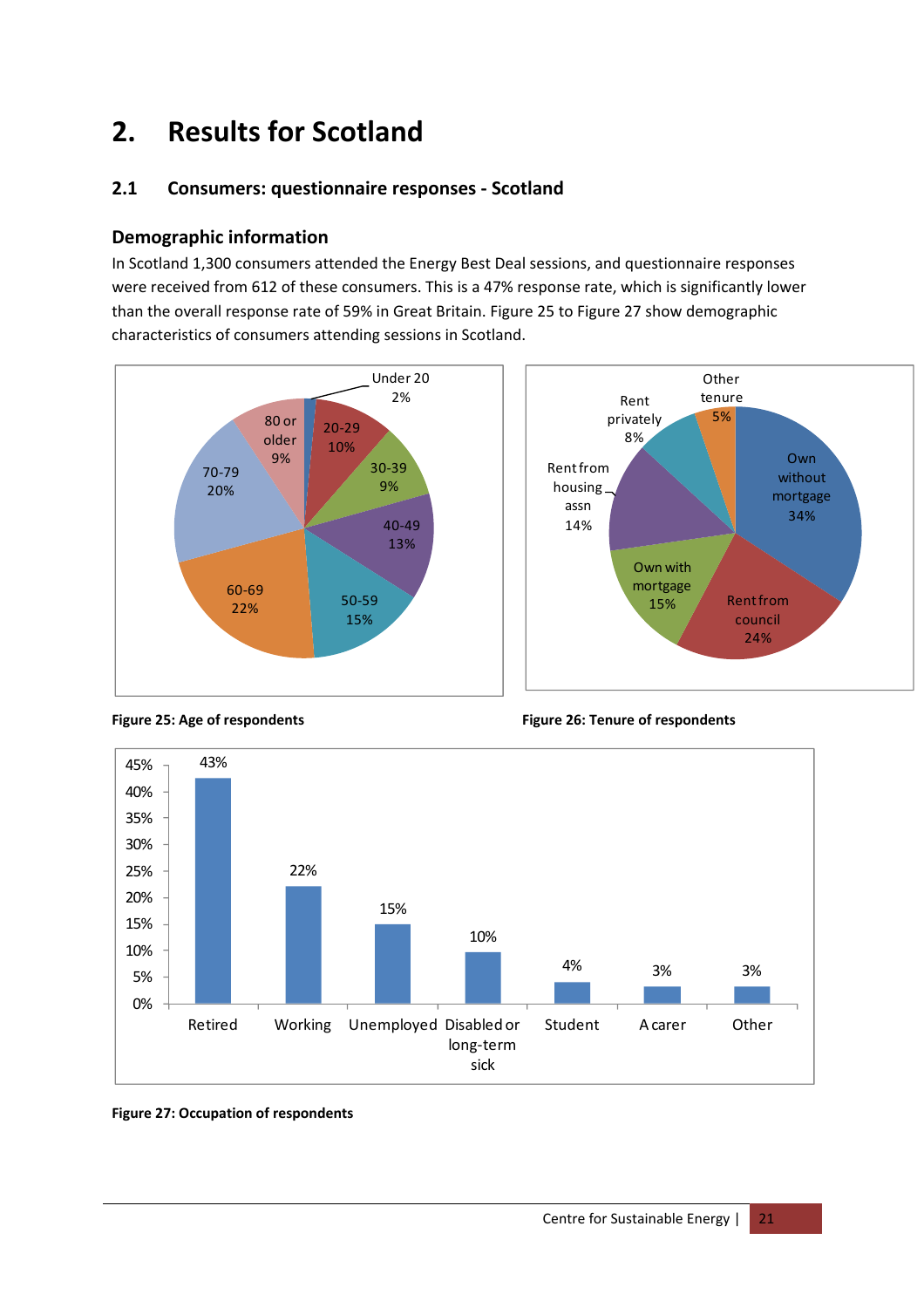# 2. Results for Scotland

## 2.1 Consumers: questionnaire responses - Scotland

### Demographic information

In Scotland 1,300 consumers attended the Energy Best Deal sessions, and questionnaire responses were received from 612 of these consumers. This is a 47% response rate, which is significantly lower than the overall response rate of 59% in Great Britain. Figure 25 to Figure 27 show demographic characteristics of consumers attending sessions in Scotland.

**Figure 25: Age of respondents**

**Figure 26: Tenure of respondents**

**Figure 27: Occupation of respondents**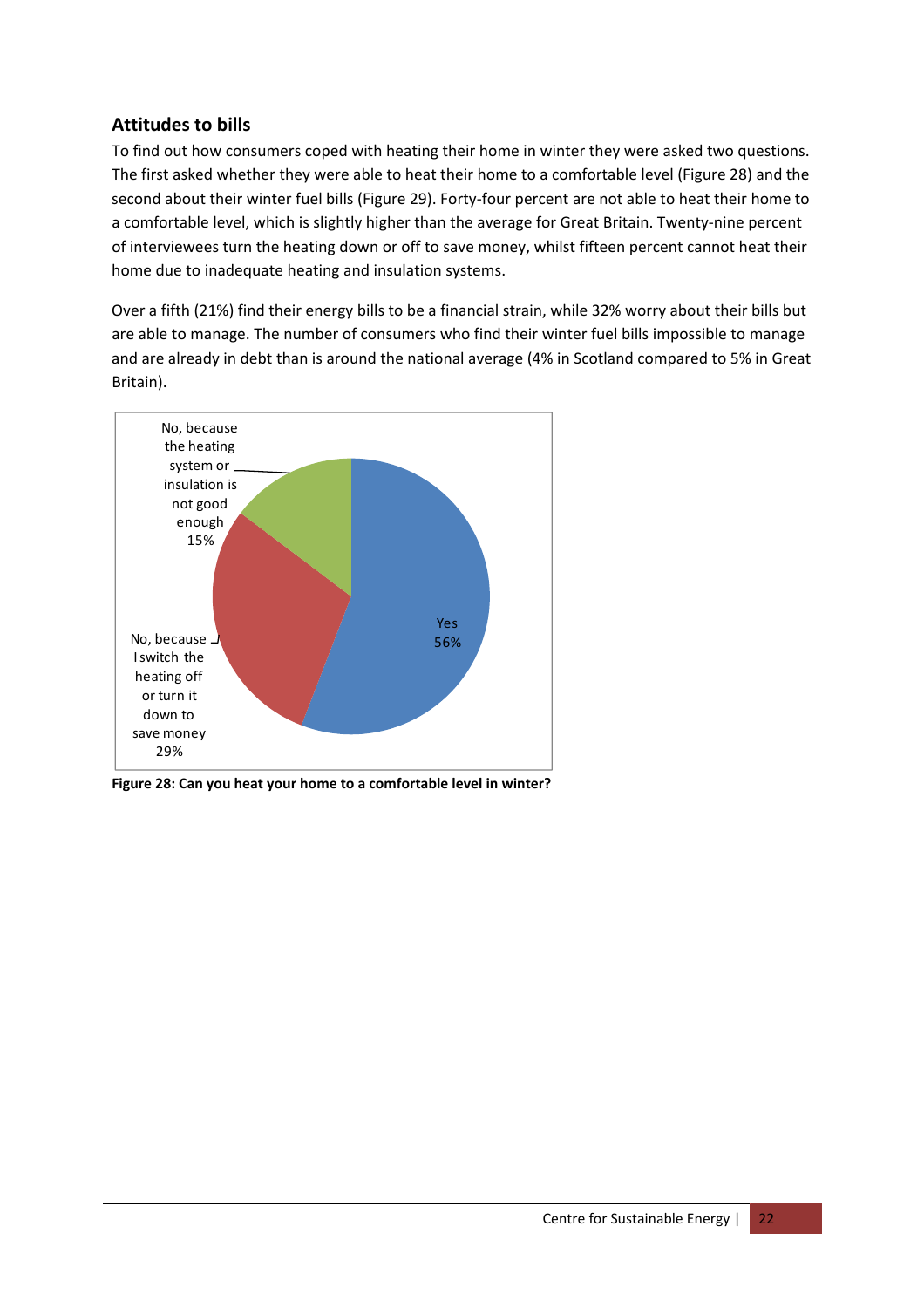### Attitudes to bills

To find out how consumers coped with heating their home in winter they were asked two questions. The first asked whether they were able to heat their home to a comfortable level (Figure 28) and the second about their winter fuel bills (Figure 29). Forty-four percent are not able to heat their home to a comfortable level, which is slightly higher than the average for Great Britain. Twenty-nine percent of interviewees turn the heating down or off to save money, whilst fifteen percent cannot heat their home due to inadequate heating and insulation systems.

Over a fifth (21%) find their energy bills to be a financial strain, while 32% worry about their bills but are able to manage. The number of consumers who find their winter fuel bills impossible to manage and are already in debt than is around the national average (4% in Scotland compared to 5% in Great Britain).

| Response | Percentage |
|---|---|
| Yes | 56% |
| No, because I switch the heating off or turn it down to save money | 29% |
| No, because the heating system or insulation is not good enough | 15% |

**Figure 28: Can you heat your home to a comfortable level in winter?**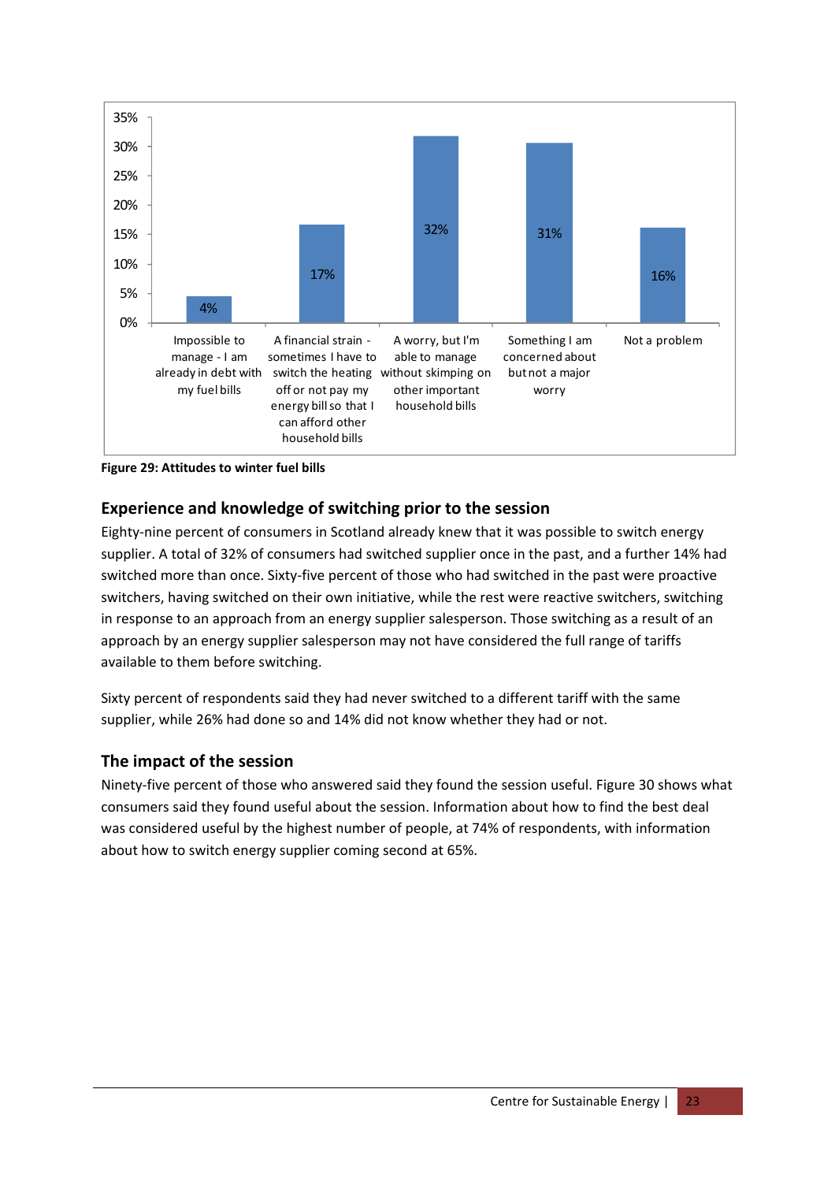| Attitude | Percentage |
|---|---|
| Impossible to manage - I am already in debt with my fuel bills | 4% |
| A financial strain - sometimes I have to switch the heating off or not pay my energy bill so that I can afford other household bills | 17% |
| A worry, but I'm able to manage without skimping on other important household bills | 32% |
| Something I am concerned about but not a major worry | 31% |
| Not a problem | 16% |

**Figure 29: Attitudes to winter fuel bills**

## Experience and knowledge of switching prior to the session

Eighty-nine percent of consumers in Scotland already knew that it was possible to switch energy supplier. A total of 32% of consumers had switched supplier once in the past, and a further 14% had switched more than once. Sixty-five percent of those who had switched in the past were proactive switchers, having switched on their own initiative, while the rest were reactive switchers, switching in response to an approach from an energy supplier salesperson. Those switching as a result of an approach by an energy supplier salesperson may not have considered the full range of tariffs available to them before switching.

Sixty percent of respondents said they had never switched to a different tariff with the same supplier, while 26% had done so and 14% did not know whether they had or not.

## The impact of the session

Ninety-five percent of those who answered said they found the session useful. Figure 30 shows what consumers said they found useful about the session. Information about how to find the best deal was considered useful by the highest number of people, at 74% of respondents, with information about how to switch energy supplier coming second at 65%.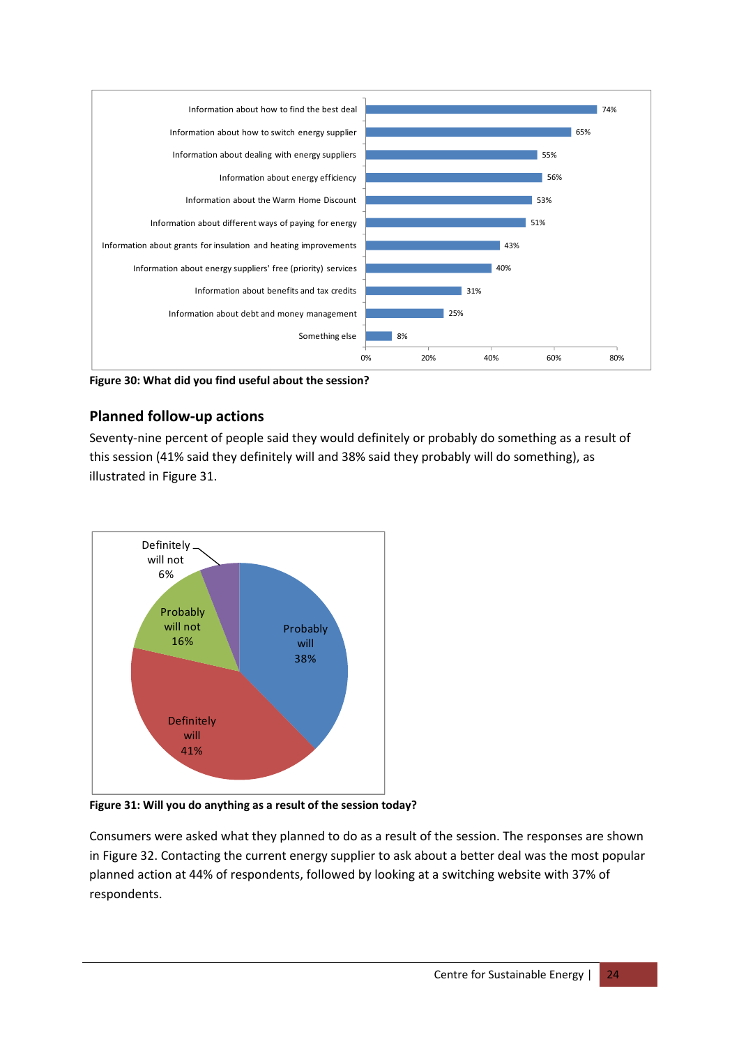Figure 30: What did you find useful about the session?

## Planned follow-up actions

Seventy-nine percent of people said they would definitely or probably do something as a result of this session (41% said they definitely will and 38% said they probably will do something), as illustrated in Figure 31.

Figure 31: Will you do anything as a result of the session today?

Consumers were asked what they planned to do as a result of the session. The responses are shown in Figure 32. Contacting the current energy supplier to ask about a better deal was the most popular planned action at 44% of respondents, followed by looking at a switching website with 37% of respondents.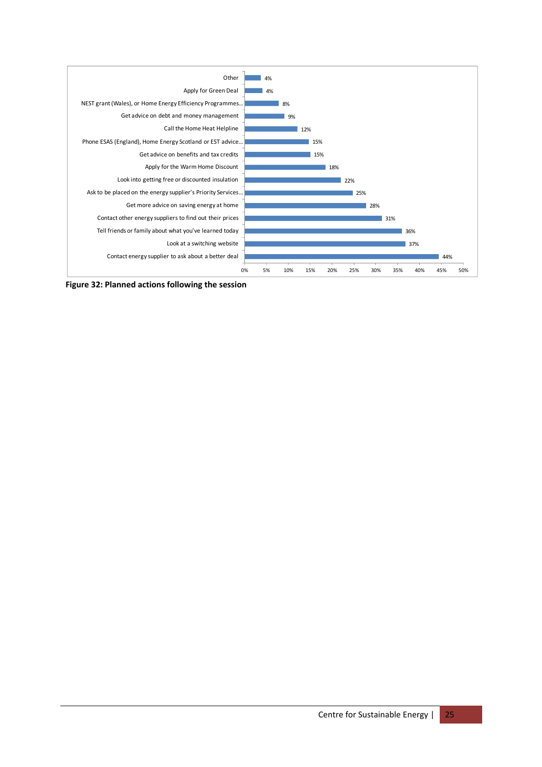| Planned action | Percentage |
|---|---|
| Other | 4% |
| Apply for Green Deal | 4% |
| NEST grant (Wales), or Home Energy Efficiency Programmes... | 8% |
| Get advice on debt and money management | 9% |
| Call the Home Heat Helpline | 12% |
| Phone ESAS (England), Home Energy Scotland or EST advice... | 15% |
| Get advice on benefits and tax credits | 15% |
| Apply for the Warm Home Discount | 18% |
| Look into getting free or discounted insulation | 22% |
| Ask to be placed on the energy supplier's Priority Services... | 25% |
| Get more advice on saving energy at home | 28% |
| Contact other energy suppliers to find out their prices | 31% |
| Tell friends or family about what you've learned today | 36% |
| Look at a switching website | 37% |
| Contact energy supplier to ask about a better deal | 44% |

**Figure 32: Planned actions following the session**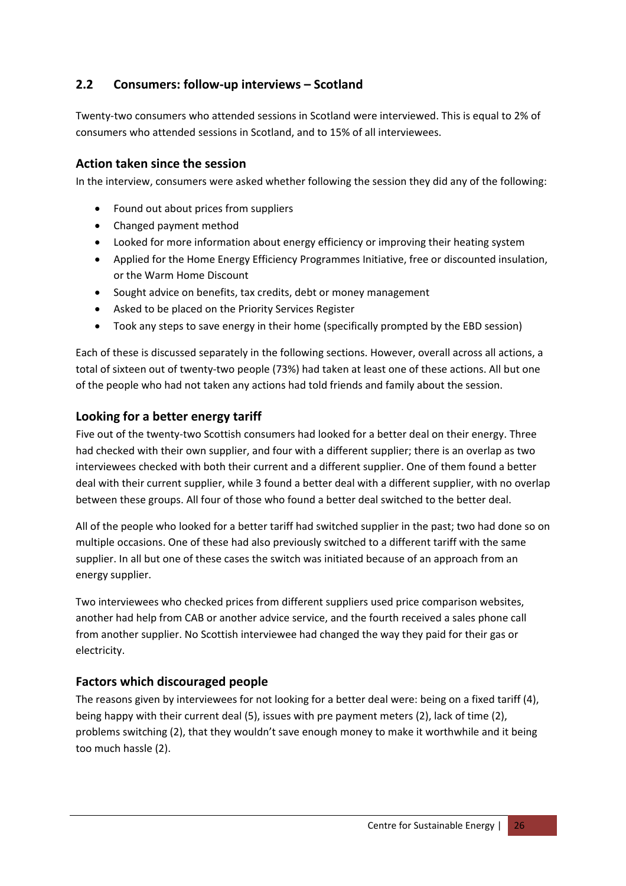## 2.2 Consumers: follow-up interviews – Scotland

Twenty-two consumers who attended sessions in Scotland were interviewed. This is equal to 2% of consumers who attended sessions in Scotland, and to 15% of all interviewees.

### Action taken since the session

In the interview, consumers were asked whether following the session they did any of the following:

- Found out about prices from suppliers
- Changed payment method
- Looked for more information about energy efficiency or improving their heating system
- Applied for the Home Energy Efficiency Programmes Initiative, free or discounted insulation, or the Warm Home Discount
- Sought advice on benefits, tax credits, debt or money management
- Asked to be placed on the Priority Services Register
- Took any steps to save energy in their home (specifically prompted by the EBD session)

Each of these is discussed separately in the following sections. However, overall across all actions, a total of sixteen out of twenty-two people (73%) had taken at least one of these actions. All but one of the people who had not taken any actions had told friends and family about the session.

### Looking for a better energy tariff

Five out of the twenty-two Scottish consumers had looked for a better deal on their energy. Three had checked with their own supplier, and four with a different supplier; there is an overlap as two interviewees checked with both their current and a different supplier. One of them found a better deal with their current supplier, while 3 found a better deal with a different supplier, with no overlap between these groups. All four of those who found a better deal switched to the better deal.

All of the people who looked for a better tariff had switched supplier in the past; two had done so on multiple occasions. One of these had also previously switched to a different tariff with the same supplier. In all but one of these cases the switch was initiated because of an approach from an energy supplier.

Two interviewees who checked prices from different suppliers used price comparison websites, another had help from CAB or another advice service, and the fourth received a sales phone call from another supplier. No Scottish interviewee had changed the way they paid for their gas or electricity.

### Factors which discouraged people

The reasons given by interviewees for not looking for a better deal were: being on a fixed tariff (4), being happy with their current deal (5), issues with pre payment meters (2), lack of time (2), problems switching (2), that they wouldn't save enough money to make it worthwhile and it being too much hassle (2).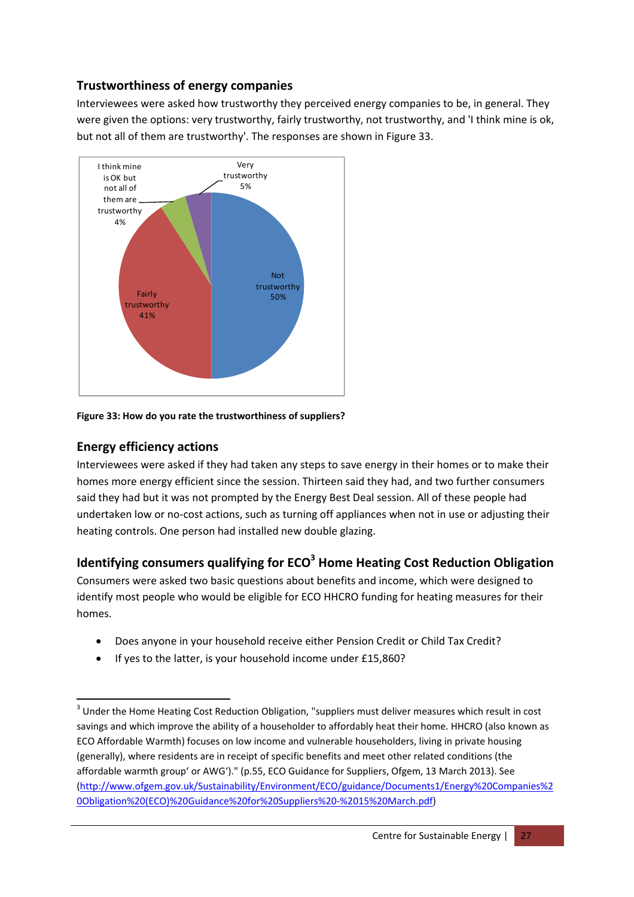## Trustworthiness of energy companies

Interviewees were asked how trustworthy they perceived energy companies to be, in general. They were given the options: very trustworthy, fairly trustworthy, not trustworthy, and 'I think mine is ok, but not all of them are trustworthy'. The responses are shown in Figure 33.

I think mine is OK but not all of them are trustworthy 4%

Very trustworthy 5%

Not trustworthy 50%

Fairly trustworthy 41%

**Figure 33: How do you rate the trustworthiness of suppliers?**

## Energy efficiency actions

Interviewees were asked if they had taken any steps to save energy in their homes or to make their homes more energy efficient since the session. Thirteen said they had, and two further consumers said they had but it was not prompted by the Energy Best Deal session. All of these people had undertaken low or no-cost actions, such as turning off appliances when not in use or adjusting their heating controls. One person had installed new double glazing.

## Identifying consumers qualifying for ECO[3] Home Heating Cost Reduction Obligation

Consumers were asked two basic questions about benefits and income, which were designed to identify most people who would be eligible for ECO HHCRO funding for heating measures for their homes.

- Does anyone in your household receive either Pension Credit or Child Tax Credit?
- If yes to the latter, is your household income under £15,860?

[3] Under the Home Heating Cost Reduction Obligation, "suppliers must deliver measures which result in cost savings and which improve the ability of a householder to affordably heat their home. HHCRO (also known as ECO Affordable Warmth) focuses on low income and vulnerable householders, living in private housing (generally), where residents are in receipt of specific benefits and meet other related conditions (the affordable warmth group' or AWG')." (p.55, ECO Guidance for Suppliers, Ofgem, 13 March 2013). See (http://www.ofgem.gov.uk/Sustainability/Environment/ECO/guidance/Documents1/Energy%20Companies%20Obligation%20(ECO)%20Guidance%20for%20Suppliers%20-%2015%20March.pdf)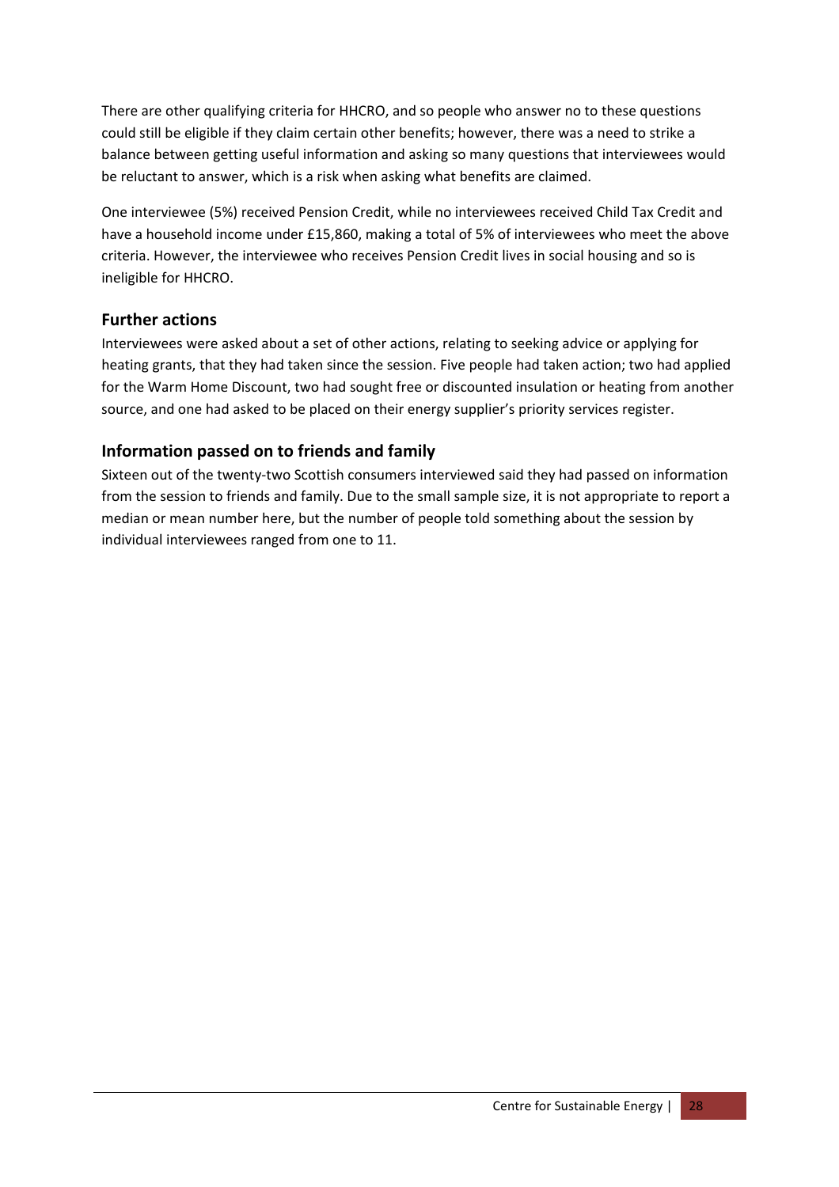There are other qualifying criteria for HHCRO, and so people who answer no to these questions could still be eligible if they claim certain other benefits; however, there was a need to strike a balance between getting useful information and asking so many questions that interviewees would be reluctant to answer, which is a risk when asking what benefits are claimed.

One interviewee (5%) received Pension Credit, while no interviewees received Child Tax Credit and have a household income under £15,860, making a total of 5% of interviewees who meet the above criteria. However, the interviewee who receives Pension Credit lives in social housing and so is ineligible for HHCRO.

### Further actions

Interviewees were asked about a set of other actions, relating to seeking advice or applying for heating grants, that they had taken since the session. Five people had taken action; two had applied for the Warm Home Discount, two had sought free or discounted insulation or heating from another source, and one had asked to be placed on their energy supplier's priority services register.

### Information passed on to friends and family

Sixteen out of the twenty-two Scottish consumers interviewed said they had passed on information from the session to friends and family. Due to the small sample size, it is not appropriate to report a median or mean number here, but the number of people told something about the session by individual interviewees ranged from one to 11.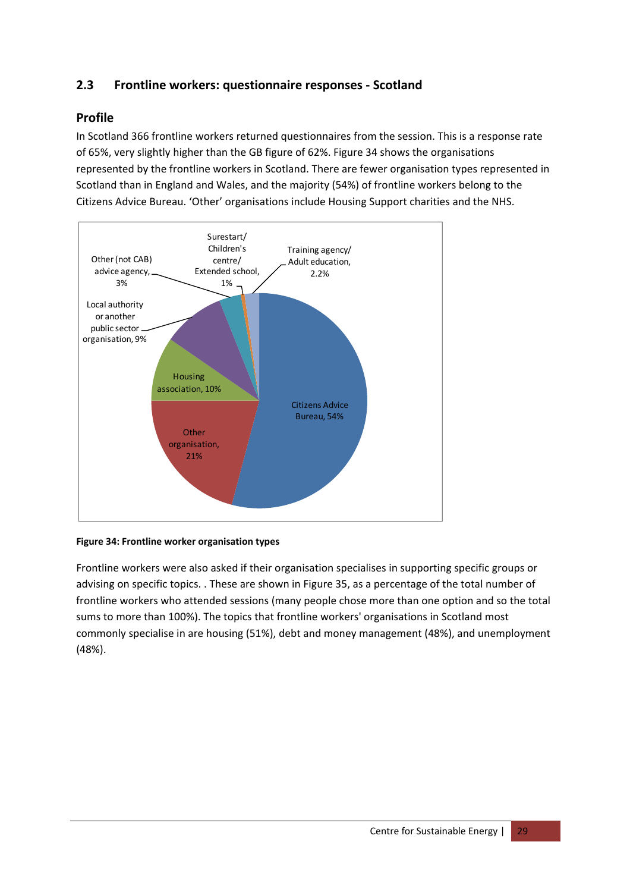## 2.3 Frontline workers: questionnaire responses - Scotland

### Profile

In Scotland 366 frontline workers returned questionnaires from the session. This is a response rate of 65%, very slightly higher than the GB figure of 62%. Figure 34 shows the organisations represented by the frontline workers in Scotland. There are fewer organisation types represented in Scotland than in England and Wales, and the majority (54%) of frontline workers belong to the Citizens Advice Bureau. 'Other' organisations include Housing Support charities and the NHS.

**Figure 34: Frontline worker organisation types**

Frontline workers were also asked if their organisation specialises in supporting specific groups or advising on specific topics. . These are shown in Figure 35, as a percentage of the total number of frontline workers who attended sessions (many people chose more than one option and so the total sums to more than 100%). The topics that frontline workers' organisations in Scotland most commonly specialise in are housing (51%), debt and money management (48%), and unemployment (48%).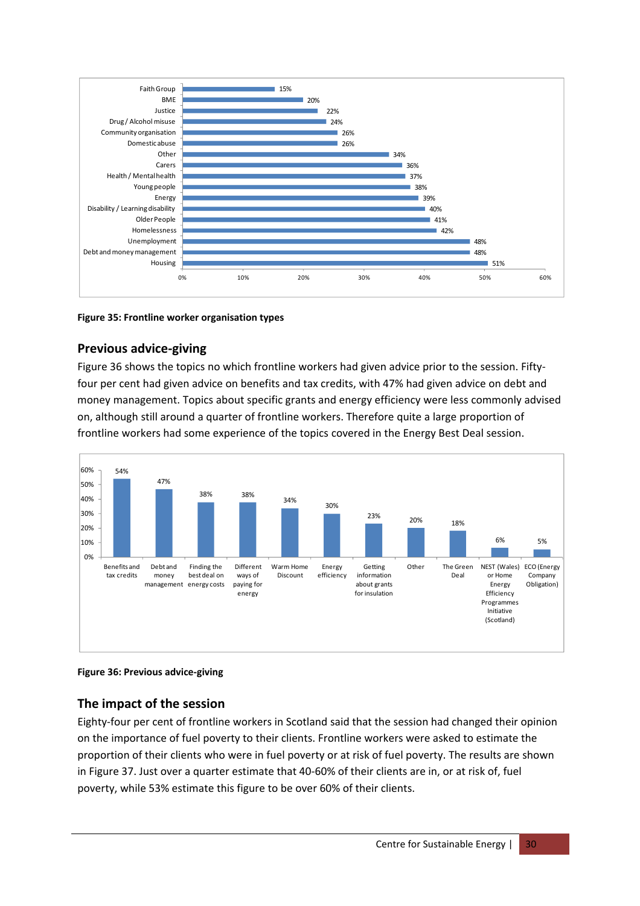| Organisation type | Percentage |
|---|---|
| Faith Group | 15% |
| BME | 20% |
| Justice | 22% |
| Drug / Alcohol misuse | 24% |
| Community organisation | 26% |
| Domestic abuse | 26% |
| Other | 34% |
| Carers | 36% |
| Health / Mental health | 37% |
| Young people | 38% |
| Energy | 39% |
| Disability / Learning disability | 40% |
| Older People | 41% |
| Homelessness | 42% |
| Unemployment | 48% |
| Debt and money management | 48% |
| Housing | 51% |

**Figure 35: Frontline worker organisation types**

## Previous advice-giving

Figure 36 shows the topics no which frontline workers had given advice prior to the session. Fifty-four per cent had given advice on benefits and tax credits, with 47% had given advice on debt and money management. Topics about specific grants and energy efficiency were less commonly advised on, although still around a quarter of frontline workers. Therefore quite a large proportion of frontline workers had some experience of the topics covered in the Energy Best Deal session.

| Topic | Percentage |
|---|---|
| Benefits and tax credits | 54% |
| Debt and money management | 47% |
| Finding the best deal on energy costs | 38% |
| Different ways of paying for energy | 38% |
| Warm Home Discount | 34% |
| Energy efficiency | 30% |
| Getting information about grants for insulation | 23% |
| Other | 20% |
| The Green Deal | 18% |
| NEST (Wales) or Home Energy Efficiency Programmes Initiative (Scotland) | 6% |
| ECO (Energy Company Obligation) | 5% |

**Figure 36: Previous advice-giving**

## The impact of the session

Eighty-four per cent of frontline workers in Scotland said that the session had changed their opinion on the importance of fuel poverty to their clients. Frontline workers were asked to estimate the proportion of their clients who were in fuel poverty or at risk of fuel poverty. The results are shown in Figure 37. Just over a quarter estimate that 40-60% of their clients are in, or at risk of, fuel poverty, while 53% estimate this figure to be over 60% of their clients.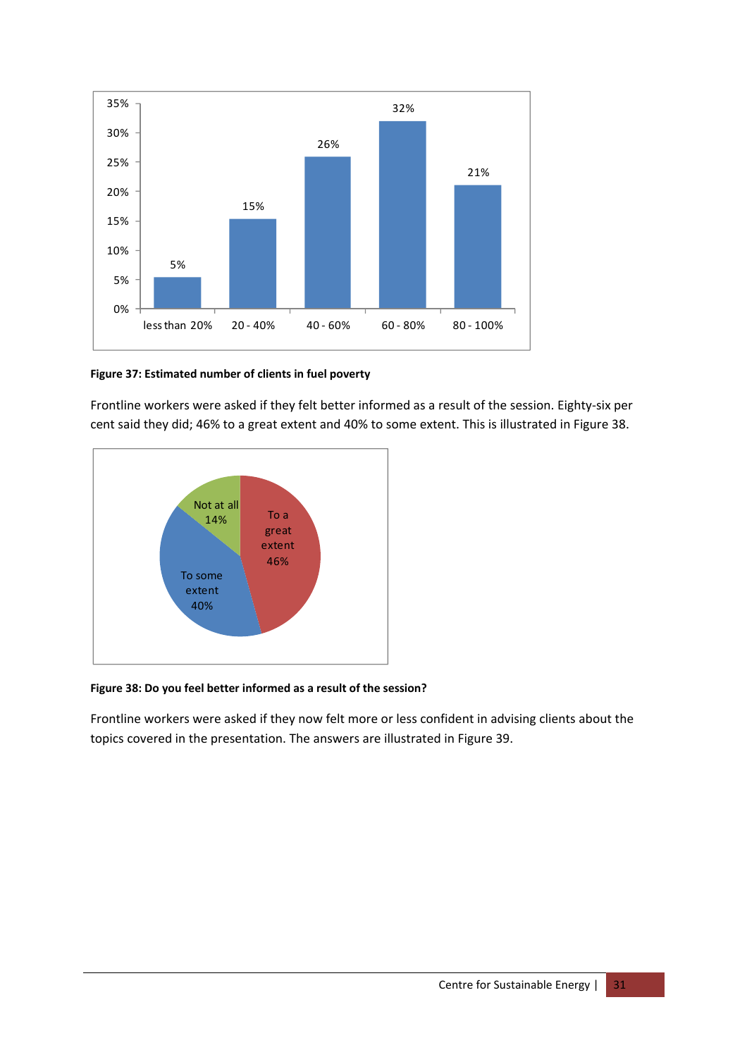| less than 20% | 20 - 40% | 40 - 60% | 60 - 80% | 80 - 100% |
| --- | --- | --- | --- | --- |
| 5% | 15% | 26% | 32% | 21% |

**Figure 37: Estimated number of clients in fuel poverty**

Frontline workers were asked if they felt better informed as a result of the session. Eighty-six per cent said they did; 46% to a great extent and 40% to some extent. This is illustrated in Figure 38.

| Response | Percentage |
| --- | --- |
| To a great extent | 46% |
| To some extent | 40% |
| Not at all | 14% |

**Figure 38: Do you feel better informed as a result of the session?**

Frontline workers were asked if they now felt more or less confident in advising clients about the topics covered in the presentation. The answers are illustrated in Figure 39.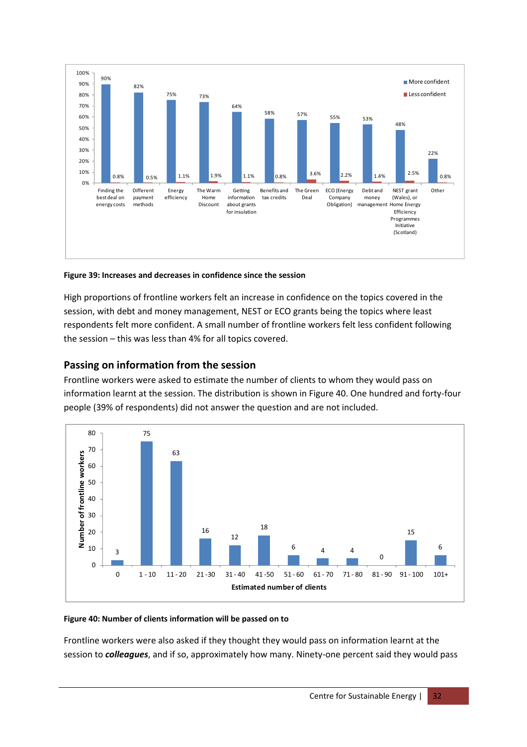| Topic | More confident | Less confident |
|---|---|---|
| Finding the best deal on energy costs | 90% | 0.8% |
| Different payment methods | 82% | 0.5% |
| Energy efficiency | 75% | 1.1% |
| The Warm Home Discount | 73% | 1.9% |
| Getting information about grants for insulation | 64% | 1.1% |
| Benefits and tax credits | 58% | 0.8% |
| The Green Deal | 57% | 3.6% |
| ECO (Energy Company Obligation) | 55% | 2.2% |
| Debt and money management | 53% | 1.4% |
| NEST grant (Wales), or Home Energy Efficiency Programmes Initiative (Scotland) | 48% | 2.5% |
| Other | 22% | 0.8% |

**Figure 39: Increases and decreases in confidence since the session**

High proportions of frontline workers felt an increase in confidence on the topics covered in the session, with debt and money management, NEST or ECO grants being the topics where least respondents felt more confident. A small number of frontline workers felt less confident following the session – this was less than 4% for all topics covered.

## Passing on information from the session

Frontline workers were asked to estimate the number of clients to whom they would pass on information learnt at the session. The distribution is shown in Figure 40. One hundred and forty-four people (39% of respondents) did not answer the question and are not included.

| Estimated number of clients | Number of frontline workers |
|---|---|
| 0 | 3 |
| 1 - 10 | 75 |
| 11 - 20 | 63 |
| 21 -30 | 16 |
| 31 - 40 | 12 |
| 41 -50 | 18 |
| 51 - 60 | 6 |
| 61 - 70 | 4 |
| 71 - 80 | 4 |
| 81 - 90 | 0 |
| 91 - 100 | 15 |
| 101+ | 6 |

**Figure 40: Number of clients information will be passed on to**

Frontline workers were also asked if they thought they would pass on information learnt at the session to ***colleagues***, and if so, approximately how many. Ninety-one percent said they would pass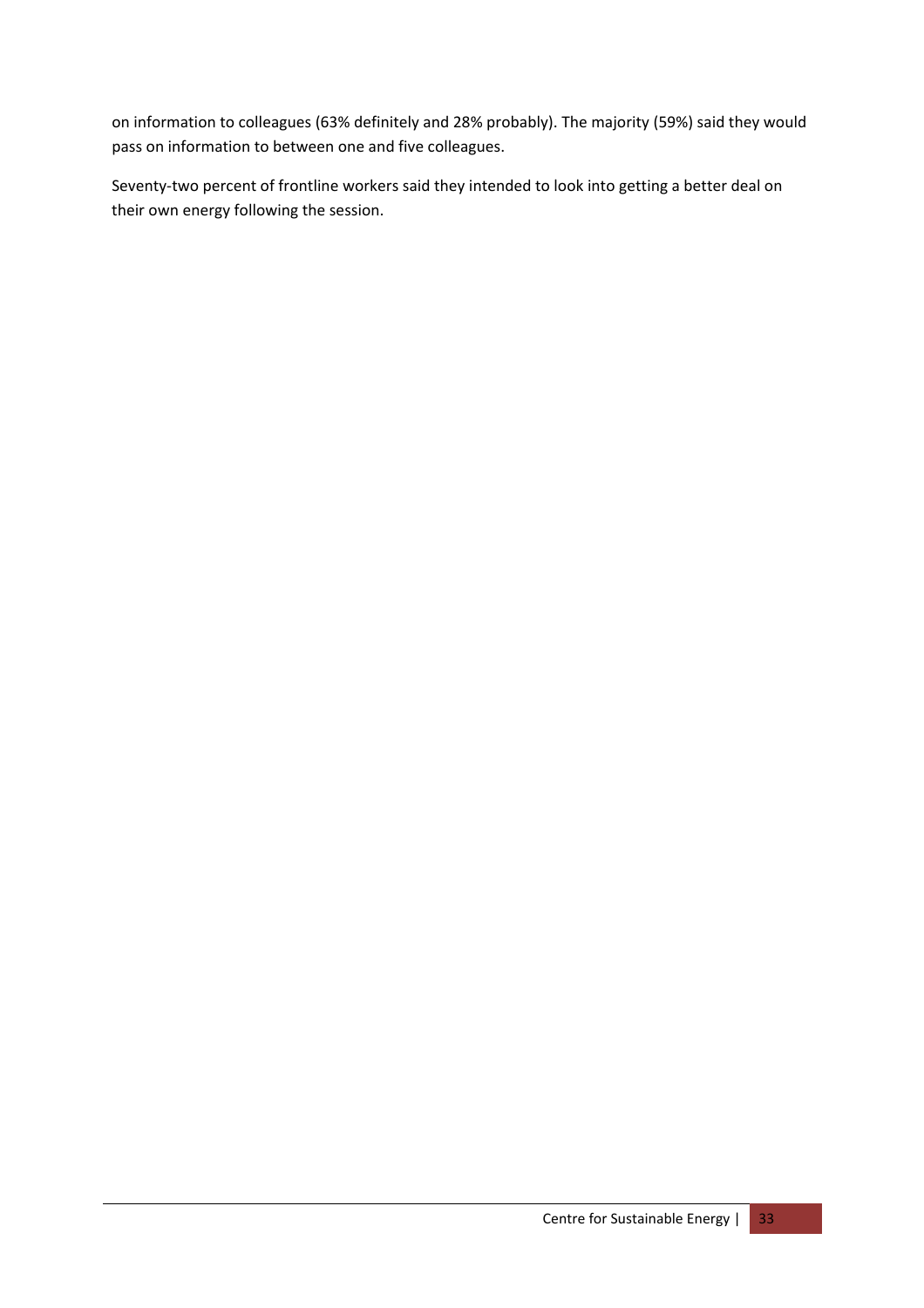on information to colleagues (63% definitely and 28% probably). The majority (59%) said they would pass on information to between one and five colleagues.

Seventy-two percent of frontline workers said they intended to look into getting a better deal on their own energy following the session.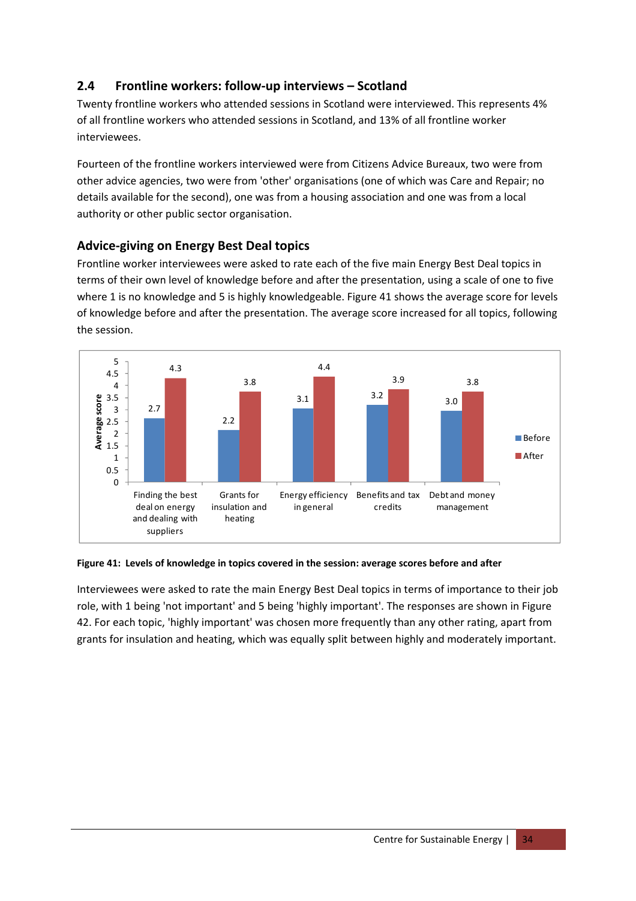## 2.4 Frontline workers: follow-up interviews – Scotland

Twenty frontline workers who attended sessions in Scotland were interviewed. This represents 4% of all frontline workers who attended sessions in Scotland, and 13% of all frontline worker interviewees.

Fourteen of the frontline workers interviewed were from Citizens Advice Bureaux, two were from other advice agencies, two were from 'other' organisations (one of which was Care and Repair; no details available for the second), one was from a housing association and one was from a local authority or other public sector organisation.

### Advice-giving on Energy Best Deal topics

Frontline worker interviewees were asked to rate each of the five main Energy Best Deal topics in terms of their own level of knowledge before and after the presentation, using a scale of one to five where 1 is no knowledge and 5 is highly knowledgeable. Figure 41 shows the average score for levels of knowledge before and after the presentation. The average score increased for all topics, following the session.

| Topic | Before | After |
|---|---|---|
| Finding the best deal on energy and dealing with suppliers | 2.7 | 4.3 |
| Grants for insulation and heating | 2.2 | 3.8 |
| Energy efficiency in general | 3.1 | 4.4 |
| Benefits and tax credits | 3.2 | 3.9 |
| Debt and money management | 3.0 | 3.8 |

**Figure 41: Levels of knowledge in topics covered in the session: average scores before and after**

Interviewees were asked to rate the main Energy Best Deal topics in terms of importance to their job role, with 1 being 'not important' and 5 being 'highly important'. The responses are shown in Figure 42. For each topic, 'highly important' was chosen more frequently than any other rating, apart from grants for insulation and heating, which was equally split between highly and moderately important.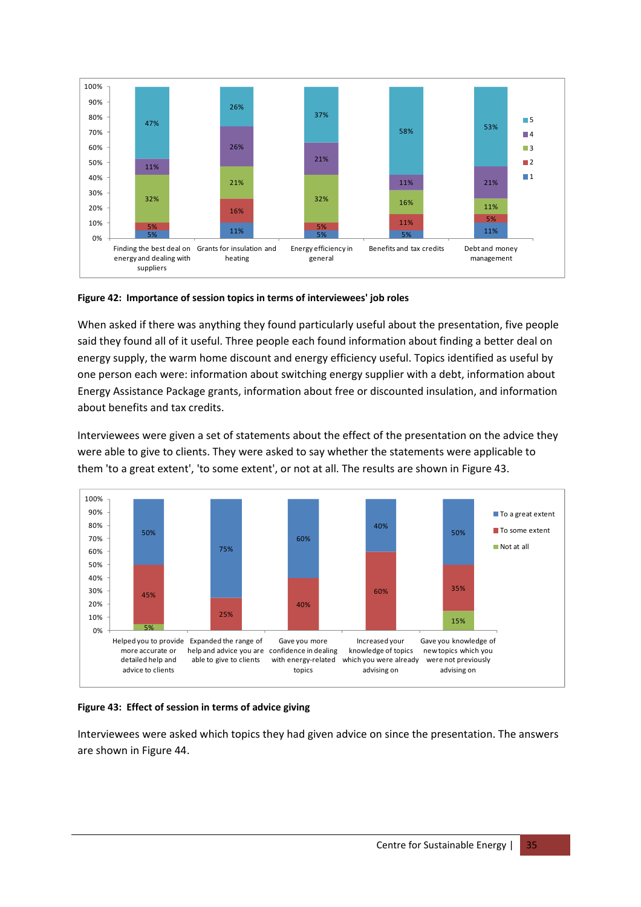**Figure 42: Importance of session topics in terms of interviewees' job roles**

When asked if there was anything they found particularly useful about the presentation, five people said they found all of it useful. Three people each found information about finding a better deal on energy supply, the warm home discount and energy efficiency useful. Topics identified as useful by one person each were: information about switching energy supplier with a debt, information about Energy Assistance Package grants, information about free or discounted insulation, and information about benefits and tax credits.

Interviewees were given a set of statements about the effect of the presentation on the advice they were able to give to clients. They were asked to say whether the statements were applicable to them 'to a great extent', 'to some extent', or not at all. The results are shown in Figure 43.

**Figure 43: Effect of session in terms of advice giving**

Interviewees were asked which topics they had given advice on since the presentation. The answers are shown in Figure 44.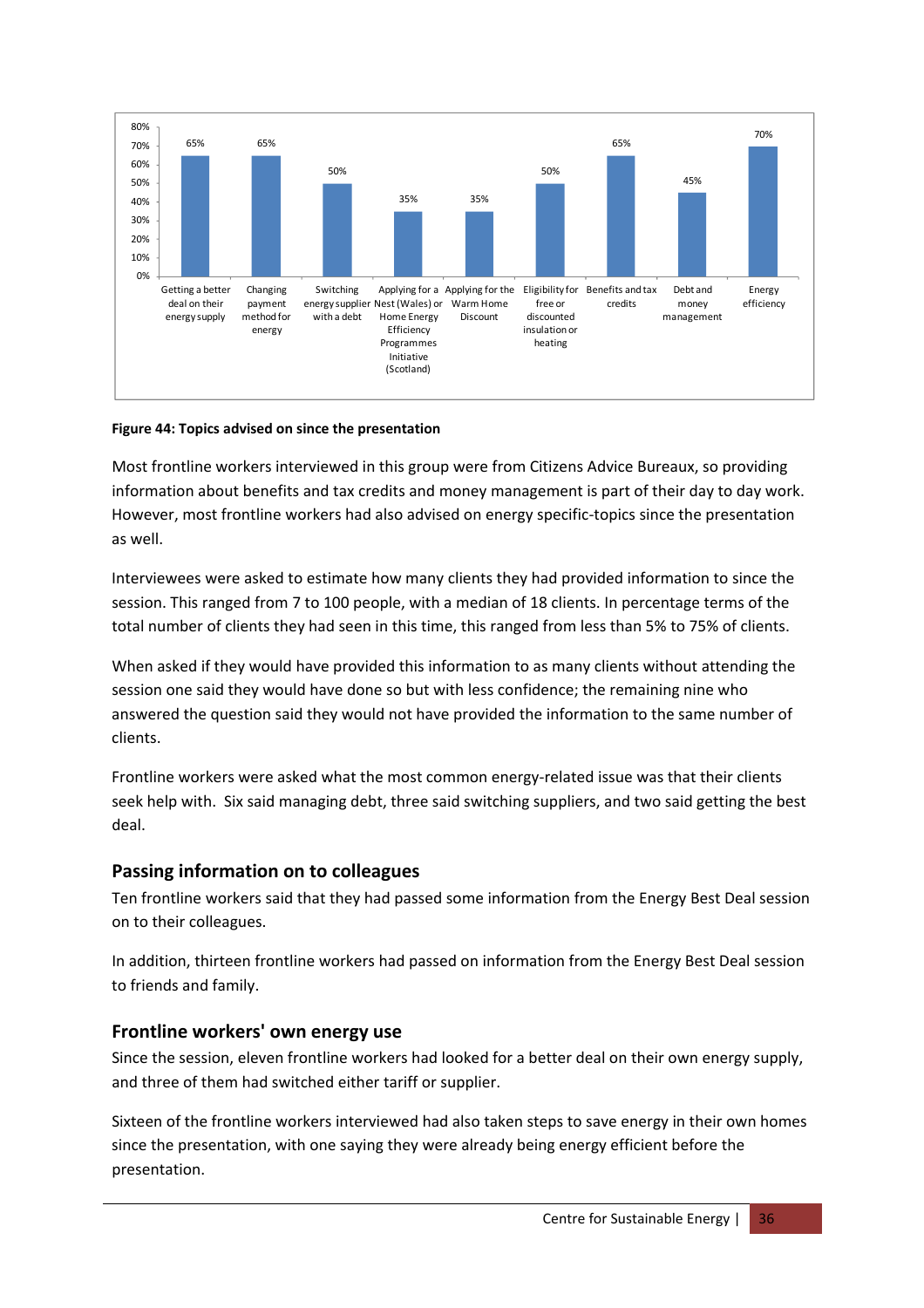| Topic | Percentage |
|---|---|
| Getting a better deal on their energy supply | 65% |
| Changing payment method for energy | 65% |
| Switching energy supplier with a debt | 50% |
| Applying for a Nest (Wales) or Home Energy Efficiency Programmes Initiative (Scotland) | 35% |
| Applying for the Warm Home Discount | 35% |
| Eligibility for free or discounted insulation or heating | 50% |
| Benefits and tax credits | 65% |
| Debt and money management | 45% |
| Energy efficiency | 70% |

**Figure 44: Topics advised on since the presentation**

Most frontline workers interviewed in this group were from Citizens Advice Bureaux, so providing information about benefits and tax credits and money management is part of their day to day work. However, most frontline workers had also advised on energy specific-topics since the presentation as well.

Interviewees were asked to estimate how many clients they had provided information to since the session. This ranged from 7 to 100 people, with a median of 18 clients. In percentage terms of the total number of clients they had seen in this time, this ranged from less than 5% to 75% of clients.

When asked if they would have provided this information to as many clients without attending the session one said they would have done so but with less confidence; the remaining nine who answered the question said they would not have provided the information to the same number of clients.

Frontline workers were asked what the most common energy-related issue was that their clients seek help with. Six said managing debt, three said switching suppliers, and two said getting the best deal.

## Passing information on to colleagues

Ten frontline workers said that they had passed some information from the Energy Best Deal session on to their colleagues.

In addition, thirteen frontline workers had passed on information from the Energy Best Deal session to friends and family.

## Frontline workers' own energy use

Since the session, eleven frontline workers had looked for a better deal on their own energy supply, and three of them had switched either tariff or supplier.

Sixteen of the frontline workers interviewed had also taken steps to save energy in their own homes since the presentation, with one saying they were already being energy efficient before the presentation.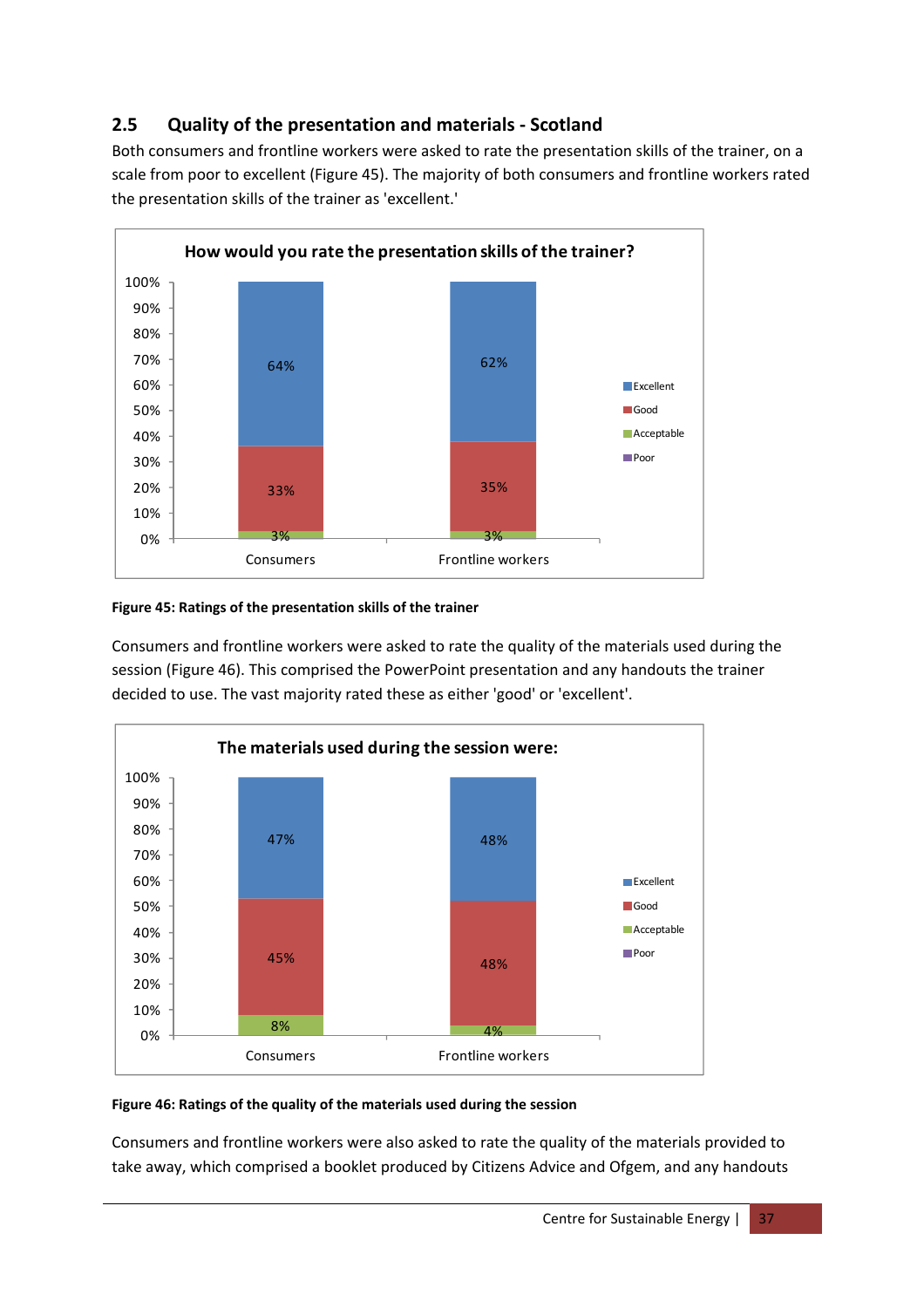## 2.5 Quality of the presentation and materials - Scotland

Both consumers and frontline workers were asked to rate the presentation skills of the trainer, on a scale from poor to excellent (Figure 45). The majority of both consumers and frontline workers rated the presentation skills of the trainer as 'excellent.'

**How would you rate the presentation skills of the trainer?**

| | Excellent | Good | Acceptable | Poor |
|---|---|---|---|---|
| Consumers | 64% | 33% | 3% | |
| Frontline workers | 62% | 35% | 3% | |

**Figure 45: Ratings of the presentation skills of the trainer**

Consumers and frontline workers were asked to rate the quality of the materials used during the session (Figure 46). This comprised the PowerPoint presentation and any handouts the trainer decided to use. The vast majority rated these as either 'good' or 'excellent'.

**The materials used during the session were:**

| | Excellent | Good | Acceptable | Poor |
|---|---|---|---|---|
| Consumers | 47% | 45% | 8% | |
| Frontline workers | 48% | 48% | 4% | |

**Figure 46: Ratings of the quality of the materials used during the session**

Consumers and frontline workers were also asked to rate the quality of the materials provided to take away, which comprised a booklet produced by Citizens Advice and Ofgem, and any handouts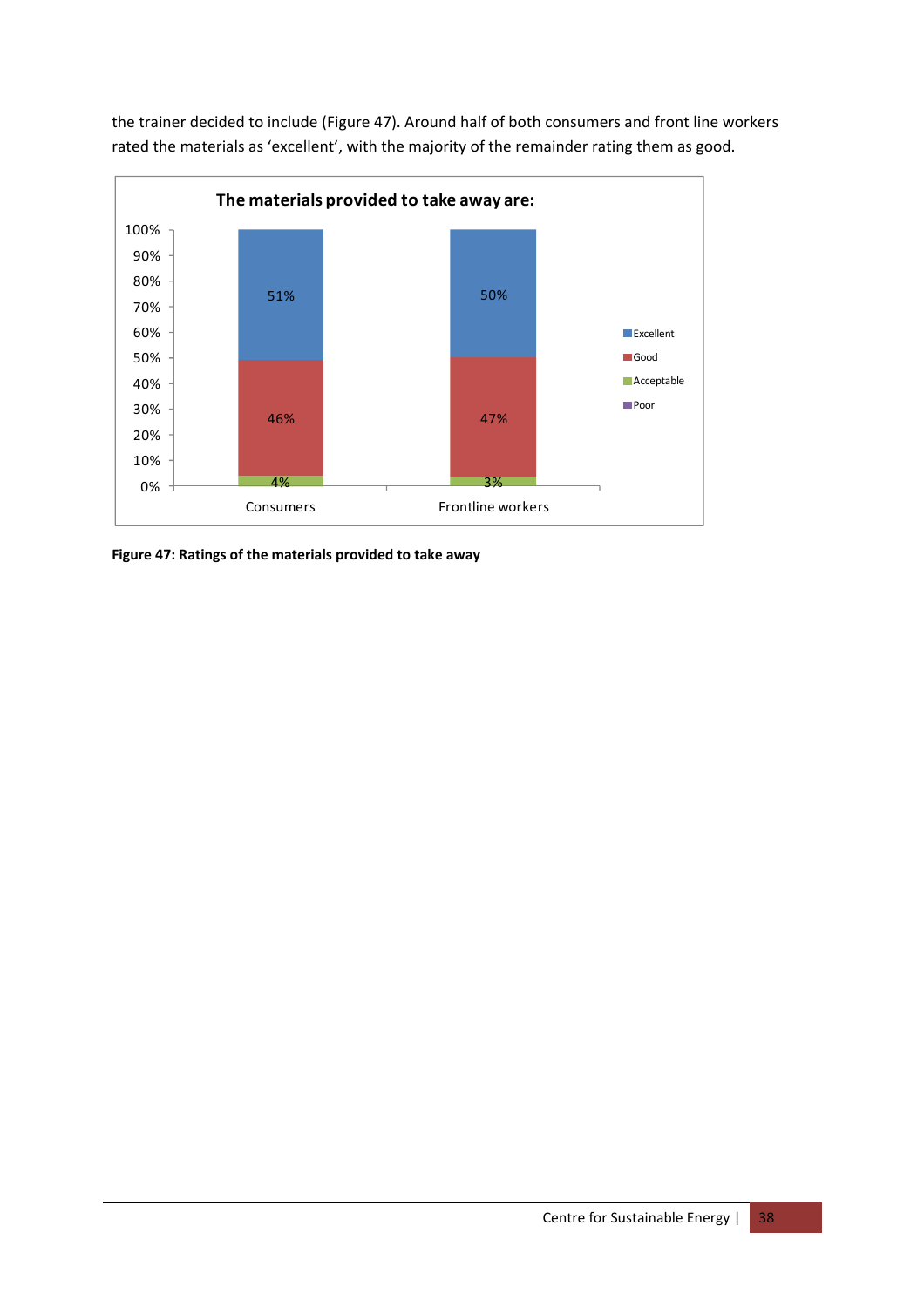the trainer decided to include (Figure 47). Around half of both consumers and front line workers rated the materials as 'excellent', with the majority of the remainder rating them as good.

**The materials provided to take away are:**

| | Excellent | Good | Acceptable | Poor |
|---|---|---|---|---|
| Consumers | 51% | 46% | 4% | |
| Frontline workers | 50% | 47% | 3% | |

**Figure 47: Ratings of the materials provided to take away**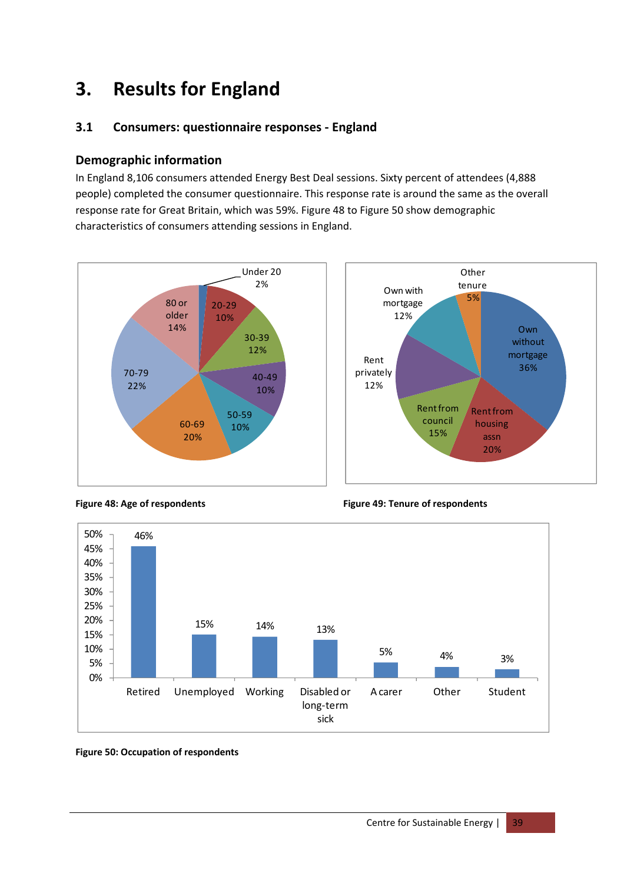# 3. Results for England

## 3.1 Consumers: questionnaire responses - England

### Demographic information

In England 8,106 consumers attended Energy Best Deal sessions. Sixty percent of attendees (4,888 people) completed the consumer questionnaire. This response rate is around the same as the overall response rate for Great Britain, which was 59%. Figure 48 to Figure 50 show demographic characteristics of consumers attending sessions in England.

| Age | Percentage |
|---|---|
| Under 20 | 2% |
| 20-29 | 10% |
| 30-39 | 12% |
| 40-49 | 10% |
| 50-59 | 10% |
| 60-69 | 20% |
| 70-79 | 22% |
| 80 or older | 14% |

**Figure 48: Age of respondents**

| Tenure | Percentage |
|---|---|
| Own without mortgage | 36% |
| Rent from housing assn | 20% |
| Rent from council | 15% |
| Rent privately | 12% |
| Own with mortgage | 12% |
| Other tenure | 5% |

**Figure 49: Tenure of respondents**

| Occupation | Percentage |
|---|---|
| Retired | 46% |
| Unemployed | 15% |
| Working | 14% |
| Disabled or long-term sick | 13% |
| A carer | 5% |
| Other | 4% |
| Student | 3% |

**Figure 50: Occupation of respondents**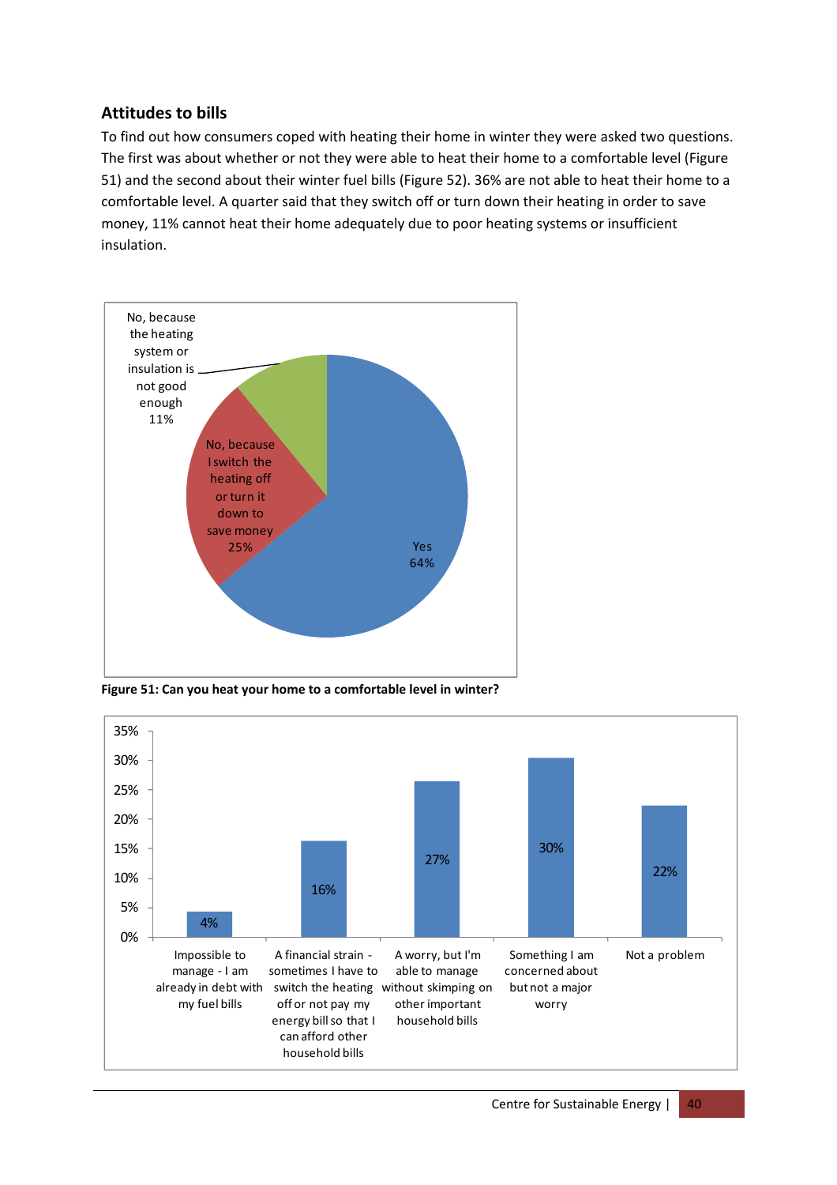## Attitudes to bills

To find out how consumers coped with heating their home in winter they were asked two questions. The first was about whether or not they were able to heat their home to a comfortable level (Figure 51) and the second about their winter fuel bills (Figure 52). 36% are not able to heat their home to a comfortable level. A quarter said that they switch off or turn down their heating in order to save money, 11% cannot heat their home adequately due to poor heating systems or insufficient insulation.

| Response | Percentage |
|---|---|
| Yes | 64% |
| No, because I switch the heating off or turn it down to save money | 25% |
| No, because the heating system or insulation is not good enough | 11% |

**Figure 51: Can you heat your home to a comfortable level in winter?**

| Response | Percentage |
|---|---|
| Impossible to manage - I am already in debt with my fuel bills | 4% |
| A financial strain - sometimes I have to switch the heating off or not pay my energy bill so that I can afford other household bills | 16% |
| A worry, but I'm able to manage without skimping on other important household bills | 27% |
| Something I am concerned about but not a major worry | 30% |
| Not a problem | 22% |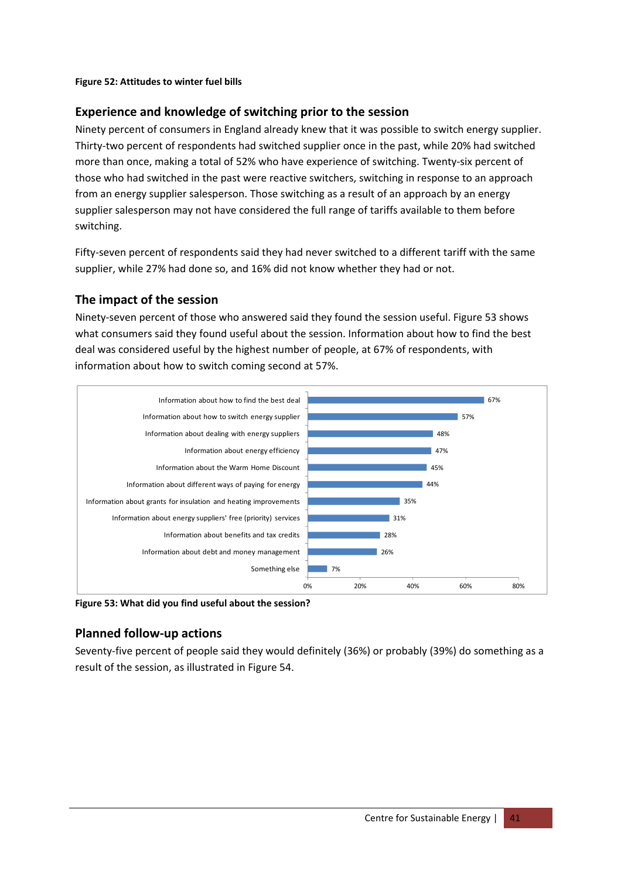**Figure 52: Attitudes to winter fuel bills**

## Experience and knowledge of switching prior to the session

Ninety percent of consumers in England already knew that it was possible to switch energy supplier. Thirty-two percent of respondents had switched supplier once in the past, while 20% had switched more than once, making a total of 52% who have experience of switching. Twenty-six percent of those who had switched in the past were reactive switchers, switching in response to an approach from an energy supplier salesperson. Those switching as a result of an approach by an energy supplier salesperson may not have considered the full range of tariffs available to them before switching.

Fifty-seven percent of respondents said they had never switched to a different tariff with the same supplier, while 27% had done so, and 16% did not know whether they had or not.

## The impact of the session

Ninety-seven percent of those who answered said they found the session useful. Figure 53 shows what consumers said they found useful about the session. Information about how to find the best deal was considered useful by the highest number of people, at 67% of respondents, with information about how to switch coming second at 57%.

| What did you find useful about the session? | % |
|---|---|
| Information about how to find the best deal | 67% |
| Information about how to switch energy supplier | 57% |
| Information about dealing with energy suppliers | 48% |
| Information about energy efficiency | 47% |
| Information about the Warm Home Discount | 45% |
| Information about different ways of paying for energy | 44% |
| Information about grants for insulation and heating improvements | 35% |
| Information about energy suppliers' free (priority) services | 31% |
| Information about benefits and tax credits | 28% |
| Information about debt and money management | 26% |
| Something else | 7% |

**Figure 53: What did you find useful about the session?**

## Planned follow-up actions

Seventy-five percent of people said they would definitely (36%) or probably (39%) do something as a result of the session, as illustrated in Figure 54.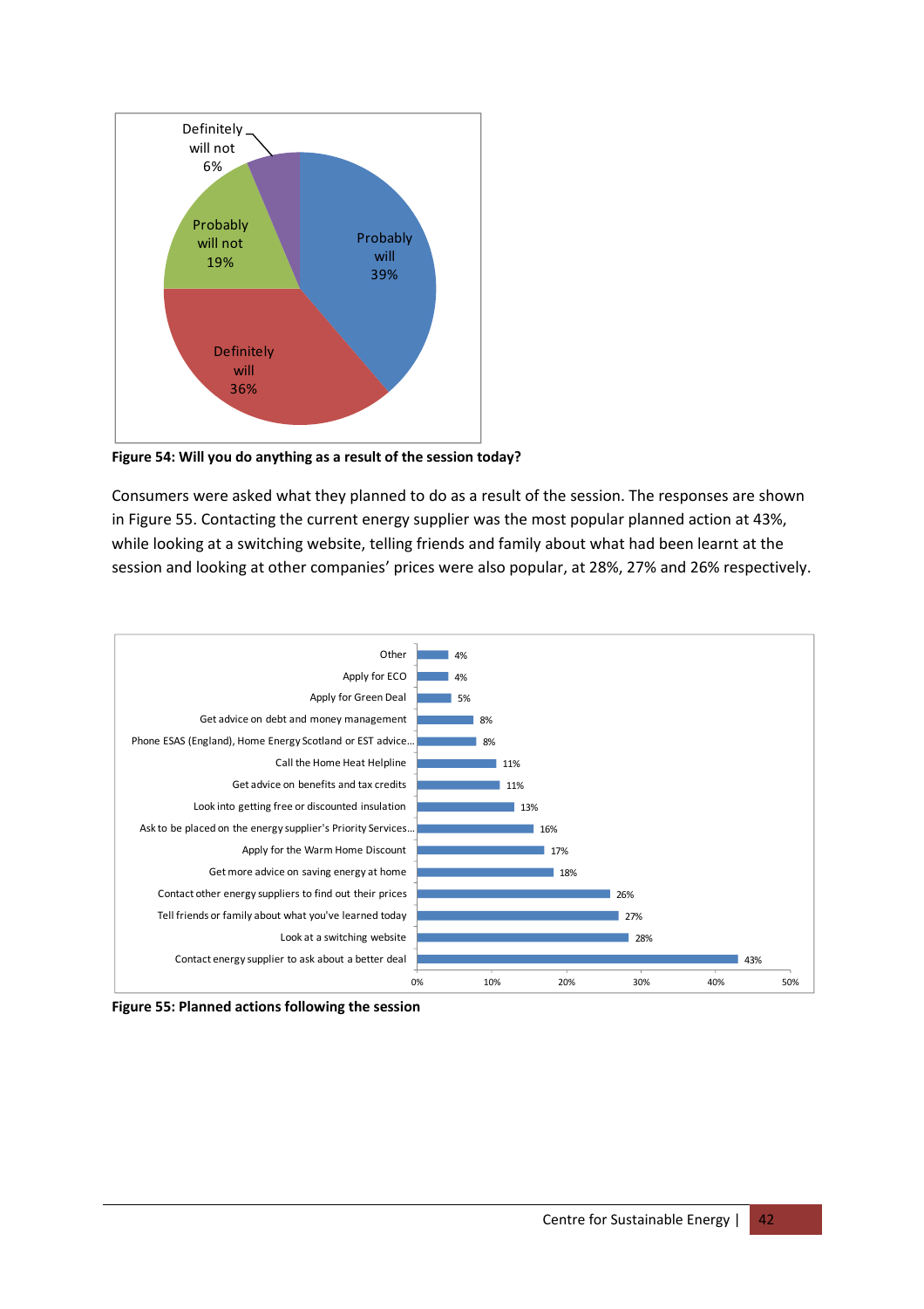| Response | Percentage |
|---|---|
| Probably will | 39% |
| Definitely will | 36% |
| Probably will not | 19% |
| Definitely will not | 6% |

**Figure 54: Will you do anything as a result of the session today?**

Consumers were asked what they planned to do as a result of the session. The responses are shown in Figure 55. Contacting the current energy supplier was the most popular planned action at 43%, while looking at a switching website, telling friends and family about what had been learnt at the session and looking at other companies' prices were also popular, at 28%, 27% and 26% respectively.

| Planned action | Percentage |
|---|---|
| Other | 4% |
| Apply for ECO | 4% |
| Apply for Green Deal | 5% |
| Get advice on debt and money management | 8% |
| Phone ESAS (England), Home Energy Scotland or EST advice... | 8% |
| Call the Home Heat Helpline | 11% |
| Get advice on benefits and tax credits | 11% |
| Look into getting free or discounted insulation | 13% |
| Ask to be placed on the energy supplier's Priority Services... | 16% |
| Apply for the Warm Home Discount | 17% |
| Get more advice on saving energy at home | 18% |
| Contact other energy suppliers to find out their prices | 26% |
| Tell friends or family about what you've learned today | 27% |
| Look at a switching website | 28% |
| Contact energy supplier to ask about a better deal | 43% |

**Figure 55: Planned actions following the session**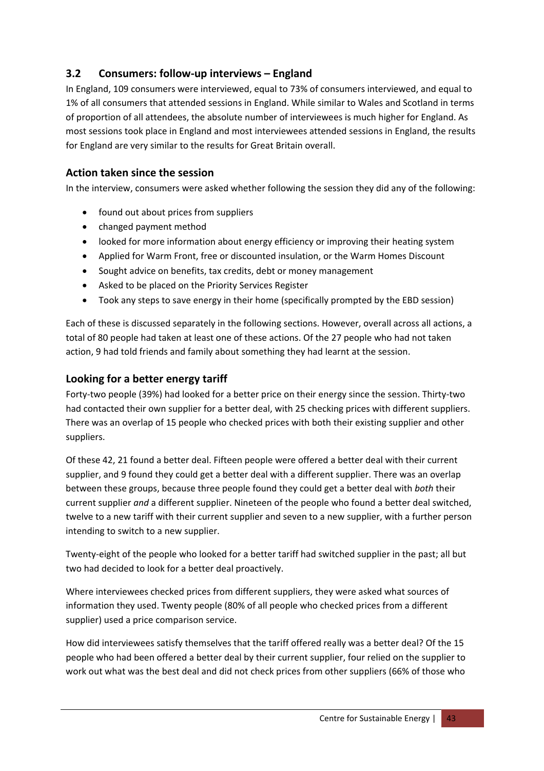## 3.2 Consumers: follow-up interviews – England

In England, 109 consumers were interviewed, equal to 73% of consumers interviewed, and equal to 1% of all consumers that attended sessions in England. While similar to Wales and Scotland in terms of proportion of all attendees, the absolute number of interviewees is much higher for England. As most sessions took place in England and most interviewees attended sessions in England, the results for England are very similar to the results for Great Britain overall.

### Action taken since the session

In the interview, consumers were asked whether following the session they did any of the following:

- found out about prices from suppliers
- changed payment method
- looked for more information about energy efficiency or improving their heating system
- Applied for Warm Front, free or discounted insulation, or the Warm Homes Discount
- Sought advice on benefits, tax credits, debt or money management
- Asked to be placed on the Priority Services Register
- Took any steps to save energy in their home (specifically prompted by the EBD session)

Each of these is discussed separately in the following sections. However, overall across all actions, a total of 80 people had taken at least one of these actions. Of the 27 people who had not taken action, 9 had told friends and family about something they had learnt at the session.

### Looking for a better energy tariff

Forty-two people (39%) had looked for a better price on their energy since the session. Thirty-two had contacted their own supplier for a better deal, with 25 checking prices with different suppliers. There was an overlap of 15 people who checked prices with both their existing supplier and other suppliers.

Of these 42, 21 found a better deal. Fifteen people were offered a better deal with their current supplier, and 9 found they could get a better deal with a different supplier. There was an overlap between these groups, because three people found they could get a better deal with *both* their current supplier *and* a different supplier. Nineteen of the people who found a better deal switched, twelve to a new tariff with their current supplier and seven to a new supplier, with a further person intending to switch to a new supplier.

Twenty-eight of the people who looked for a better tariff had switched supplier in the past; all but two had decided to look for a better deal proactively.

Where interviewees checked prices from different suppliers, they were asked what sources of information they used. Twenty people (80% of all people who checked prices from a different supplier) used a price comparison service.

How did interviewees satisfy themselves that the tariff offered really was a better deal? Of the 15 people who had been offered a better deal by their current supplier, four relied on the supplier to work out what was the best deal and did not check prices from other suppliers (66% of those who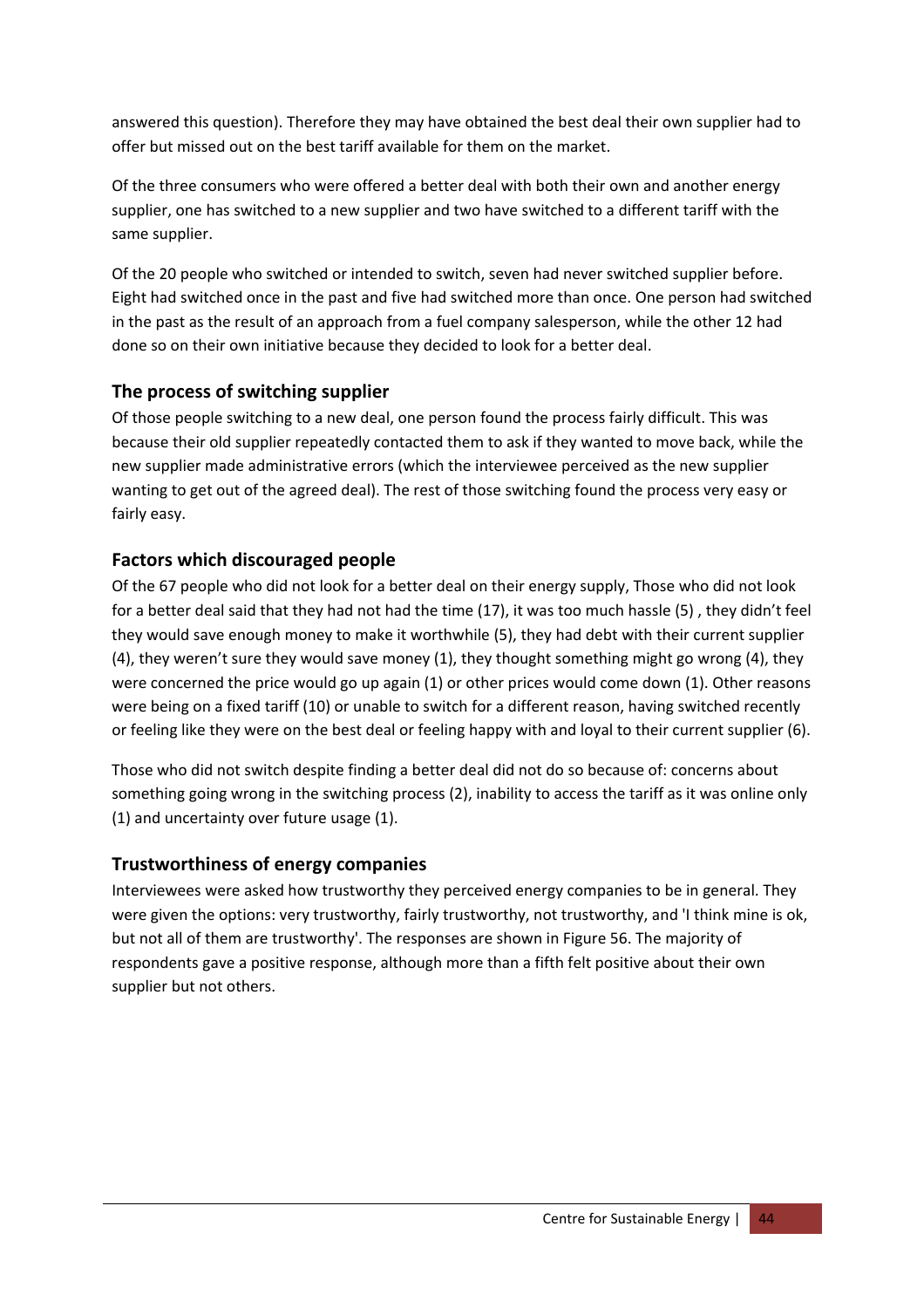answered this question). Therefore they may have obtained the best deal their own supplier had to offer but missed out on the best tariff available for them on the market.

Of the three consumers who were offered a better deal with both their own and another energy supplier, one has switched to a new supplier and two have switched to a different tariff with the same supplier.

Of the 20 people who switched or intended to switch, seven had never switched supplier before. Eight had switched once in the past and five had switched more than once. One person had switched in the past as the result of an approach from a fuel company salesperson, while the other 12 had done so on their own initiative because they decided to look for a better deal.

## The process of switching supplier

Of those people switching to a new deal, one person found the process fairly difficult. This was because their old supplier repeatedly contacted them to ask if they wanted to move back, while the new supplier made administrative errors (which the interviewee perceived as the new supplier wanting to get out of the agreed deal). The rest of those switching found the process very easy or fairly easy.

## Factors which discouraged people

Of the 67 people who did not look for a better deal on their energy supply, Those who did not look for a better deal said that they had not had the time (17), it was too much hassle (5) , they didn't feel they would save enough money to make it worthwhile (5), they had debt with their current supplier (4), they weren't sure they would save money (1), they thought something might go wrong (4), they were concerned the price would go up again (1) or other prices would come down (1). Other reasons were being on a fixed tariff (10) or unable to switch for a different reason, having switched recently or feeling like they were on the best deal or feeling happy with and loyal to their current supplier (6).

Those who did not switch despite finding a better deal did not do so because of: concerns about something going wrong in the switching process (2), inability to access the tariff as it was online only (1) and uncertainty over future usage (1).

## Trustworthiness of energy companies

Interviewees were asked how trustworthy they perceived energy companies to be in general. They were given the options: very trustworthy, fairly trustworthy, not trustworthy, and 'I think mine is ok, but not all of them are trustworthy'. The responses are shown in Figure 56. The majority of respondents gave a positive response, although more than a fifth felt positive about their own supplier but not others.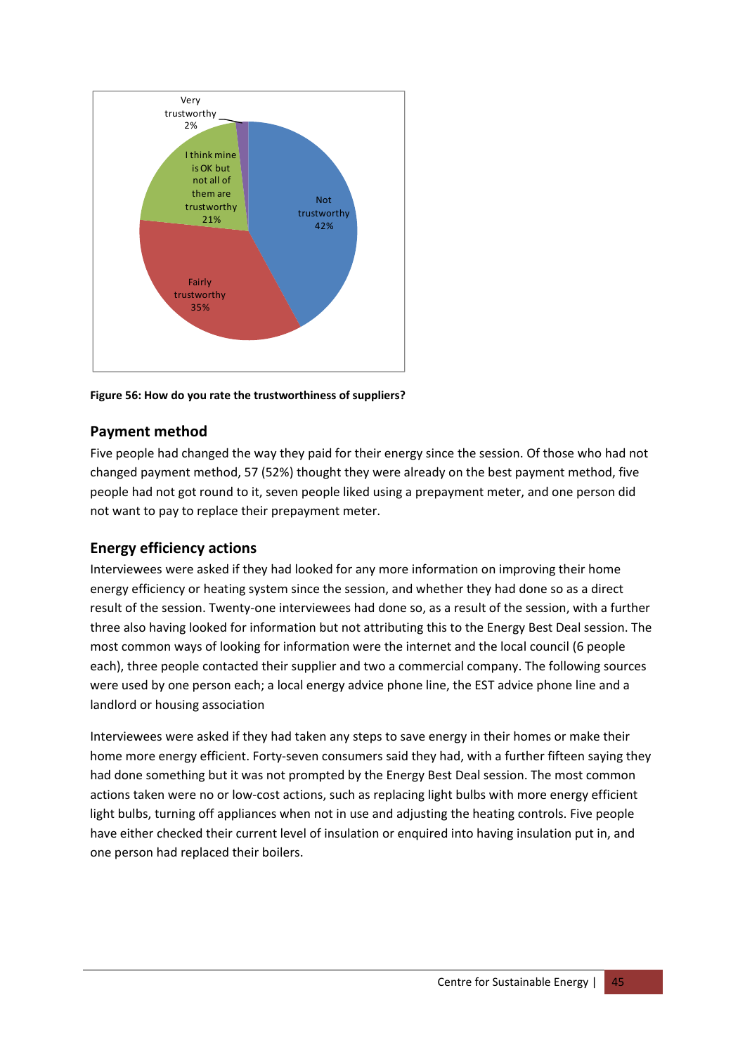Very trustworthy 2%

I think mine is OK but not all of them are trustworthy 21%

Not trustworthy 42%

Fairly trustworthy 35%

**Figure 56: How do you rate the trustworthiness of suppliers?**

## Payment method

Five people had changed the way they paid for their energy since the session. Of those who had not changed payment method, 57 (52%) thought they were already on the best payment method, five people had not got round to it, seven people liked using a prepayment meter, and one person did not want to pay to replace their prepayment meter.

## Energy efficiency actions

Interviewees were asked if they had looked for any more information on improving their home energy efficiency or heating system since the session, and whether they had done so as a direct result of the session. Twenty-one interviewees had done so, as a result of the session, with a further three also having looked for information but not attributing this to the Energy Best Deal session. The most common ways of looking for information were the internet and the local council (6 people each), three people contacted their supplier and two a commercial company. The following sources were used by one person each; a local energy advice phone line, the EST advice phone line and a landlord or housing association

Interviewees were asked if they had taken any steps to save energy in their homes or make their home more energy efficient. Forty-seven consumers said they had, with a further fifteen saying they had done something but it was not prompted by the Energy Best Deal session. The most common actions taken were no or low-cost actions, such as replacing light bulbs with more energy efficient light bulbs, turning off appliances when not in use and adjusting the heating controls. Five people have either checked their current level of insulation or enquired into having insulation put in, and one person had replaced their boilers.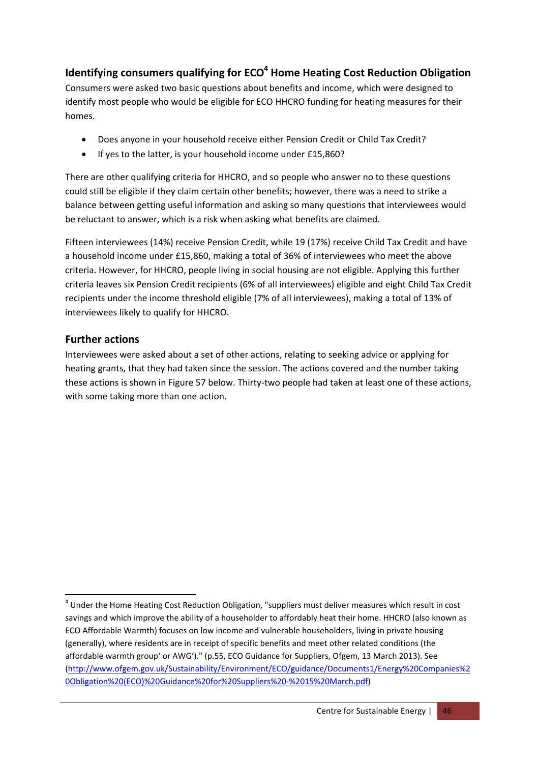## Identifying consumers qualifying for ECO[4] Home Heating Cost Reduction Obligation

Consumers were asked two basic questions about benefits and income, which were designed to identify most people who would be eligible for ECO HHCRO funding for heating measures for their homes.

- Does anyone in your household receive either Pension Credit or Child Tax Credit?
- If yes to the latter, is your household income under £15,860?

There are other qualifying criteria for HHCRO, and so people who answer no to these questions could still be eligible if they claim certain other benefits; however, there was a need to strike a balance between getting useful information and asking so many questions that interviewees would be reluctant to answer, which is a risk when asking what benefits are claimed.

Fifteen interviewees (14%) receive Pension Credit, while 19 (17%) receive Child Tax Credit and have a household income under £15,860, making a total of 36% of interviewees who meet the above criteria. However, for HHCRO, people living in social housing are not eligible. Applying this further criteria leaves six Pension Credit recipients (6% of all interviewees) eligible and eight Child Tax Credit recipients under the income threshold eligible (7% of all interviewees), making a total of 13% of interviewees likely to qualify for HHCRO.

## Further actions

Interviewees were asked about a set of other actions, relating to seeking advice or applying for heating grants, that they had taken since the session. The actions covered and the number taking these actions is shown in Figure 57 below. Thirty-two people had taken at least one of these actions, with some taking more than one action.

---

[4] Under the Home Heating Cost Reduction Obligation, "suppliers must deliver measures which result in cost savings and which improve the ability of a householder to affordably heat their home. HHCRO (also known as ECO Affordable Warmth) focuses on low income and vulnerable householders, living in private housing (generally), where residents are in receipt of specific benefits and meet other related conditions (the affordable warmth group' or AWG')." (p.55, ECO Guidance for Suppliers, Ofgem, 13 March 2013). See (http://www.ofgem.gov.uk/Sustainability/Environment/ECO/guidance/Documents1/Energy%20Companies%20Obligation%20(ECO)%20Guidance%20for%20Suppliers%20-%2015%20March.pdf)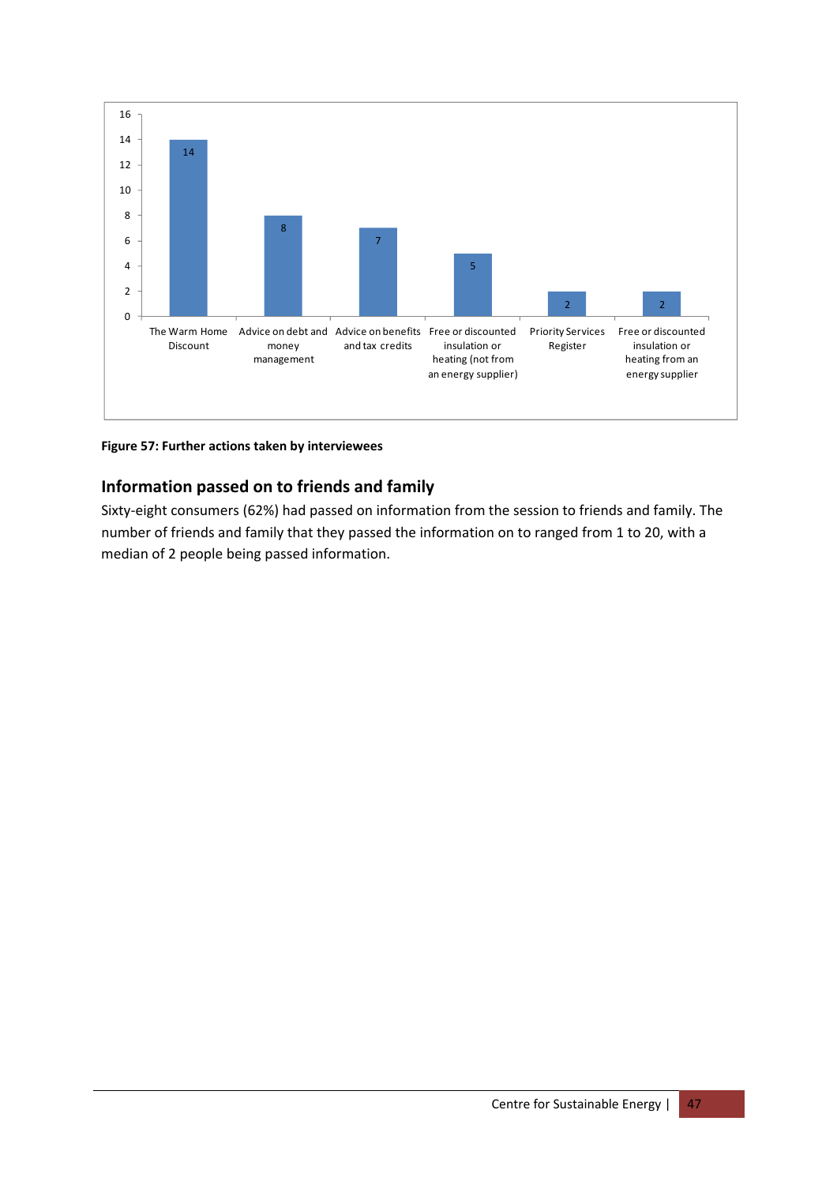| Action | Number |
| --- | --- |
| The Warm Home Discount | 14 |
| Advice on debt and money management | 8 |
| Advice on benefits and tax credits | 7 |
| Free or discounted insulation or heating (not from an energy supplier) | 5 |
| Priority Services Register | 2 |
| Free or discounted insulation or heating from an energy supplier | 2 |

**Figure 57: Further actions taken by interviewees**

## Information passed on to friends and family

Sixty-eight consumers (62%) had passed on information from the session to friends and family. The number of friends and family that they passed the information on to ranged from 1 to 20, with a median of 2 people being passed information.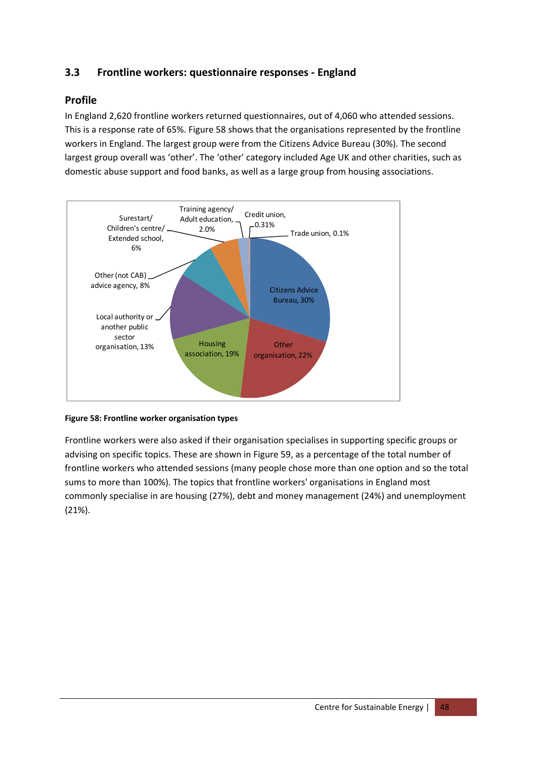### 3.3 Frontline workers: questionnaire responses - England

#### Profile

In England 2,620 frontline workers returned questionnaires, out of 4,060 who attended sessions. This is a response rate of 65%. Figure 58 shows that the organisations represented by the frontline workers in England. The largest group were from the Citizens Advice Bureau (30%). The second largest group overall was 'other'. The 'other' category included Age UK and other charities, such as domestic abuse support and food banks, as well as a large group from housing associations.

**Figure 58: Frontline worker organisation types**

Frontline workers were also asked if their organisation specialises in supporting specific groups or advising on specific topics. These are shown in Figure 59, as a percentage of the total number of frontline workers who attended sessions (many people chose more than one option and so the total sums to more than 100%). The topics that frontline workers' organisations in England most commonly specialise in are housing (27%), debt and money management (24%) and unemployment (21%).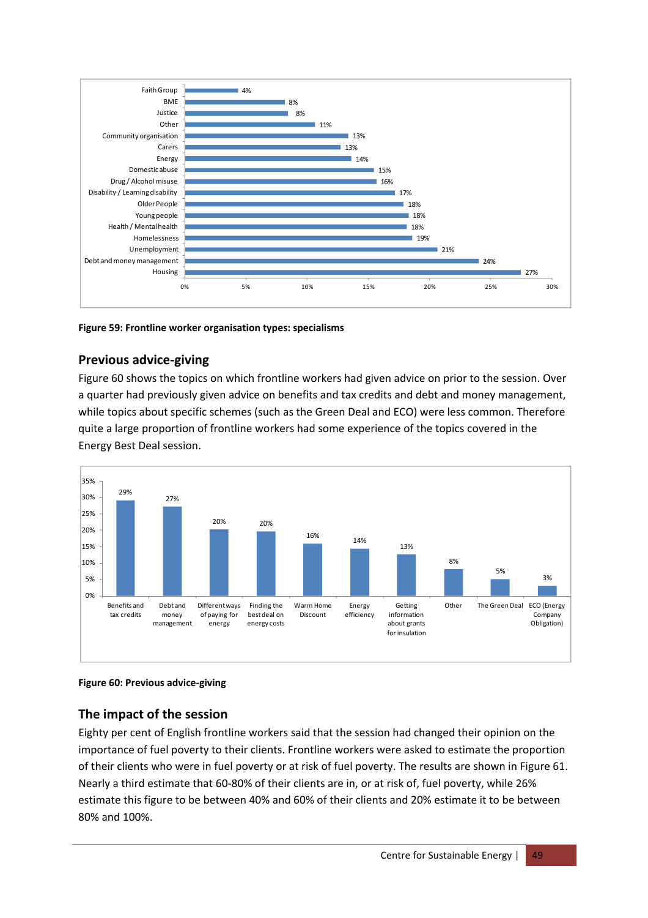| Specialism | Percentage |
|---|---|
| Faith Group | 4% |
| BME | 8% |
| Justice | 8% |
| Other | 11% |
| Community organisation | 13% |
| Carers | 13% |
| Energy | 14% |
| Domestic abuse | 15% |
| Drug / Alcohol misuse | 16% |
| Disability / Learning disability | 17% |
| Older People | 18% |
| Young people | 18% |
| Health / Mental health | 18% |
| Homelessness | 19% |
| Unemployment | 21% |
| Debt and money management | 24% |
| Housing | 27% |

**Figure 59: Frontline worker organisation types: specialisms**

## Previous advice-giving

Figure 60 shows the topics on which frontline workers had given advice on prior to the session. Over a quarter had previously given advice on benefits and tax credits and debt and money management, while topics about specific schemes (such as the Green Deal and ECO) were less common. Therefore quite a large proportion of frontline workers had some experience of the topics covered in the Energy Best Deal session.

| Topic | Percentage |
|---|---|
| Benefits and tax credits | 29% |
| Debt and money management | 27% |
| Different ways of paying for energy | 20% |
| Finding the best deal on energy costs | 20% |
| Warm Home Discount | 16% |
| Energy efficiency | 14% |
| Getting information about grants for insulation | 13% |
| Other | 8% |
| The Green Deal | 5% |
| ECO (Energy Company Obligation) | 3% |

**Figure 60: Previous advice-giving**

## The impact of the session

Eighty per cent of English frontline workers said that the session had changed their opinion on the importance of fuel poverty to their clients. Frontline workers were asked to estimate the proportion of their clients who were in fuel poverty or at risk of fuel poverty. The results are shown in Figure 61. Nearly a third estimate that 60-80% of their clients are in, or at risk of, fuel poverty, while 26% estimate this figure to be between 40% and 60% of their clients and 20% estimate it to be between 80% and 100%.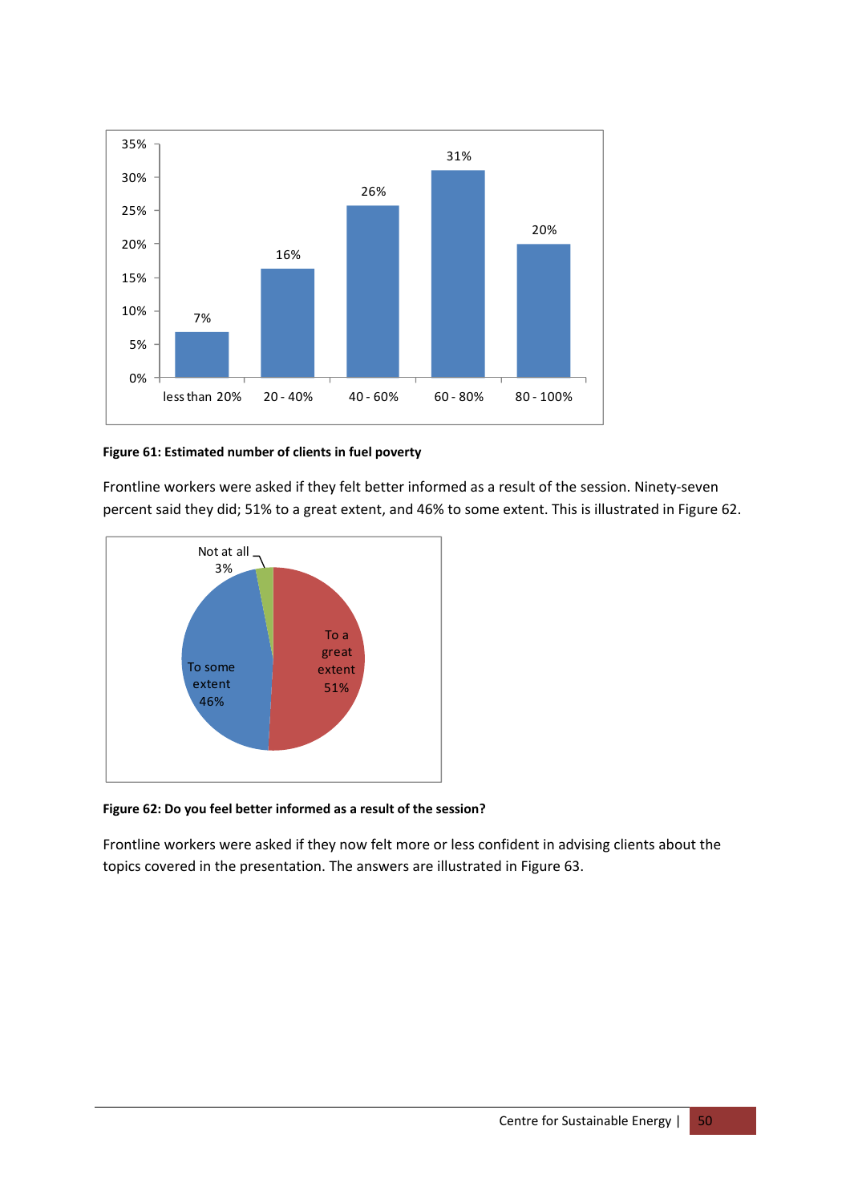Figure 61: Estimated number of clients in fuel poverty

Frontline workers were asked if they felt better informed as a result of the session. Ninety-seven percent said they did; 51% to a great extent, and 46% to some extent. This is illustrated in Figure 62.

**Figure 62: Do you feel better informed as a result of the session?**

Frontline workers were asked if they now felt more or less confident in advising clients about the topics covered in the presentation. The answers are illustrated in Figure 63.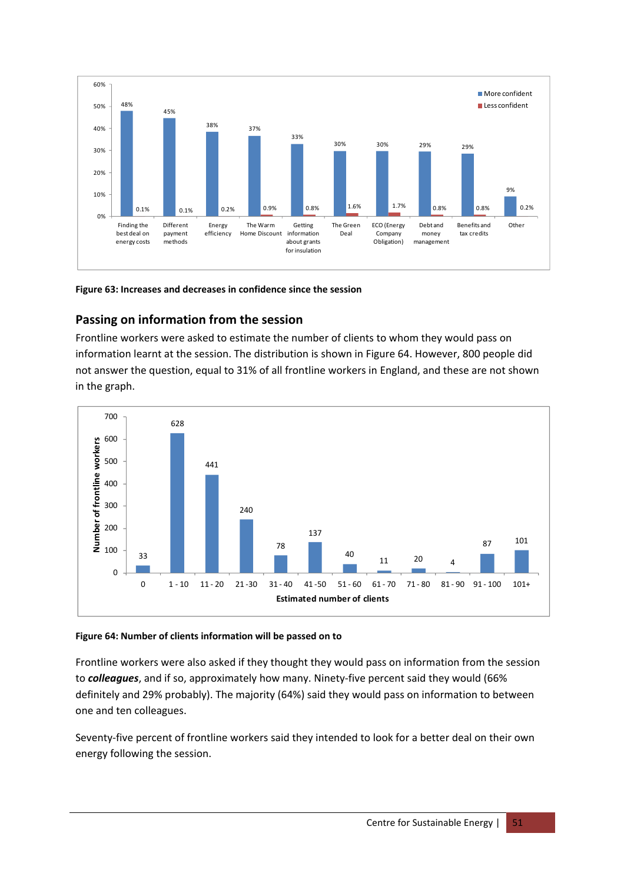| | More confident | Less confident |
|---|---|---|
| Finding the best deal on energy costs | 48% | 0.1% |
| Different payment methods | 45% | 0.1% |
| Energy efficiency | 38% | 0.2% |
| The Warm Home Discount | 37% | 0.9% |
| Getting information about grants for insulation | 33% | 0.8% |
| The Green Deal | 30% | 1.6% |
| ECO (Energy Company Obligation) | 30% | 1.7% |
| Debt and money management | 29% | 0.8% |
| Benefits and tax credits | 29% | 0.8% |
| Other | 9% | 0.2% |

**Figure 63: Increases and decreases in confidence since the session**

## Passing on information from the session

Frontline workers were asked to estimate the number of clients to whom they would pass on information learnt at the session. The distribution is shown in Figure 64. However, 800 people did not answer the question, equal to 31% of all frontline workers in England, and these are not shown in the graph.

| Estimated number of clients | Number of frontline workers |
|---|---|
| 0 | 33 |
| 1 - 10 | 628 |
| 11 - 20 | 441 |
| 21 -30 | 240 |
| 31 - 40 | 78 |
| 41 -50 | 137 |
| 51 - 60 | 40 |
| 61 - 70 | 11 |
| 71 - 80 | 20 |
| 81 - 90 | 4 |
| 91 - 100 | 87 |
| 101+ | 101 |

**Figure 64: Number of clients information will be passed on to**

Frontline workers were also asked if they thought they would pass on information from the session to ***colleagues***, and if so, approximately how many. Ninety-five percent said they would (66% definitely and 29% probably). The majority (64%) said they would pass on information to between one and ten colleagues.

Seventy-five percent of frontline workers said they intended to look for a better deal on their own energy following the session.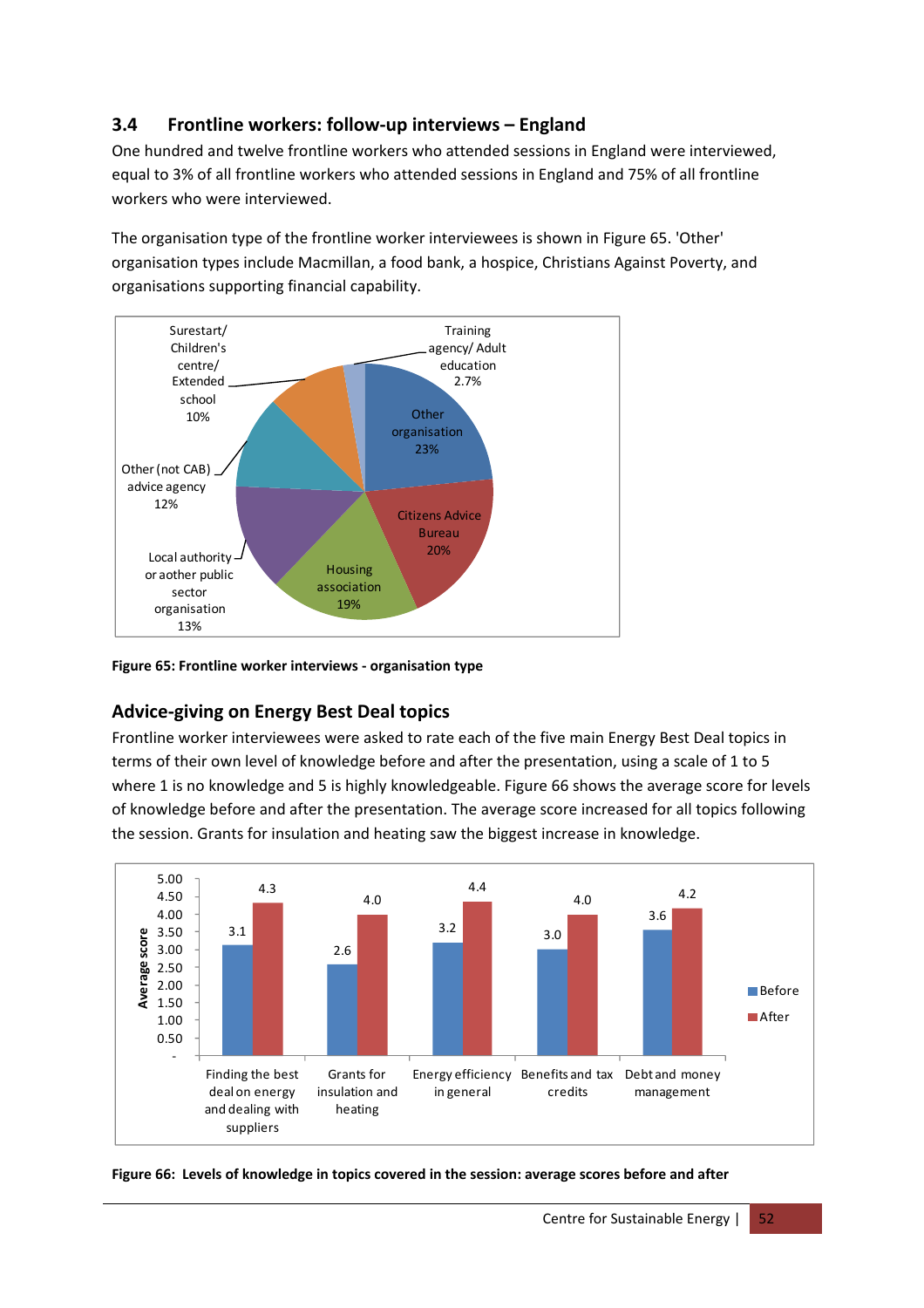## 3.4 Frontline workers: follow-up interviews – England

One hundred and twelve frontline workers who attended sessions in England were interviewed, equal to 3% of all frontline workers who attended sessions in England and 75% of all frontline workers who were interviewed.

The organisation type of the frontline worker interviewees is shown in Figure 65. 'Other' organisation types include Macmillan, a food bank, a hospice, Christians Against Poverty, and organisations supporting financial capability.

| Organisation type | % |
|---|---|
| Other organisation | 23% |
| Citizens Advice Bureau | 20% |
| Housing association | 19% |
| Local authority or aother public sector organisation | 13% |
| Other (not CAB) advice agency | 12% |
| Surestart/ Children's centre/ Extended school | 10% |
| Training agency/ Adult education | 2.7% |

**Figure 65: Frontline worker interviews - organisation type**

### Advice-giving on Energy Best Deal topics

Frontline worker interviewees were asked to rate each of the five main Energy Best Deal topics in terms of their own level of knowledge before and after the presentation, using a scale of 1 to 5 where 1 is no knowledge and 5 is highly knowledgeable. Figure 66 shows the average score for levels of knowledge before and after the presentation. The average score increased for all topics following the session. Grants for insulation and heating saw the biggest increase in knowledge.

| Topic | Before | After |
|---|---|---|
| Finding the best deal on energy and dealing with suppliers | 3.1 | 4.3 |
| Grants for insulation and heating | 2.6 | 4.0 |
| Energy efficiency in general | 3.2 | 4.4 |
| Benefits and tax credits | 3.0 | 4.0 |
| Debt and money management | 3.6 | 4.2 |

**Figure 66: Levels of knowledge in topics covered in the session: average scores before and after**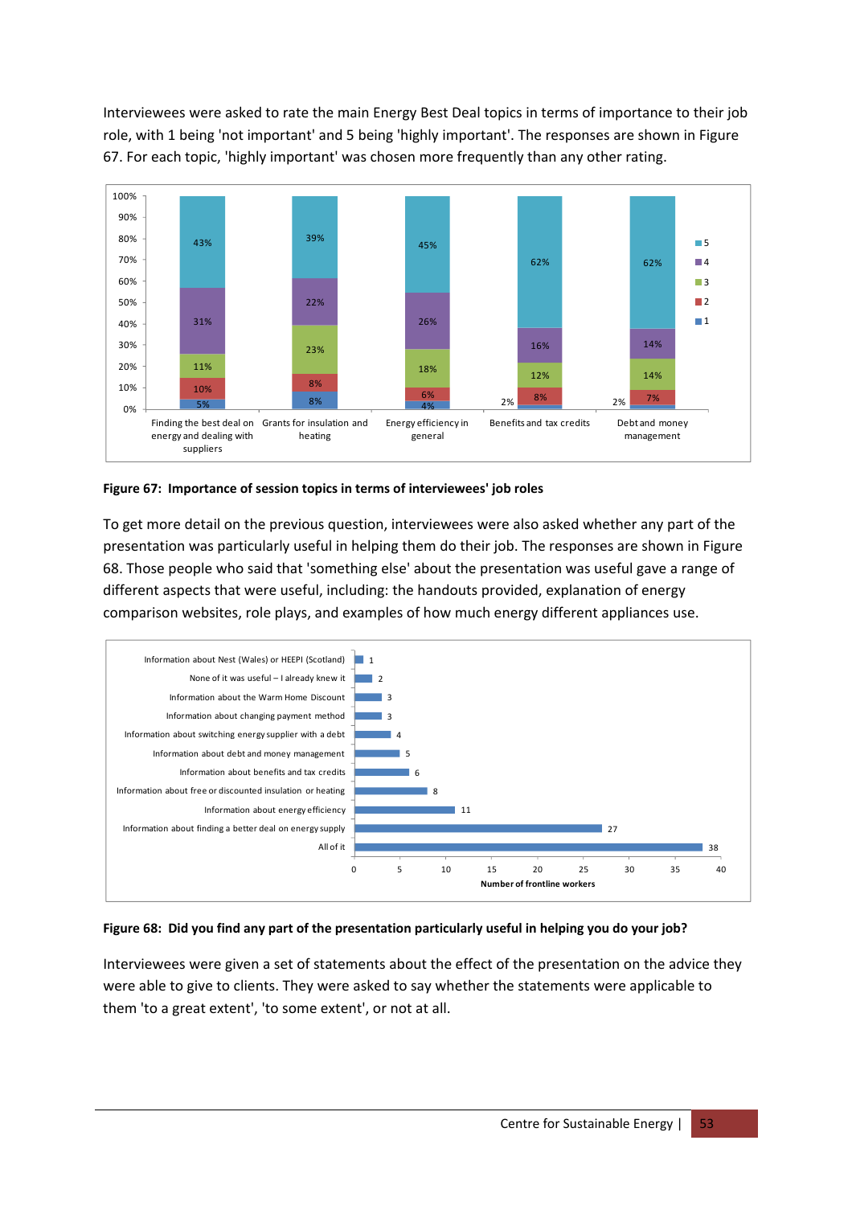Interviewees were asked to rate the main Energy Best Deal topics in terms of importance to their job role, with 1 being 'not important' and 5 being 'highly important'. The responses are shown in Figure 67. For each topic, 'highly important' was chosen more frequently than any other rating.

| | Finding the best deal on energy and dealing with suppliers | Grants for insulation and heating | Energy efficiency in general | Benefits and tax credits | Debt and money management |
|---|---|---|---|---|---|
| 5 | 43% | 39% | 45% | 62% | 62% |
| 4 | 31% | 22% | 26% | 16% | 14% |
| 3 | 11% | 23% | 18% | 12% | 14% |
| 2 | 10% | 8% | 6% | 8% | 7% |
| 1 | 5% | 8% | 4% | 2% | 2% |

**Figure 67: Importance of session topics in terms of interviewees' job roles**

To get more detail on the previous question, interviewees were also asked whether any part of the presentation was particularly useful in helping them do their job. The responses are shown in Figure 68. Those people who said that 'something else' about the presentation was useful gave a range of different aspects that were useful, including: the handouts provided, explanation of energy comparison websites, role plays, and examples of how much energy different appliances use.

| Response | Number of frontline workers |
|---|---|
| Information about Nest (Wales) or HEEPI (Scotland) | 1 |
| None of it was useful – I already knew it | 2 |
| Information about the Warm Home Discount | 3 |
| Information about changing payment method | 3 |
| Information about switching energy supplier with a debt | 4 |
| Information about debt and money management | 5 |
| Information about benefits and tax credits | 6 |
| Information about free or discounted insulation or heating | 8 |
| Information about energy efficiency | 11 |
| Information about finding a better deal on energy supply | 27 |
| All of it | 38 |

**Figure 68: Did you find any part of the presentation particularly useful in helping you do your job?**

Interviewees were given a set of statements about the effect of the presentation on the advice they were able to give to clients. They were asked to say whether the statements were applicable to them 'to a great extent', 'to some extent', or not at all.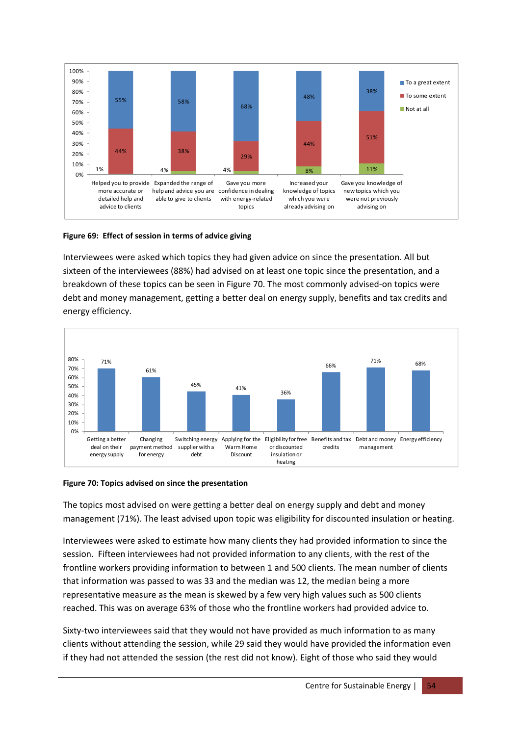| | To a great extent | To some extent | Not at all |
|---|---|---|---|
| Helped you to provide more accurate or detailed help and advice to clients | 55% | 44% | 1% |
| Expanded the range of help and advice you are able to give to clients | 58% | 38% | 4% |
| Gave you more confidence in dealing with energy-related topics | 68% | 29% | 4% |
| Increased your knowledge of topics which you were already advising on | 48% | 44% | 8% |
| Gave you knowledge of new topics which you were not previously advising on | 38% | 51% | 11% |

**Figure 69: Effect of session in terms of advice giving**

Interviewees were asked which topics they had given advice on since the presentation. All but sixteen of the interviewees (88%) had advised on at least one topic since the presentation, and a breakdown of these topics can be seen in Figure 70. The most commonly advised-on topics were debt and money management, getting a better deal on energy supply, benefits and tax credits and energy efficiency.

| Topic | % |
|---|---|
| Getting a better deal on their energy supply | 71% |
| Changing payment method for energy | 61% |
| Switching energy supplier with a debt | 45% |
| Applying for the Warm Home Discount | 41% |
| Eligibility for free or discounted insulation or heating | 36% |
| Benefits and tax credits | 66% |
| Debt and money management | 71% |
| Energy efficiency | 68% |

**Figure 70: Topics advised on since the presentation**

The topics most advised on were getting a better deal on energy supply and debt and money management (71%). The least advised upon topic was eligibility for discounted insulation or heating.

Interviewees were asked to estimate how many clients they had provided information to since the session. Fifteen interviewees had not provided information to any clients, with the rest of the frontline workers providing information to between 1 and 500 clients. The mean number of clients that information was passed to was 33 and the median was 12, the median being a more representative measure as the mean is skewed by a few very high values such as 500 clients reached. This was on average 63% of those who the frontline workers had provided advice to.

Sixty-two interviewees said that they would not have provided as much information to as many clients without attending the session, while 29 said they would have provided the information even if they had not attended the session (the rest did not know). Eight of those who said they would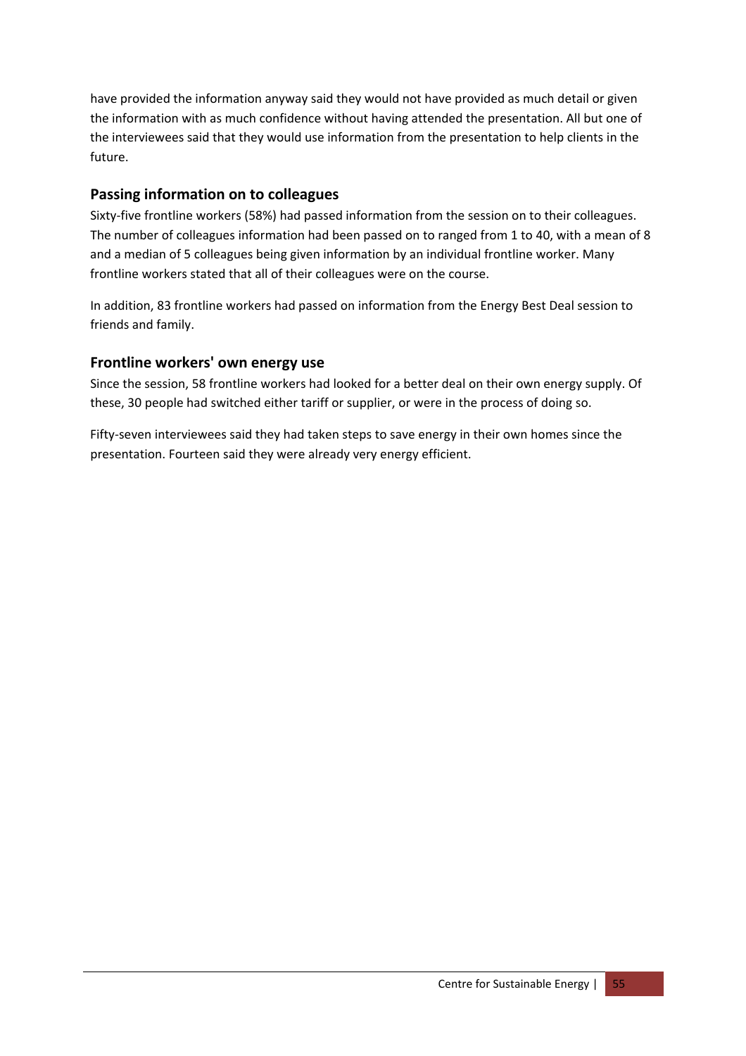have provided the information anyway said they would not have provided as much detail or given the information with as much confidence without having attended the presentation. All but one of the interviewees said that they would use information from the presentation to help clients in the future.

### Passing information on to colleagues

Sixty-five frontline workers (58%) had passed information from the session on to their colleagues. The number of colleagues information had been passed on to ranged from 1 to 40, with a mean of 8 and a median of 5 colleagues being given information by an individual frontline worker. Many frontline workers stated that all of their colleagues were on the course.

In addition, 83 frontline workers had passed on information from the Energy Best Deal session to friends and family.

### Frontline workers' own energy use

Since the session, 58 frontline workers had looked for a better deal on their own energy supply. Of these, 30 people had switched either tariff or supplier, or were in the process of doing so.

Fifty-seven interviewees said they had taken steps to save energy in their own homes since the presentation. Fourteen said they were already very energy efficient.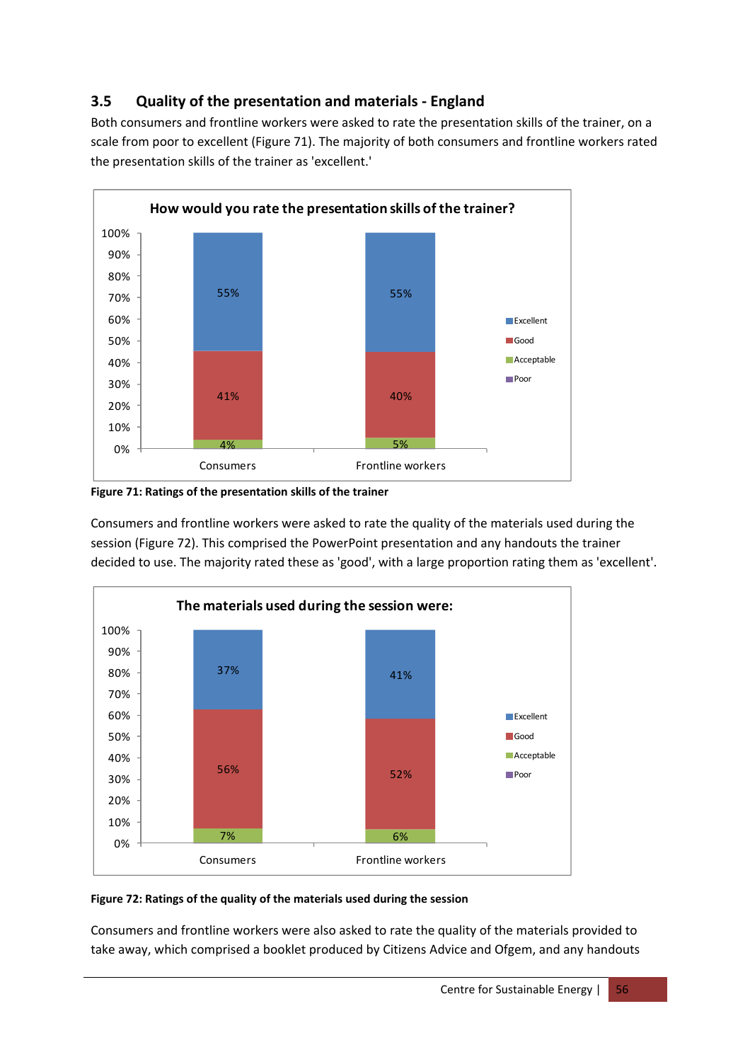## 3.5 Quality of the presentation and materials - England

Both consumers and frontline workers were asked to rate the presentation skills of the trainer, on a scale from poor to excellent (Figure 71). The majority of both consumers and frontline workers rated the presentation skills of the trainer as 'excellent.'

**How would you rate the presentation skills of the trainer?**

| | Consumers | Frontline workers |
|---|---|---|
| Excellent | 55% | 55% |
| Good | 41% | 40% |
| Acceptable | 4% | 5% |
| Poor | | |

**Figure 71: Ratings of the presentation skills of the trainer**

Consumers and frontline workers were asked to rate the quality of the materials used during the session (Figure 72). This comprised the PowerPoint presentation and any handouts the trainer decided to use. The majority rated these as 'good', with a large proportion rating them as 'excellent'.

**The materials used during the session were:**

| | Consumers | Frontline workers |
|---|---|---|
| Excellent | 37% | 41% |
| Good | 56% | 52% |
| Acceptable | 7% | 6% |
| Poor | | |

**Figure 72: Ratings of the quality of the materials used during the session**

Consumers and frontline workers were also asked to rate the quality of the materials provided to take away, which comprised a booklet produced by Citizens Advice and Ofgem, and any handouts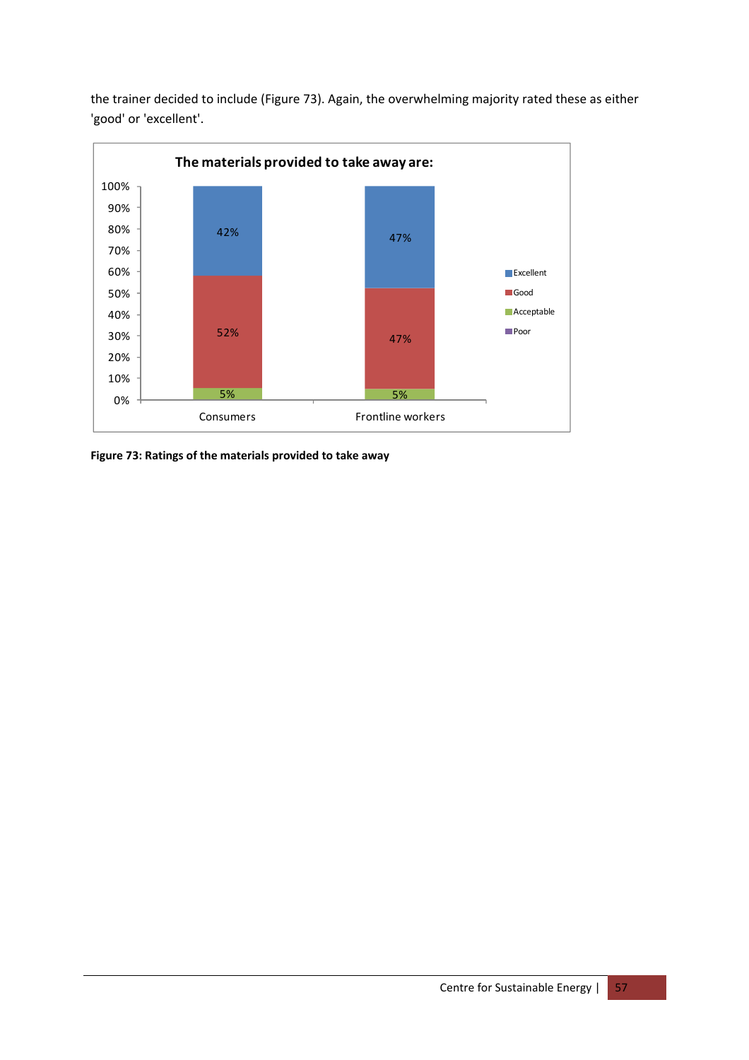the trainer decided to include (Figure 73). Again, the overwhelming majority rated these as either 'good' or 'excellent'.

The materials provided to take away are:

100%
90%
80%
70%
60%
50%
40%
30%
20%
10%
0%

42%
52%
5%

47%
47%
5%

Consumers
Frontline workers

Excellent
Good
Acceptable
Poor

**Figure 73: Ratings of the materials provided to take away**